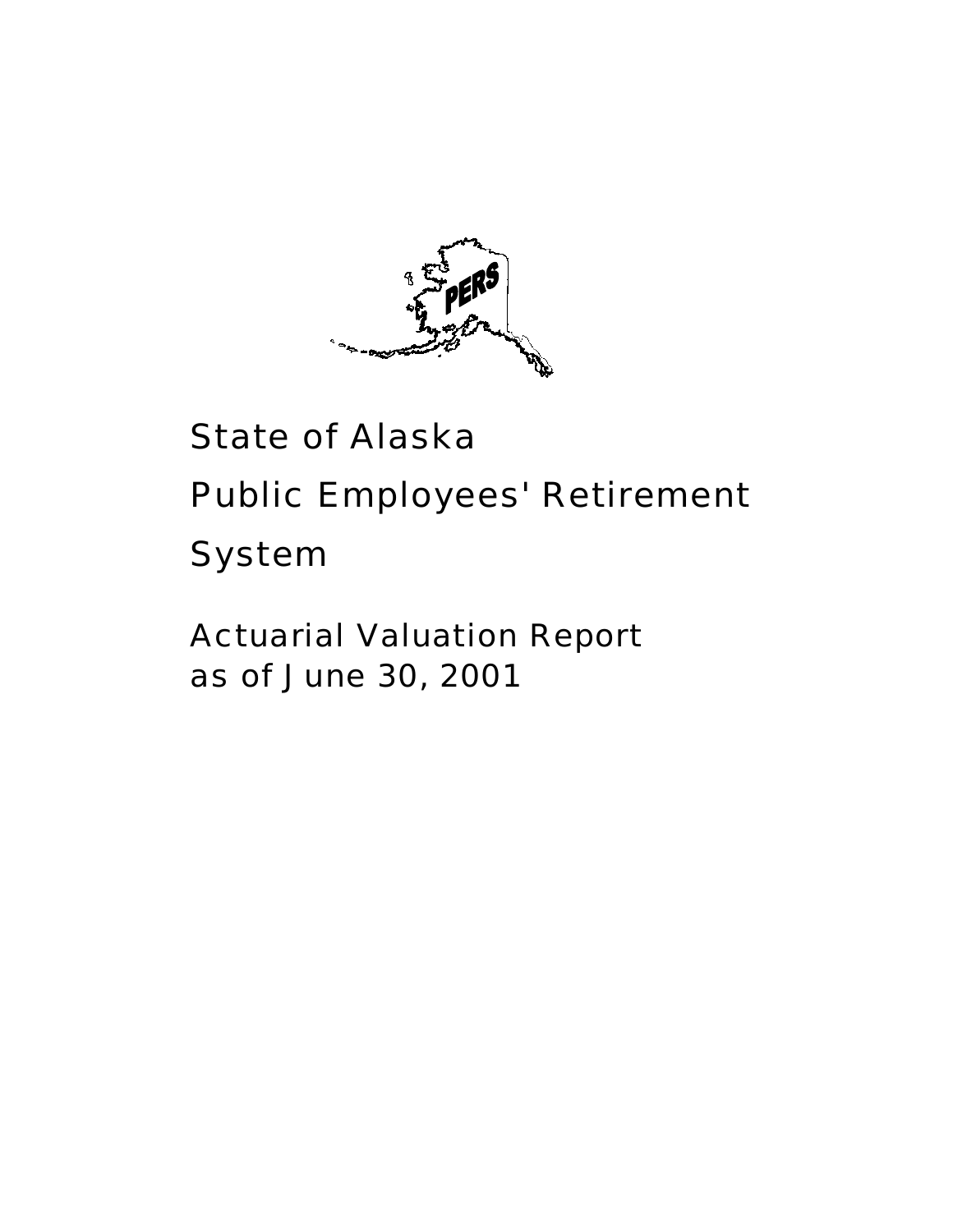# State of Alaska

# Public Employees' Retirement System

## Actuarial Valuation Report as of June 30, 2001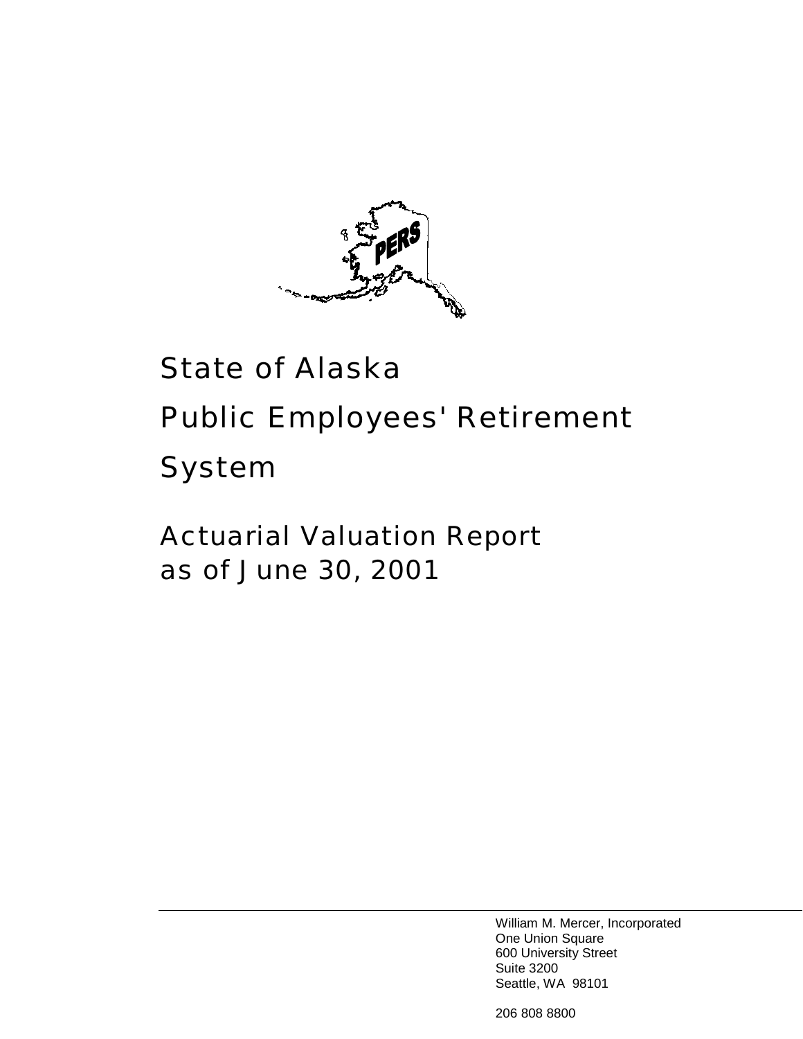# State of Alaska

# Public Employees' Retirement System

## Actuarial Valuation Report as of June 30, 2001

William M. Mercer, Incorporated
One Union Square
600 University Street
Suite 3200
Seattle, WA 98101

206 808 8800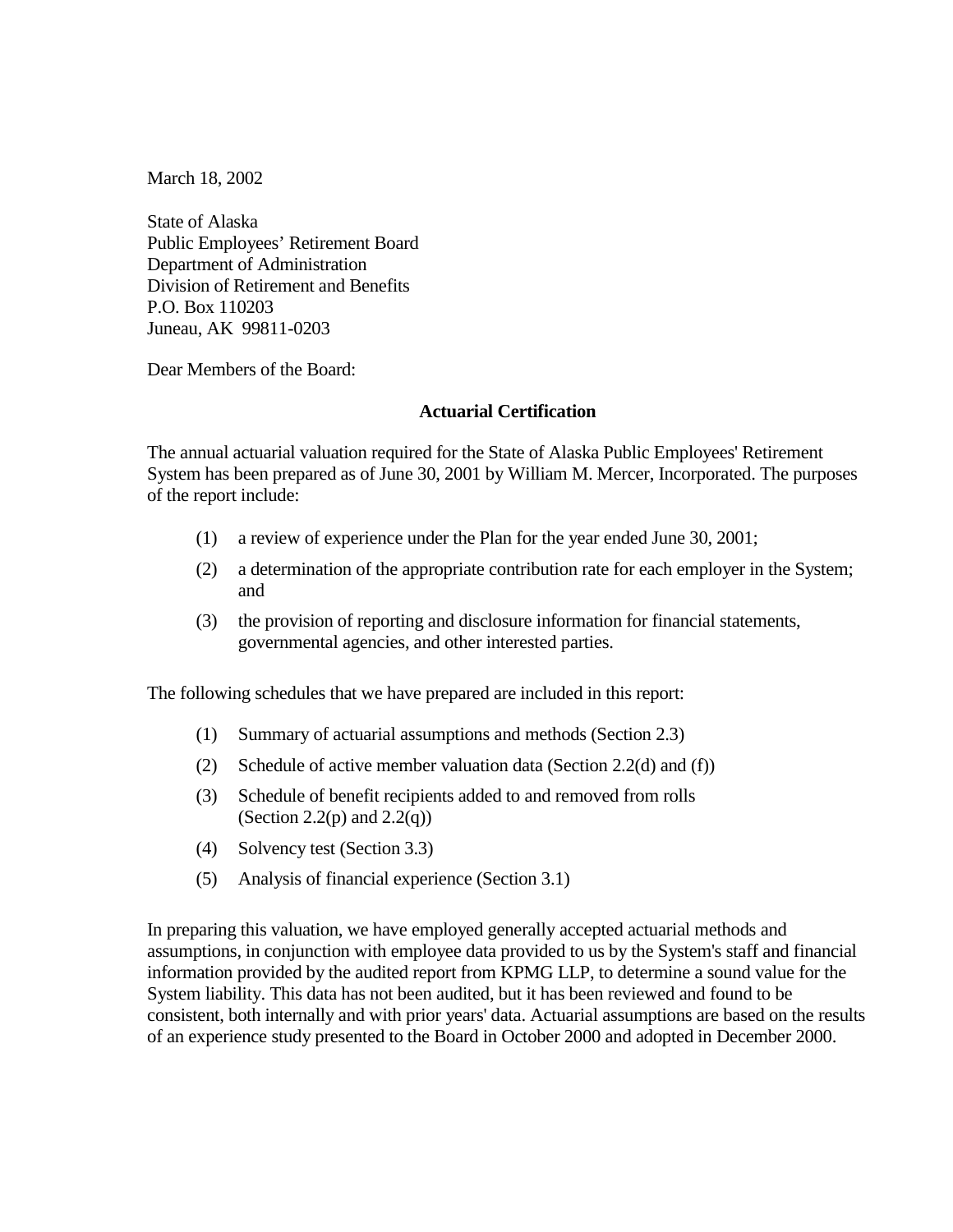March 18, 2002

State of Alaska
Public Employees' Retirement Board
Department of Administration
Division of Retirement and Benefits
P.O. Box 110203
Juneau, AK 99811-0203

Dear Members of the Board:

## Actuarial Certification

The annual actuarial valuation required for the State of Alaska Public Employees' Retirement System has been prepared as of June 30, 2001 by William M. Mercer, Incorporated. The purposes of the report include:

(1) a review of experience under the Plan for the year ended June 30, 2001;

(2) a determination of the appropriate contribution rate for each employer in the System; and

(3) the provision of reporting and disclosure information for financial statements, governmental agencies, and other interested parties.

The following schedules that we have prepared are included in this report:

(1) Summary of actuarial assumptions and methods (Section 2.3)

(2) Schedule of active member valuation data (Section 2.2(d) and (f))

(3) Schedule of benefit recipients added to and removed from rolls (Section 2.2(p) and 2.2(q))

(4) Solvency test (Section 3.3)

(5) Analysis of financial experience (Section 3.1)

In preparing this valuation, we have employed generally accepted actuarial methods and assumptions, in conjunction with employee data provided to us by the System's staff and financial information provided by the audited report from KPMG LLP, to determine a sound value for the System liability. This data has not been audited, but it has been reviewed and found to be consistent, both internally and with prior years' data. Actuarial assumptions are based on the results of an experience study presented to the Board in October 2000 and adopted in December 2000.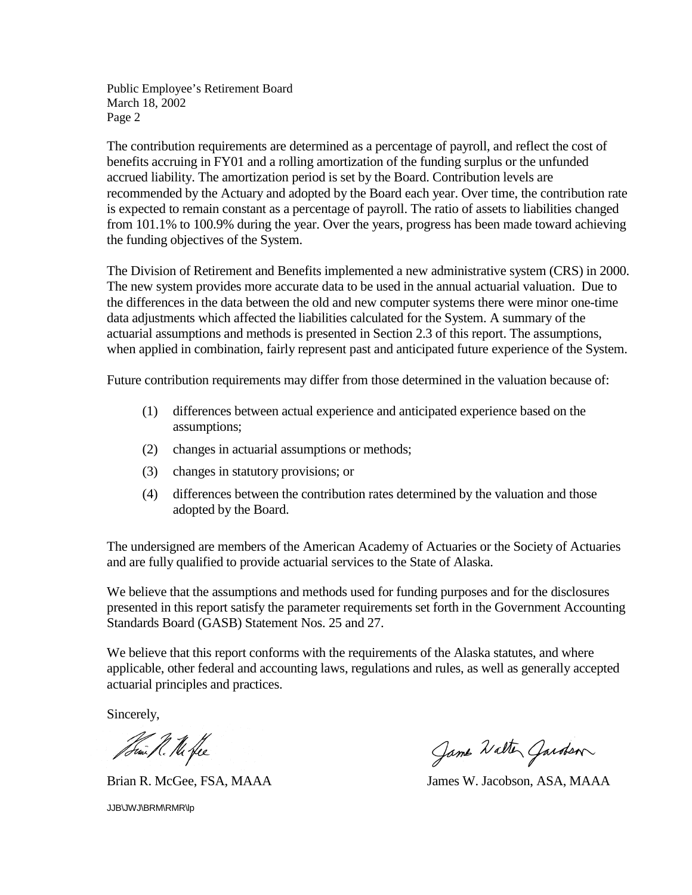Public Employee's Retirement Board
March 18, 2002
Page 2

The contribution requirements are determined as a percentage of payroll, and reflect the cost of benefits accruing in FY01 and a rolling amortization of the funding surplus or the unfunded accrued liability. The amortization period is set by the Board. Contribution levels are recommended by the Actuary and adopted by the Board each year. Over time, the contribution rate is expected to remain constant as a percentage of payroll. The ratio of assets to liabilities changed from 101.1% to 100.9% during the year. Over the years, progress has been made toward achieving the funding objectives of the System.

The Division of Retirement and Benefits implemented a new administrative system (CRS) in 2000. The new system provides more accurate data to be used in the annual actuarial valuation. Due to the differences in the data between the old and new computer systems there were minor one-time data adjustments which affected the liabilities calculated for the System. A summary of the actuarial assumptions and methods is presented in Section 2.3 of this report. The assumptions, when applied in combination, fairly represent past and anticipated future experience of the System.

Future contribution requirements may differ from those determined in the valuation because of:

(1) differences between actual experience and anticipated experience based on the assumptions;

(2) changes in actuarial assumptions or methods;

(3) changes in statutory provisions; or

(4) differences between the contribution rates determined by the valuation and those adopted by the Board.

The undersigned are members of the American Academy of Actuaries or the Society of Actuaries and are fully qualified to provide actuarial services to the State of Alaska.

We believe that the assumptions and methods used for funding purposes and for the disclosures presented in this report satisfy the parameter requirements set forth in the Government Accounting Standards Board (GASB) Statement Nos. 25 and 27.

We believe that this report conforms with the requirements of the Alaska statutes, and where applicable, other federal and accounting laws, regulations and rules, as well as generally accepted actuarial principles and practices.

Sincerely,

Brian R. McGee, FSA, MAAA

James W. Jacobson, ASA, MAAA

JJB\JWJ\BRM\RMR\lp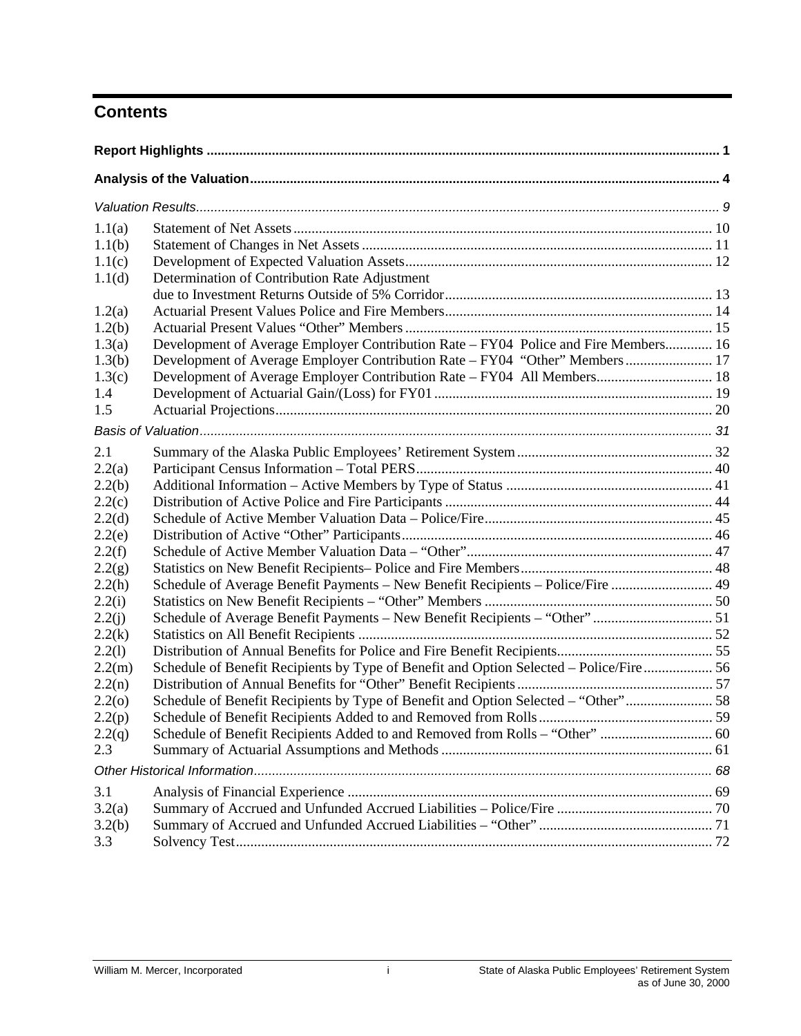## Contents

| | | |
|---|---|---|
| **Report Highlights** | | **1** |
| **Analysis of the Valuation** | | **4** |
| *Valuation Results* | | *9* |
| 1.1(a) | Statement of Net Assets | 10 |
| 1.1(b) | Statement of Changes in Net Assets | 11 |
| 1.1(c) | Development of Expected Valuation Assets | 12 |
| 1.1(d) | Determination of Contribution Rate Adjustment due to Investment Returns Outside of 5% Corridor | 13 |
| 1.2(a) | Actuarial Present Values Police and Fire Members | 14 |
| 1.2(b) | Actuarial Present Values "Other" Members | 15 |
| 1.3(a) | Development of Average Employer Contribution Rate – FY04 Police and Fire Members | 16 |
| 1.3(b) | Development of Average Employer Contribution Rate – FY04 "Other" Members | 17 |
| 1.3(c) | Development of Average Employer Contribution Rate – FY04 All Members | 18 |
| 1.4 | Development of Actuarial Gain/(Loss) for FY01 | 19 |
| 1.5 | Actuarial Projections | 20 |
| *Basis of Valuation* | | *31* |
| 2.1 | Summary of the Alaska Public Employees' Retirement System | 32 |
| 2.2(a) | Participant Census Information – Total PERS | 40 |
| 2.2(b) | Additional Information – Active Members by Type of Status | 41 |
| 2.2(c) | Distribution of Active Police and Fire Participants | 44 |
| 2.2(d) | Schedule of Active Member Valuation Data – Police/Fire | 45 |
| 2.2(e) | Distribution of Active "Other" Participants | 46 |
| 2.2(f) | Schedule of Active Member Valuation Data – "Other" | 47 |
| 2.2(g) | Statistics on New Benefit Recipients– Police and Fire Members | 48 |
| 2.2(h) | Schedule of Average Benefit Payments – New Benefit Recipients – Police/Fire | 49 |
| 2.2(i) | Statistics on New Benefit Recipients – "Other" Members | 50 |
| 2.2(j) | Schedule of Average Benefit Payments – New Benefit Recipients – "Other" | 51 |
| 2.2(k) | Statistics on All Benefit Recipients | 52 |
| 2.2(l) | Distribution of Annual Benefits for Police and Fire Benefit Recipients | 55 |
| 2.2(m) | Schedule of Benefit Recipients by Type of Benefit and Option Selected – Police/Fire | 56 |
| 2.2(n) | Distribution of Annual Benefits for "Other" Benefit Recipients | 57 |
| 2.2(o) | Schedule of Benefit Recipients by Type of Benefit and Option Selected – "Other" | 58 |
| 2.2(p) | Schedule of Benefit Recipients Added to and Removed from Rolls | 59 |
| 2.2(q) | Schedule of Benefit Recipients Added to and Removed from Rolls – "Other" | 60 |
| 2.3 | Summary of Actuarial Assumptions and Methods | 61 |
| *Other Historical Information* | | *68* |
| 3.1 | Analysis of Financial Experience | 69 |
| 3.2(a) | Summary of Accrued and Unfunded Accrued Liabilities – Police/Fire | 70 |
| 3.2(b) | Summary of Accrued and Unfunded Accrued Liabilities – "Other" | 71 |
| 3.3 | Solvency Test | 72 |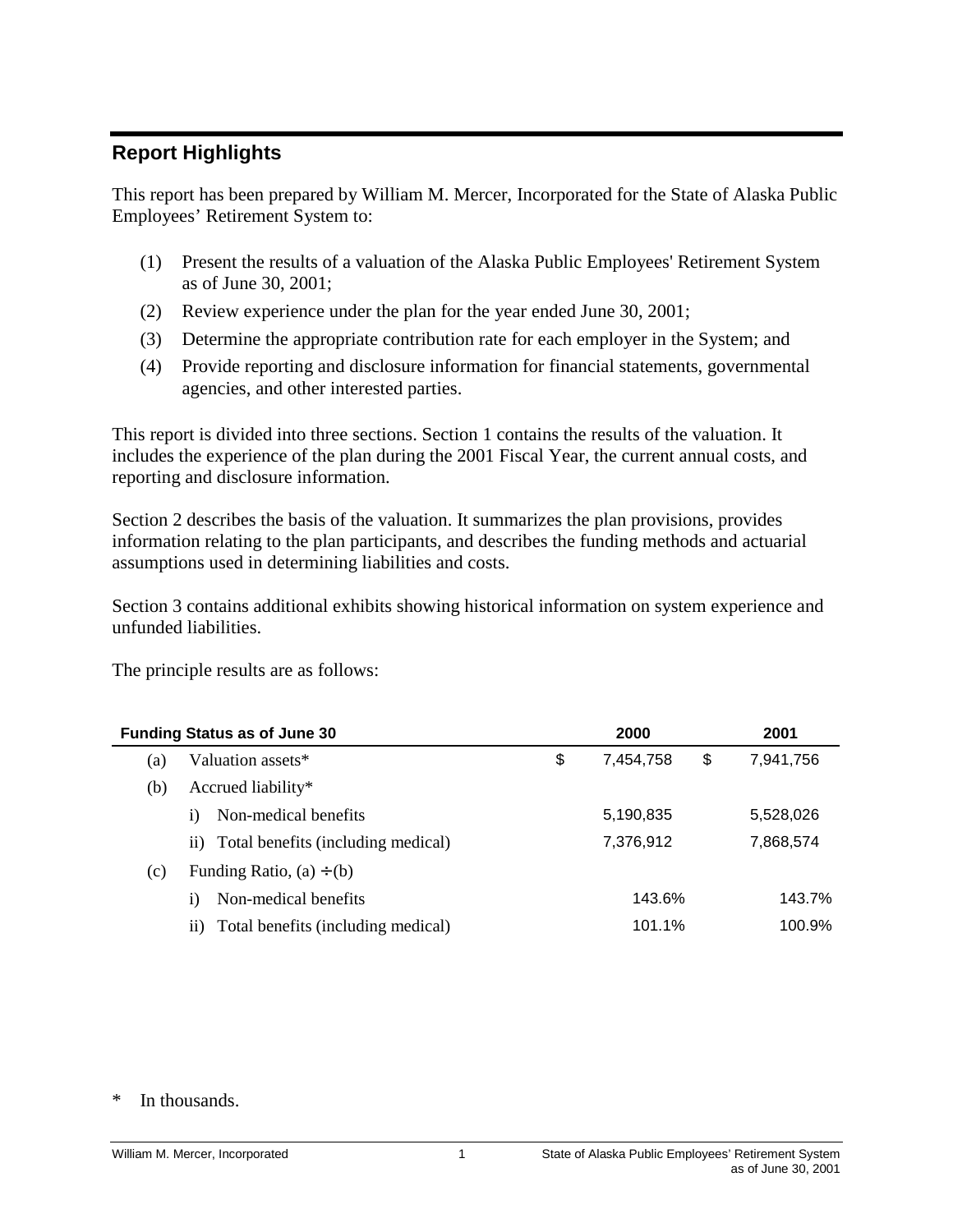## Report Highlights

This report has been prepared by William M. Mercer, Incorporated for the State of Alaska Public Employees' Retirement System to:

(1) Present the results of a valuation of the Alaska Public Employees' Retirement System as of June 30, 2001;

(2) Review experience under the plan for the year ended June 30, 2001;

(3) Determine the appropriate contribution rate for each employer in the System; and

(4) Provide reporting and disclosure information for financial statements, governmental agencies, and other interested parties.

This report is divided into three sections. Section 1 contains the results of the valuation. It includes the experience of the plan during the 2001 Fiscal Year, the current annual costs, and reporting and disclosure information.

Section 2 describes the basis of the valuation. It summarizes the plan provisions, provides information relating to the plan participants, and describes the funding methods and actuarial assumptions used in determining liabilities and costs.

Section 3 contains additional exhibits showing historical information on system experience and unfunded liabilities.

The principle results are as follows:

| **Funding Status as of June 30** | | | **2000** | **2001** |
|---|---|---|---|---|
| (a) | Valuation assets* | | $ 7,454,758 | $ 7,941,756 |
| (b) | Accrued liability* | | | |
| | i) | Non-medical benefits | 5,190,835 | 5,528,026 |
| | ii) | Total benefits (including medical) | 7,376,912 | 7,868,574 |
| (c) | Funding Ratio, (a) ÷ (b) | | | |
| | i) | Non-medical benefits | 143.6% | 143.7% |
| | ii) | Total benefits (including medical) | 101.1% | 100.9% |

\* In thousands.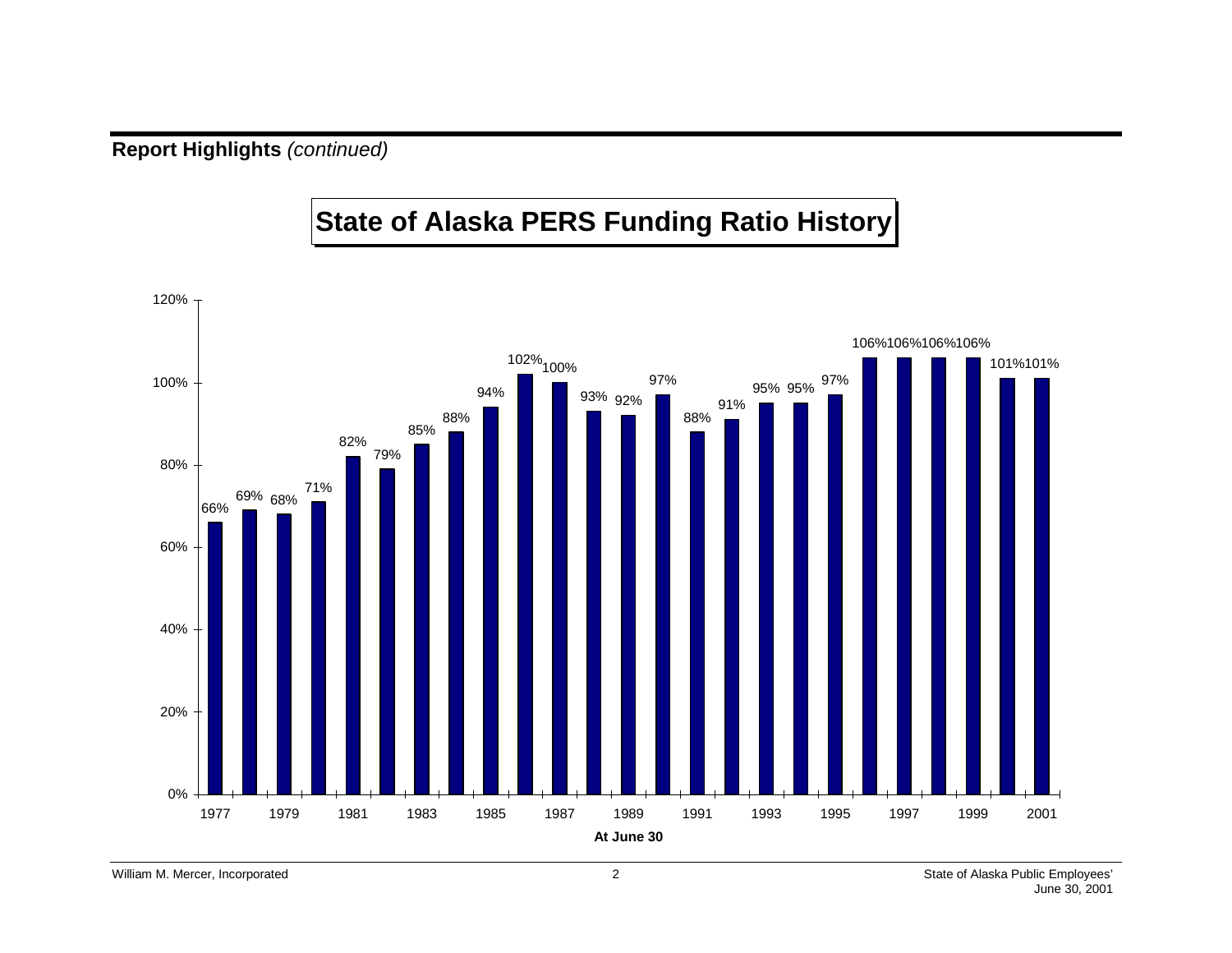**Report Highlights** *(continued)*

## State of Alaska PERS Funding Ratio History

| At June 30 | Funding Ratio |
|---|---|
| 1977 | 66% |
| 1978 | 69% |
| 1979 | 68% |
| 1980 | 71% |
| 1981 | 82% |
| 1982 | 79% |
| 1983 | 85% |
| 1984 | 88% |
| 1985 | 94% |
| 1986 | 102% |
| 1987 | 100% |
| 1988 | 93% |
| 1989 | 92% |
| 1990 | 97% |
| 1991 | 88% |
| 1992 | 91% |
| 1993 | 95% |
| 1994 | 95% |
| 1995 | 97% |
| 1996 | 106% |
| 1997 | 106% |
| 1998 | 106% |
| 1999 | 106% |
| 2000 | 101% |
| 2001 | 101% |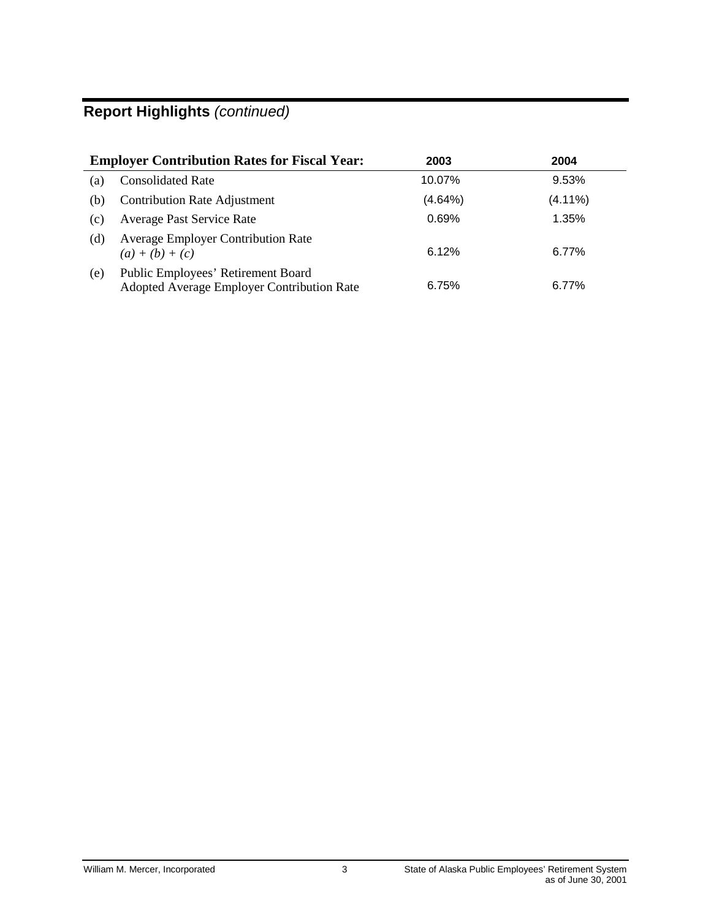## Report Highlights *(continued)*

| | Employer Contribution Rates for Fiscal Year: | 2003 | 2004 |
|---|---|---|---|
| (a) | Consolidated Rate | 10.07% | 9.53% |
| (b) | Contribution Rate Adjustment | (4.64%) | (4.11%) |
| (c) | Average Past Service Rate | 0.69% | 1.35% |
| (d) | Average Employer Contribution Rate *(a) + (b) + (c)* | 6.12% | 6.77% |
| (e) | Public Employees' Retirement Board Adopted Average Employer Contribution Rate | 6.75% | 6.77% |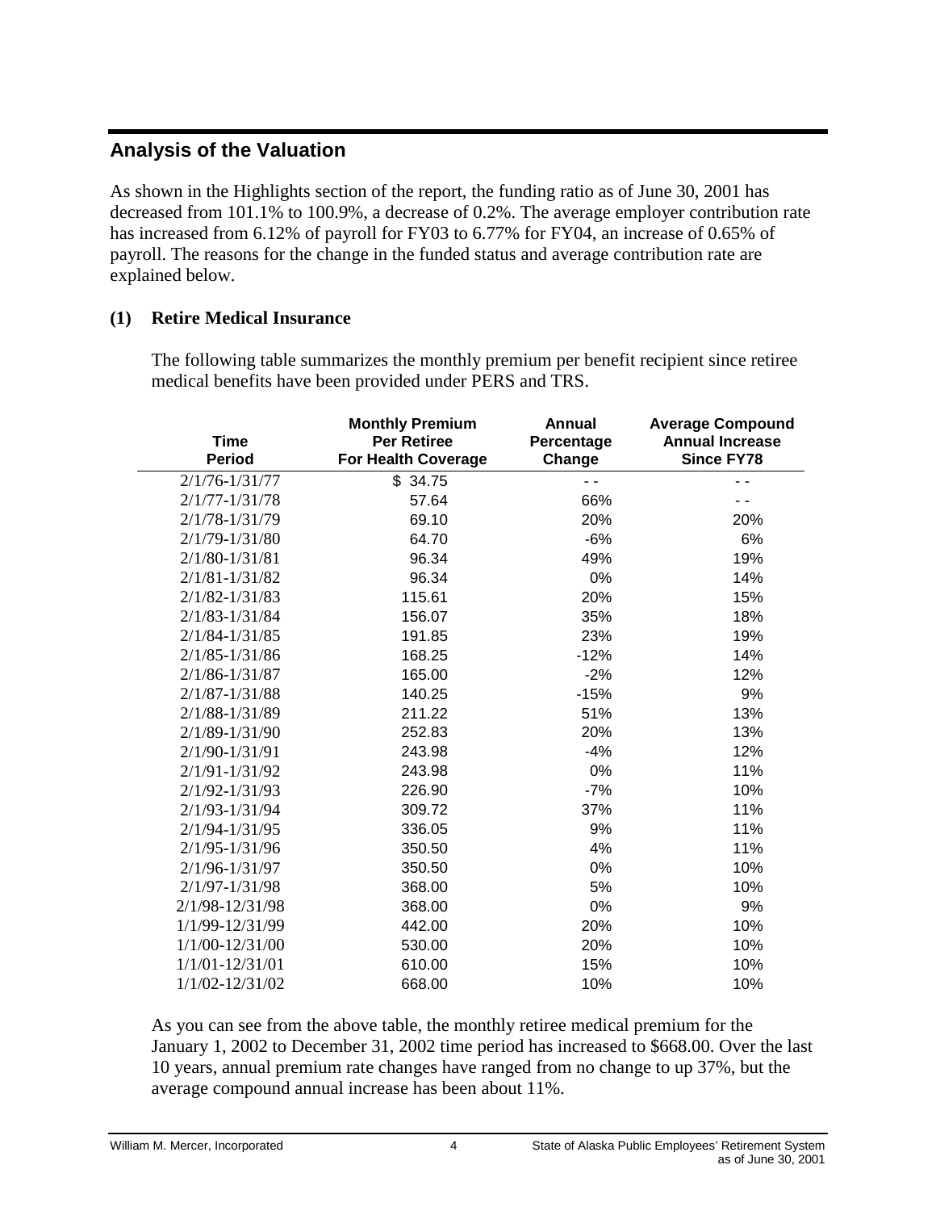## Analysis of the Valuation

As shown in the Highlights section of the report, the funding ratio as of June 30, 2001 has decreased from 101.1% to 100.9%, a decrease of 0.2%. The average employer contribution rate has increased from 6.12% of payroll for FY03 to 6.77% for FY04, an increase of 0.65% of payroll. The reasons for the change in the funded status and average contribution rate are explained below.

### (1) Retire Medical Insurance

The following table summarizes the monthly premium per benefit recipient since retiree medical benefits have been provided under PERS and TRS.

| Time Period | Monthly Premium Per Retiree For Health Coverage | Annual Percentage Change | Average Compound Annual Increase Since FY78 |
|---|---|---|---|
| 2/1/76-1/31/77 | $ 34.75 | - - | - - |
| 2/1/77-1/31/78 | 57.64 | 66% | - - |
| 2/1/78-1/31/79 | 69.10 | 20% | 20% |
| 2/1/79-1/31/80 | 64.70 | -6% | 6% |
| 2/1/80-1/31/81 | 96.34 | 49% | 19% |
| 2/1/81-1/31/82 | 96.34 | 0% | 14% |
| 2/1/82-1/31/83 | 115.61 | 20% | 15% |
| 2/1/83-1/31/84 | 156.07 | 35% | 18% |
| 2/1/84-1/31/85 | 191.85 | 23% | 19% |
| 2/1/85-1/31/86 | 168.25 | -12% | 14% |
| 2/1/86-1/31/87 | 165.00 | -2% | 12% |
| 2/1/87-1/31/88 | 140.25 | -15% | 9% |
| 2/1/88-1/31/89 | 211.22 | 51% | 13% |
| 2/1/89-1/31/90 | 252.83 | 20% | 13% |
| 2/1/90-1/31/91 | 243.98 | -4% | 12% |
| 2/1/91-1/31/92 | 243.98 | 0% | 11% |
| 2/1/92-1/31/93 | 226.90 | -7% | 10% |
| 2/1/93-1/31/94 | 309.72 | 37% | 11% |
| 2/1/94-1/31/95 | 336.05 | 9% | 11% |
| 2/1/95-1/31/96 | 350.50 | 4% | 11% |
| 2/1/96-1/31/97 | 350.50 | 0% | 10% |
| 2/1/97-1/31/98 | 368.00 | 5% | 10% |
| 2/1/98-12/31/98 | 368.00 | 0% | 9% |
| 1/1/99-12/31/99 | 442.00 | 20% | 10% |
| 1/1/00-12/31/00 | 530.00 | 20% | 10% |
| 1/1/01-12/31/01 | 610.00 | 15% | 10% |
| 1/1/02-12/31/02 | 668.00 | 10% | 10% |

As you can see from the above table, the monthly retiree medical premium for the January 1, 2002 to December 31, 2002 time period has increased to $668.00. Over the last 10 years, annual premium rate changes have ranged from no change to up 37%, but the average compound annual increase has been about 11%.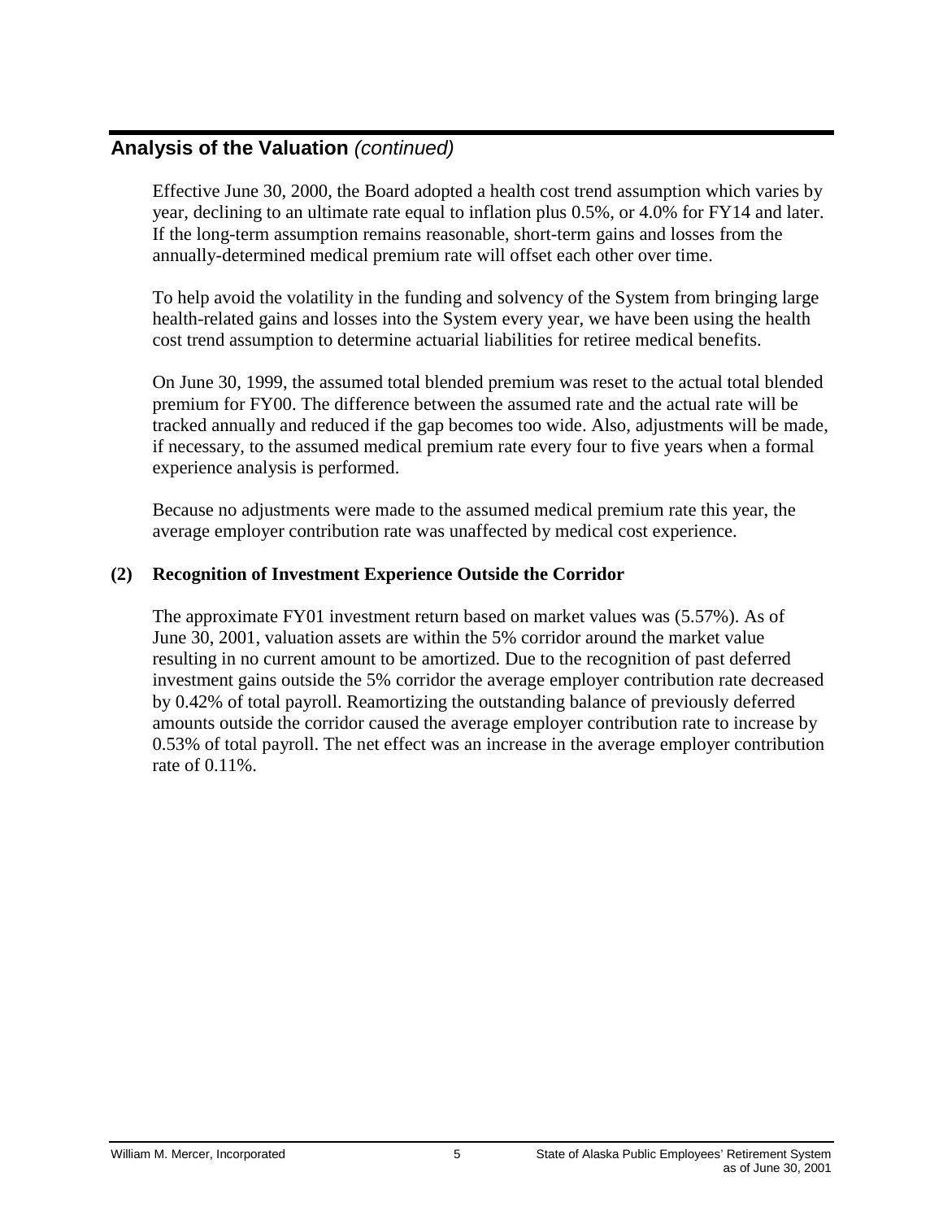## Analysis of the Valuation *(continued)*

Effective June 30, 2000, the Board adopted a health cost trend assumption which varies by year, declining to an ultimate rate equal to inflation plus 0.5%, or 4.0% for FY14 and later. If the long-term assumption remains reasonable, short-term gains and losses from the annually-determined medical premium rate will offset each other over time.

To help avoid the volatility in the funding and solvency of the System from bringing large health-related gains and losses into the System every year, we have been using the health cost trend assumption to determine actuarial liabilities for retiree medical benefits.

On June 30, 1999, the assumed total blended premium was reset to the actual total blended premium for FY00. The difference between the assumed rate and the actual rate will be tracked annually and reduced if the gap becomes too wide. Also, adjustments will be made, if necessary, to the assumed medical premium rate every four to five years when a formal experience analysis is performed.

Because no adjustments were made to the assumed medical premium rate this year, the average employer contribution rate was unaffected by medical cost experience.

**(2) Recognition of Investment Experience Outside the Corridor**

The approximate FY01 investment return based on market values was (5.57%). As of June 30, 2001, valuation assets are within the 5% corridor around the market value resulting in no current amount to be amortized. Due to the recognition of past deferred investment gains outside the 5% corridor the average employer contribution rate decreased by 0.42% of total payroll. Reamortizing the outstanding balance of previously deferred amounts outside the corridor caused the average employer contribution rate to increase by 0.53% of total payroll. The net effect was an increase in the average employer contribution rate of 0.11%.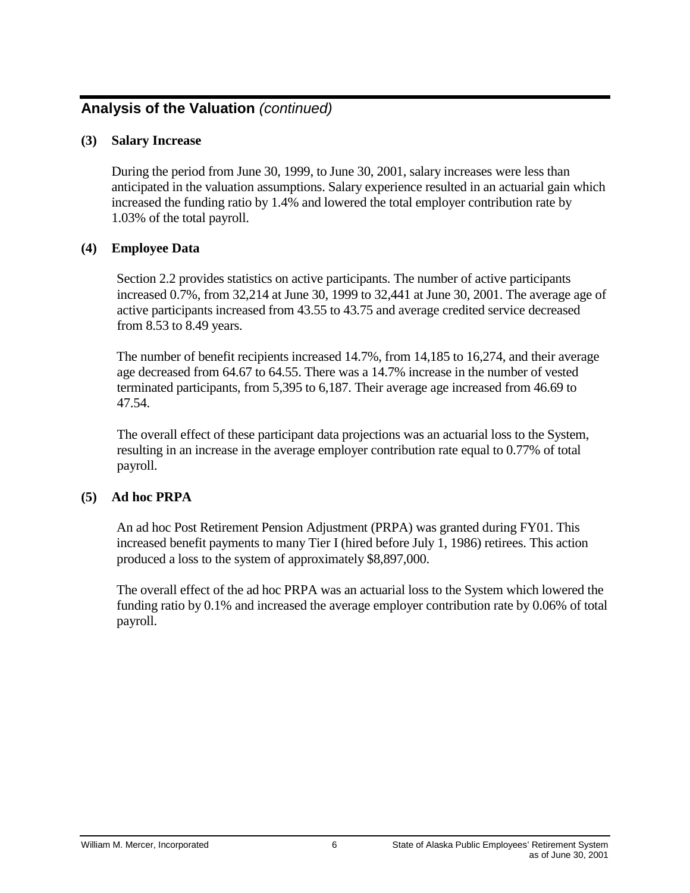## Analysis of the Valuation *(continued)*

**(3) Salary Increase**

During the period from June 30, 1999, to June 30, 2001, salary increases were less than anticipated in the valuation assumptions. Salary experience resulted in an actuarial gain which increased the funding ratio by 1.4% and lowered the total employer contribution rate by 1.03% of the total payroll.

**(4) Employee Data**

Section 2.2 provides statistics on active participants. The number of active participants increased 0.7%, from 32,214 at June 30, 1999 to 32,441 at June 30, 2001. The average age of active participants increased from 43.55 to 43.75 and average credited service decreased from 8.53 to 8.49 years.

The number of benefit recipients increased 14.7%, from 14,185 to 16,274, and their average age decreased from 64.67 to 64.55. There was a 14.7% increase in the number of vested terminated participants, from 5,395 to 6,187. Their average age increased from 46.69 to 47.54.

The overall effect of these participant data projections was an actuarial loss to the System, resulting in an increase in the average employer contribution rate equal to 0.77% of total payroll.

**(5) Ad hoc PRPA**

An ad hoc Post Retirement Pension Adjustment (PRPA) was granted during FY01. This increased benefit payments to many Tier I (hired before July 1, 1986) retirees. This action produced a loss to the system of approximately $8,897,000.

The overall effect of the ad hoc PRPA was an actuarial loss to the System which lowered the funding ratio by 0.1% and increased the average employer contribution rate by 0.06% of total payroll.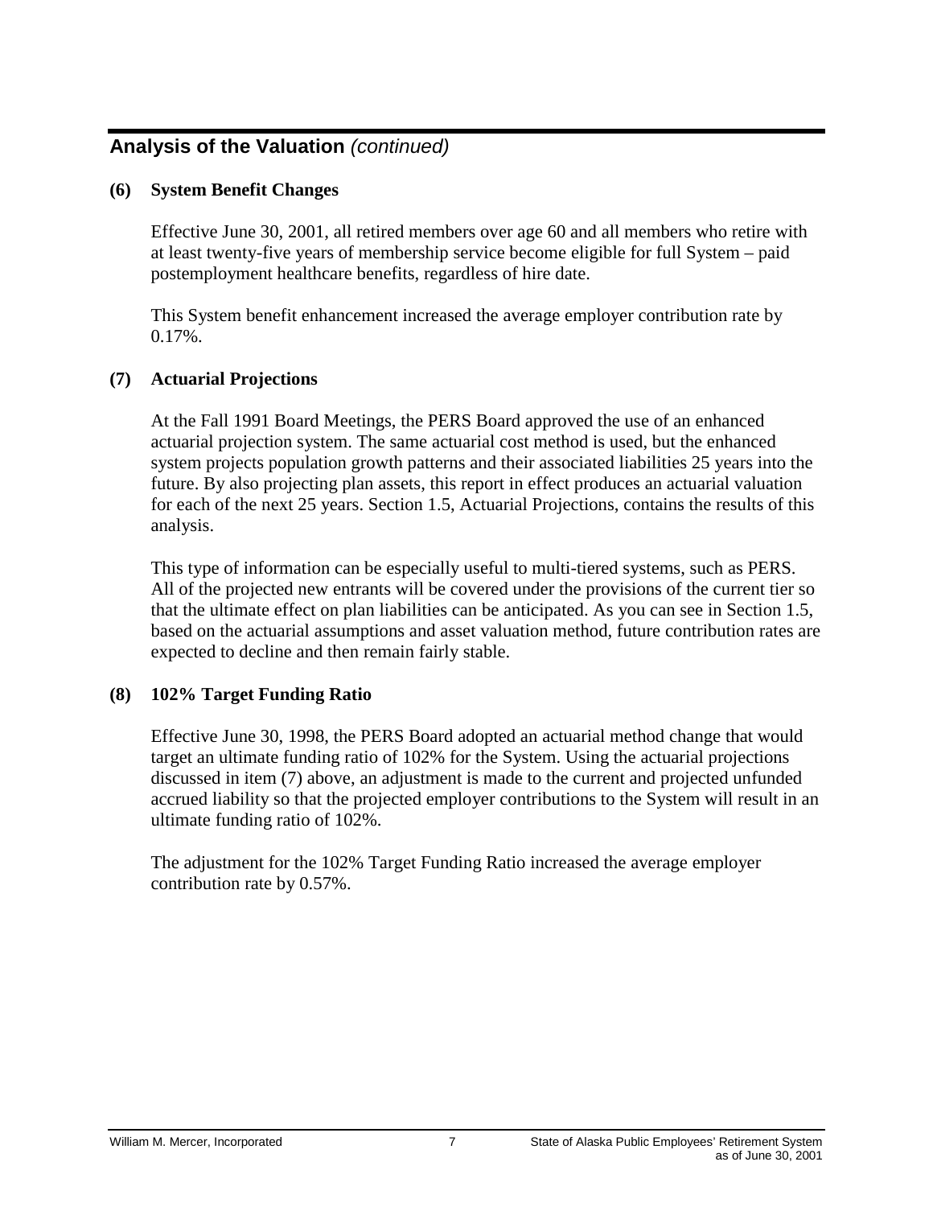## Analysis of the Valuation *(continued)*

### (6) System Benefit Changes

Effective June 30, 2001, all retired members over age 60 and all members who retire with at least twenty-five years of membership service become eligible for full System – paid postemployment healthcare benefits, regardless of hire date.

This System benefit enhancement increased the average employer contribution rate by 0.17%.

### (7) Actuarial Projections

At the Fall 1991 Board Meetings, the PERS Board approved the use of an enhanced actuarial projection system. The same actuarial cost method is used, but the enhanced system projects population growth patterns and their associated liabilities 25 years into the future. By also projecting plan assets, this report in effect produces an actuarial valuation for each of the next 25 years. Section 1.5, Actuarial Projections, contains the results of this analysis.

This type of information can be especially useful to multi-tiered systems, such as PERS. All of the projected new entrants will be covered under the provisions of the current tier so that the ultimate effect on plan liabilities can be anticipated. As you can see in Section 1.5, based on the actuarial assumptions and asset valuation method, future contribution rates are expected to decline and then remain fairly stable.

### (8) 102% Target Funding Ratio

Effective June 30, 1998, the PERS Board adopted an actuarial method change that would target an ultimate funding ratio of 102% for the System. Using the actuarial projections discussed in item (7) above, an adjustment is made to the current and projected unfunded accrued liability so that the projected employer contributions to the System will result in an ultimate funding ratio of 102%.

The adjustment for the 102% Target Funding Ratio increased the average employer contribution rate by 0.57%.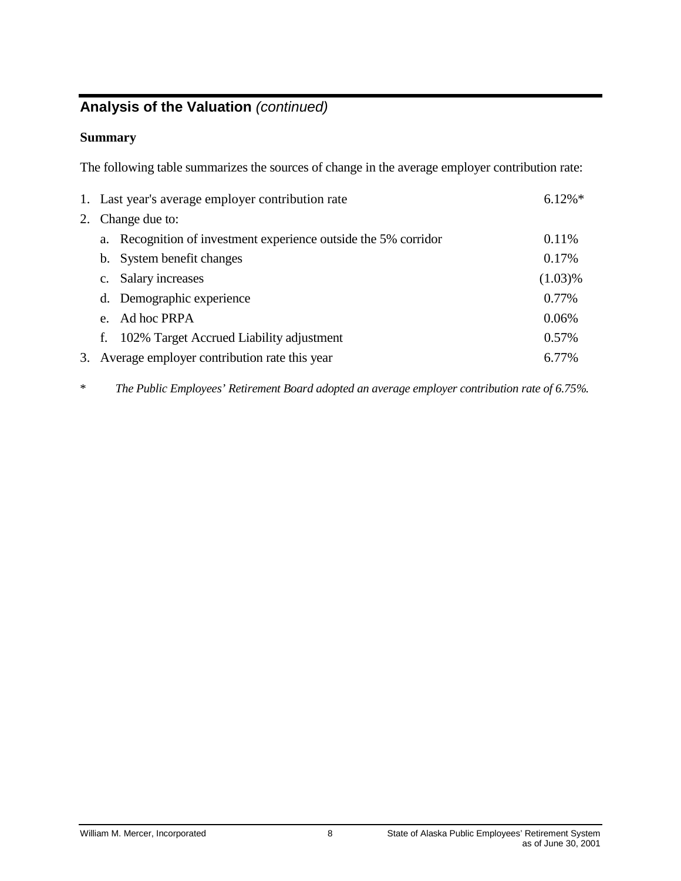## Analysis of the Valuation *(continued)*

**Summary**

The following table summarizes the sources of change in the average employer contribution rate:

| | | |
|---|---|---|
| 1. | Last year's average employer contribution rate | 6.12%* |
| 2. | Change due to: | |
| | a. Recognition of investment experience outside the 5% corridor | 0.11% |
| | b. System benefit changes | 0.17% |
| | c. Salary increases | (1.03)% |
| | d. Demographic experience | 0.77% |
| | e. Ad hoc PRPA | 0.06% |
| | f. 102% Target Accrued Liability adjustment | 0.57% |
| 3. | Average employer contribution rate this year | 6.77% |

\* *The Public Employees' Retirement Board adopted an average employer contribution rate of 6.75%.*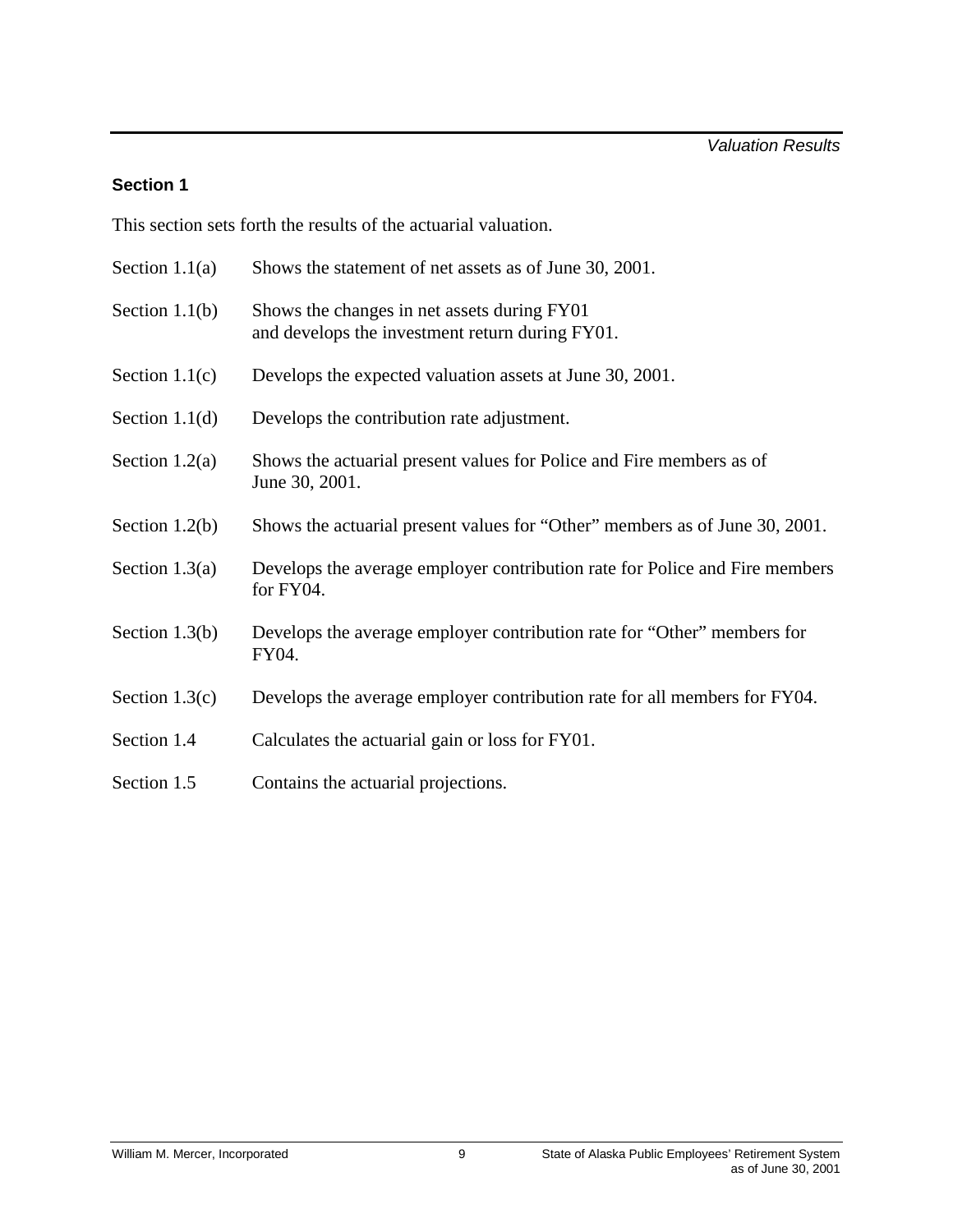## Section 1

This section sets forth the results of the actuarial valuation.

| | |
|---|---|
| Section 1.1(a) | Shows the statement of net assets as of June 30, 2001. |
| Section 1.1(b) | Shows the changes in net assets during FY01 and develops the investment return during FY01. |
| Section 1.1(c) | Develops the expected valuation assets at June 30, 2001. |
| Section 1.1(d) | Develops the contribution rate adjustment. |
| Section 1.2(a) | Shows the actuarial present values for Police and Fire members as of June 30, 2001. |
| Section 1.2(b) | Shows the actuarial present values for “Other” members as of June 30, 2001. |
| Section 1.3(a) | Develops the average employer contribution rate for Police and Fire members for FY04. |
| Section 1.3(b) | Develops the average employer contribution rate for “Other” members for FY04. |
| Section 1.3(c) | Develops the average employer contribution rate for all members for FY04. |
| Section 1.4 | Calculates the actuarial gain or loss for FY01. |
| Section 1.5 | Contains the actuarial projections. |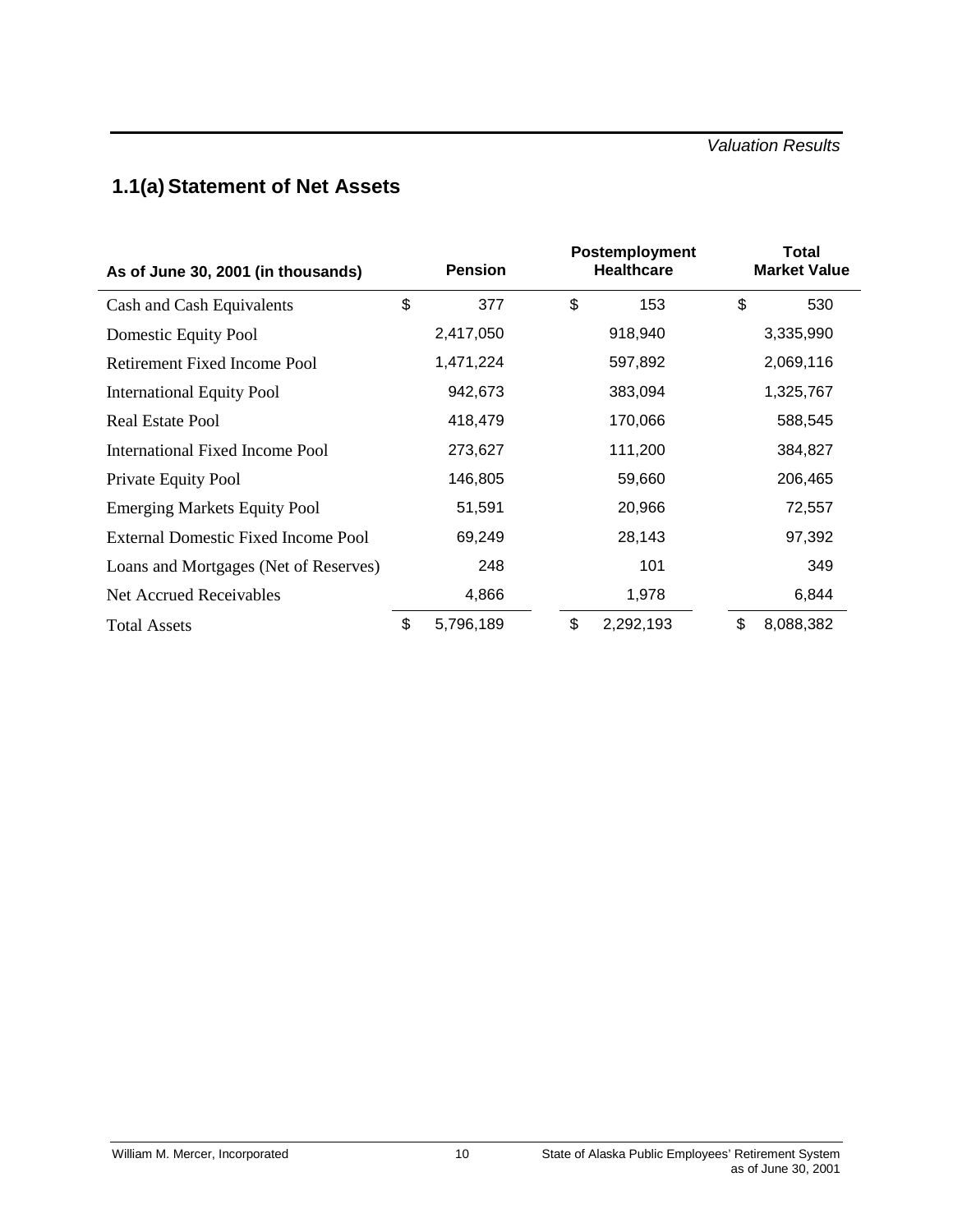## 1.1(a) Statement of Net Assets

| As of June 30, 2001 (in thousands) | Pension | Postemployment Healthcare | Total Market Value |
|---|---|---|---|
| Cash and Cash Equivalents | $ 377 | $ 153 | $ 530 |
| Domestic Equity Pool | 2,417,050 | 918,940 | 3,335,990 |
| Retirement Fixed Income Pool | 1,471,224 | 597,892 | 2,069,116 |
| International Equity Pool | 942,673 | 383,094 | 1,325,767 |
| Real Estate Pool | 418,479 | 170,066 | 588,545 |
| International Fixed Income Pool | 273,627 | 111,200 | 384,827 |
| Private Equity Pool | 146,805 | 59,660 | 206,465 |
| Emerging Markets Equity Pool | 51,591 | 20,966 | 72,557 |
| External Domestic Fixed Income Pool | 69,249 | 28,143 | 97,392 |
| Loans and Mortgages (Net of Reserves) | 248 | 101 | 349 |
| Net Accrued Receivables | 4,866 | 1,978 | 6,844 |
| Total Assets | $ 5,796,189 | $ 2,292,193 | $ 8,088,382 |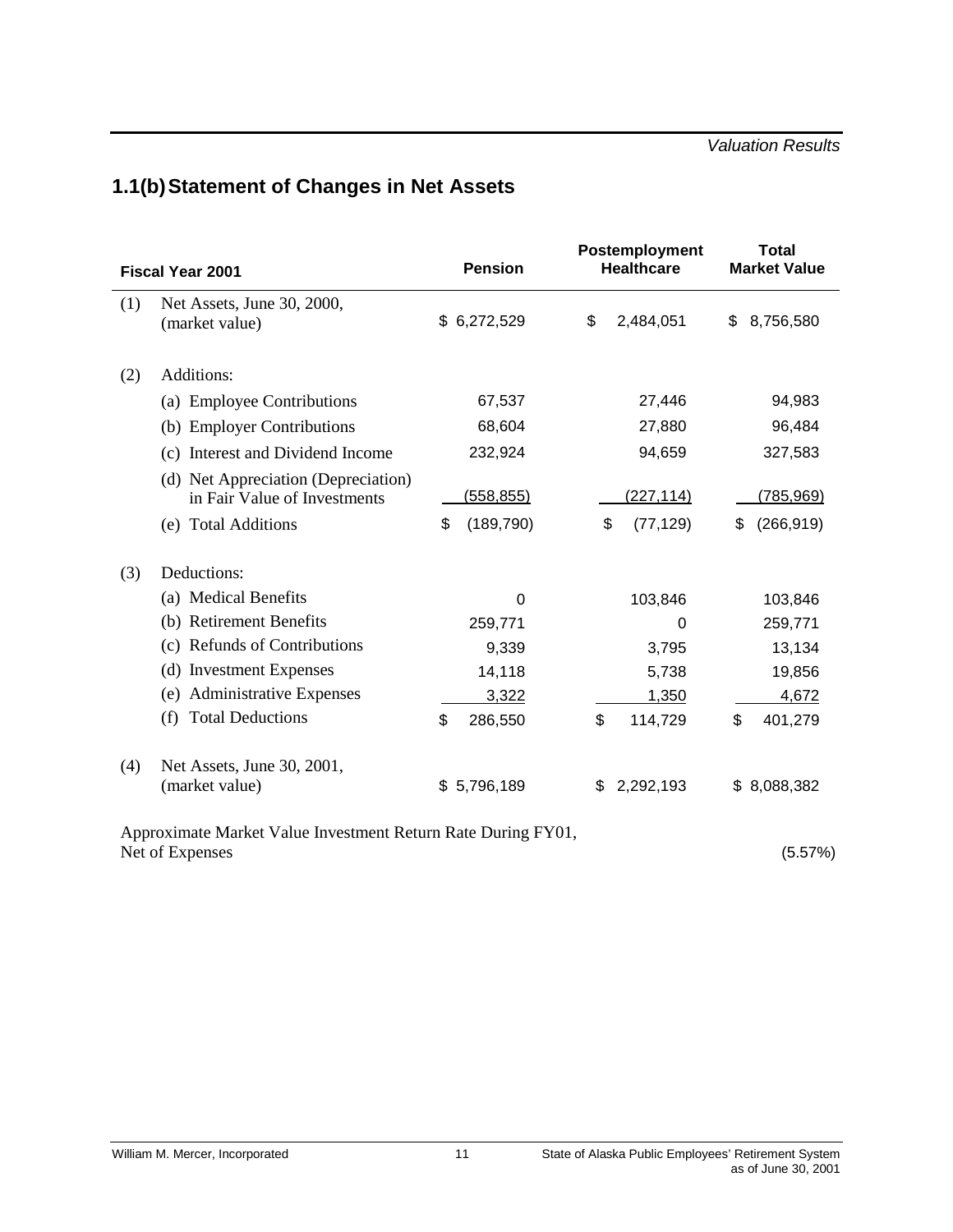## 1.1(b) Statement of Changes in Net Assets

| Fiscal Year 2001 | | Pension | Postemployment Healthcare | Total Market Value |
|---|---|---|---|---|
| (1) | Net Assets, June 30, 2000, (market value) | $ 6,272,529 | $ 2,484,051 | $ 8,756,580 |
| (2) | Additions: | | | |
| | (a) Employee Contributions | 67,537 | 27,446 | 94,983 |
| | (b) Employer Contributions | 68,604 | 27,880 | 96,484 |
| | (c) Interest and Dividend Income | 232,924 | 94,659 | 327,583 |
| | (d) Net Appreciation (Depreciation) in Fair Value of Investments | (558,855) | (227,114) | (785,969) |
| | (e) Total Additions | $ (189,790) | $ (77,129) | $ (266,919) |
| (3) | Deductions: | | | |
| | (a) Medical Benefits | 0 | 103,846 | 103,846 |
| | (b) Retirement Benefits | 259,771 | 0 | 259,771 |
| | (c) Refunds of Contributions | 9,339 | 3,795 | 13,134 |
| | (d) Investment Expenses | 14,118 | 5,738 | 19,856 |
| | (e) Administrative Expenses | 3,322 | 1,350 | 4,672 |
| | (f) Total Deductions | $ 286,550 | $ 114,729 | $ 401,279 |
| (4) | Net Assets, June 30, 2001, (market value) | $ 5,796,189 | $ 2,292,193 | $ 8,088,382 |

Approximate Market Value Investment Return Rate During FY01, Net of Expenses (5.57%)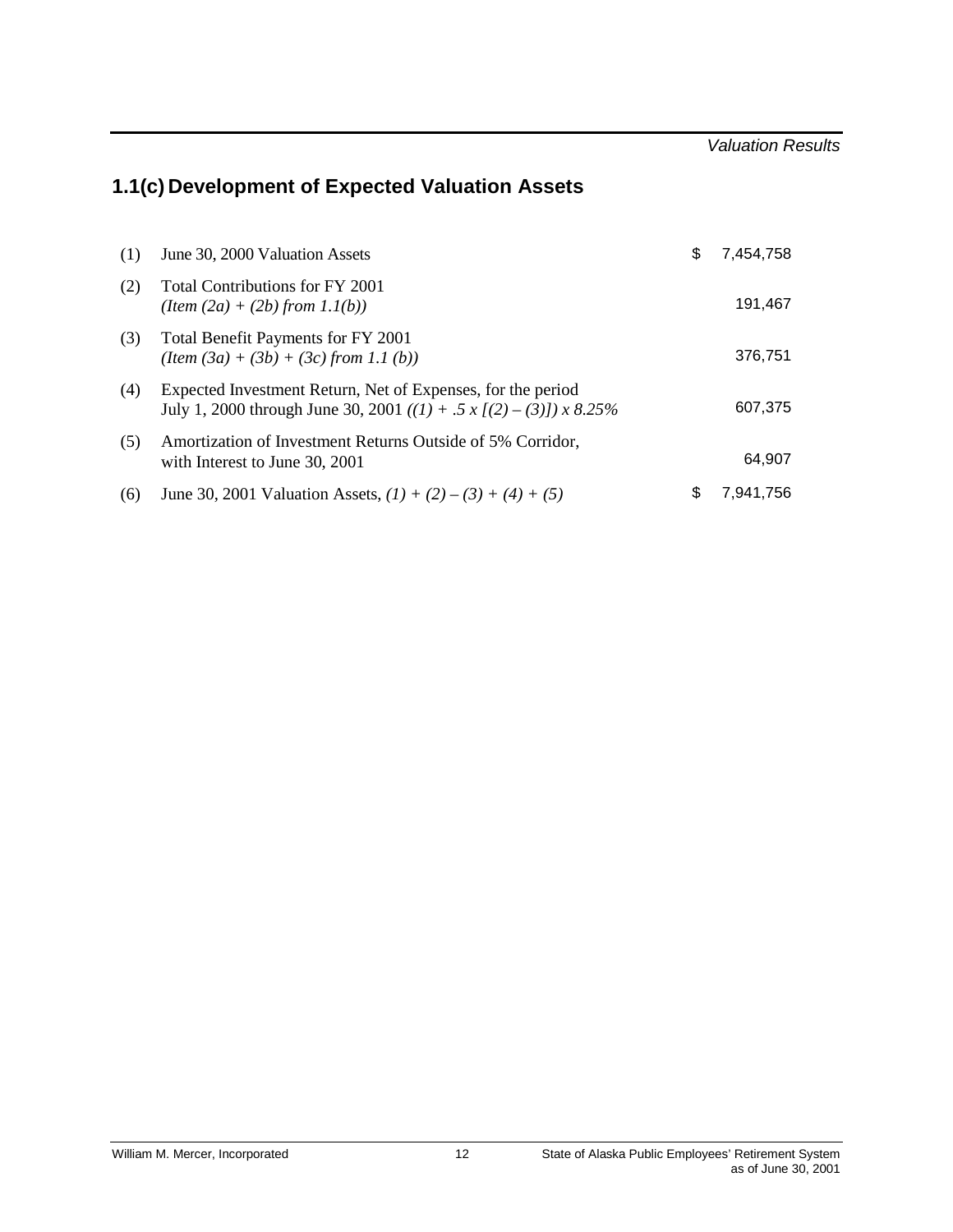## 1.1(c) Development of Expected Valuation Assets

| | | | |
|---|---|---|---|
| (1) | June 30, 2000 Valuation Assets | $ | 7,454,758 |
| (2) | Total Contributions for FY 2001 *(Item (2a) + (2b) from 1.1(b))* | | 191,467 |
| (3) | Total Benefit Payments for FY 2001 *(Item (3a) + (3b) + (3c) from 1.1 (b))* | | 376,751 |
| (4) | Expected Investment Return, Net of Expenses, for the period July 1, 2000 through June 30, 2001 *((1) + .5 x [(2) – (3)]) x 8.25%* | | 607,375 |
| (5) | Amortization of Investment Returns Outside of 5% Corridor, with Interest to June 30, 2001 | | 64,907 |
| (6) | June 30, 2001 Valuation Assets, *(1) + (2) – (3) + (4) + (5)* | $ | 7,941,756 |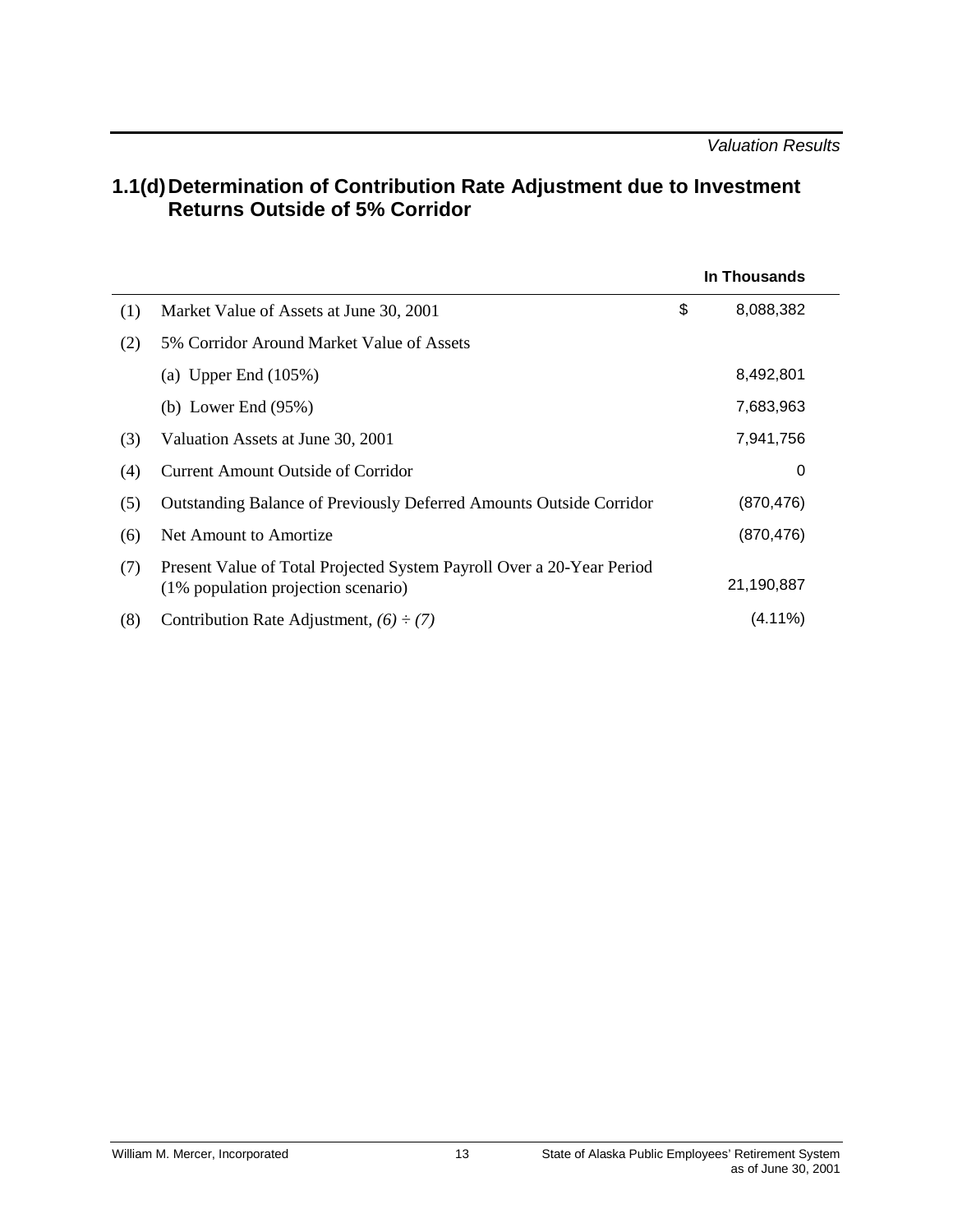## 1.1(d) Determination of Contribution Rate Adjustment due to Investment Returns Outside of 5% Corridor

| | | In Thousands |
|---|---|---|
| (1) | Market Value of Assets at June 30, 2001 | $ 8,088,382 |
| (2) | 5% Corridor Around Market Value of Assets | |
| | (a) Upper End (105%) | 8,492,801 |
| | (b) Lower End (95%) | 7,683,963 |
| (3) | Valuation Assets at June 30, 2001 | 7,941,756 |
| (4) | Current Amount Outside of Corridor | 0 |
| (5) | Outstanding Balance of Previously Deferred Amounts Outside Corridor | (870,476) |
| (6) | Net Amount to Amortize | (870,476) |
| (7) | Present Value of Total Projected System Payroll Over a 20-Year Period (1% population projection scenario) | 21,190,887 |
| (8) | Contribution Rate Adjustment, *(6) ÷ (7)* | (4.11%) |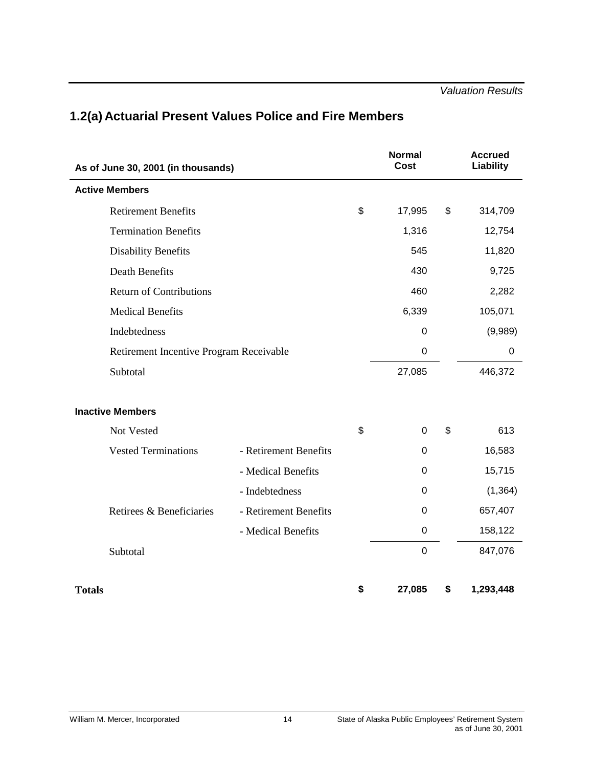*Valuation Results*

## 1.2(a) Actuarial Present Values Police and Fire Members

| As of June 30, 2001 (in thousands) | | Normal Cost | Accrued Liability |
|---|---|---|---|
| **Active Members** | | | |
| Retirement Benefits | | $ 17,995 | $ 314,709 |
| Termination Benefits | | 1,316 | 12,754 |
| Disability Benefits | | 545 | 11,820 |
| Death Benefits | | 430 | 9,725 |
| Return of Contributions | | 460 | 2,282 |
| Medical Benefits | | 6,339 | 105,071 |
| Indebtedness | | 0 | (9,989) |
| Retirement Incentive Program Receivable | | 0 | 0 |
| Subtotal | | 27,085 | 446,372 |
| **Inactive Members** | | | |
| Not Vested | | $ 0 | $ 613 |
| Vested Terminations | - Retirement Benefits | 0 | 16,583 |
| | - Medical Benefits | 0 | 15,715 |
| | - Indebtedness | 0 | (1,364) |
| Retirees & Beneficiaries | - Retirement Benefits | 0 | 657,407 |
| | - Medical Benefits | 0 | 158,122 |
| Subtotal | | 0 | 847,076 |
| **Totals** | | **$ 27,085** | **$ 1,293,448** |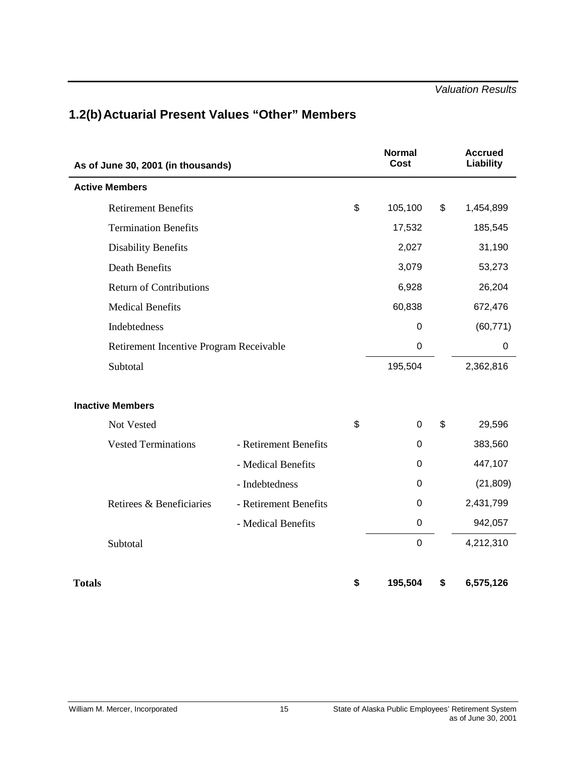## 1.2(b) Actuarial Present Values “Other” Members

| As of June 30, 2001 (in thousands) | | Normal Cost | Accrued Liability |
|---|---|---|---|
| **Active Members** | | | |
| Retirement Benefits | | $ 105,100 | $ 1,454,899 |
| Termination Benefits | | 17,532 | 185,545 |
| Disability Benefits | | 2,027 | 31,190 |
| Death Benefits | | 3,079 | 53,273 |
| Return of Contributions | | 6,928 | 26,204 |
| Medical Benefits | | 60,838 | 672,476 |
| Indebtedness | | 0 | (60,771) |
| Retirement Incentive Program Receivable | | 0 | 0 |
| Subtotal | | 195,504 | 2,362,816 |
| **Inactive Members** | | | |
| Not Vested | | $ 0 | $ 29,596 |
| Vested Terminations | - Retirement Benefits | 0 | 383,560 |
| | - Medical Benefits | 0 | 447,107 |
| | - Indebtedness | 0 | (21,809) |
| Retirees & Beneficiaries | - Retirement Benefits | 0 | 2,431,799 |
| | - Medical Benefits | 0 | 942,057 |
| Subtotal | | 0 | 4,212,310 |
| **Totals** | | **$ 195,504** | **$ 6,575,126** |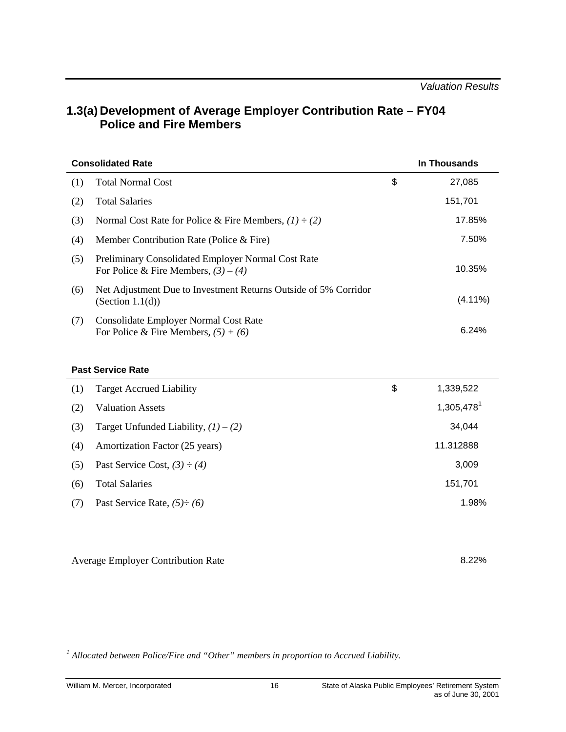## 1.3(a) Development of Average Employer Contribution Rate – FY04 Police and Fire Members

| | **Consolidated Rate** | | **In Thousands** |
|---|---|---|---|
| (1) | Total Normal Cost | $ | 27,085 |
| (2) | Total Salaries | | 151,701 |
| (3) | Normal Cost Rate for Police & Fire Members, *(1) ÷ (2)* | | 17.85% |
| (4) | Member Contribution Rate (Police & Fire) | | 7.50% |
| (5) | Preliminary Consolidated Employer Normal Cost Rate For Police & Fire Members, *(3) – (4)* | | 10.35% |
| (6) | Net Adjustment Due to Investment Returns Outside of 5% Corridor (Section 1.1(d)) | | (4.11%) |
| (7) | Consolidate Employer Normal Cost Rate For Police & Fire Members, *(5) + (6)* | | 6.24% |

| | **Past Service Rate** | | |
|---|---|---|---|
| (1) | Target Accrued Liability | $ | 1,339,522 |
| (2) | Valuation Assets | | 1,305,478[1] |
| (3) | Target Unfunded Liability, *(1) – (2)* | | 34,044 |
| (4) | Amortization Factor (25 years) | | 11.312888 |
| (5) | Past Service Cost, *(3) ÷ (4)* | | 3,009 |
| (6) | Total Salaries | | 151,701 |
| (7) | Past Service Rate, *(5)÷ (6)* | | 1.98% |

Average Employer Contribution Rate 8.22%

[1] *Allocated between Police/Fire and "Other" members in proportion to Accrued Liability.*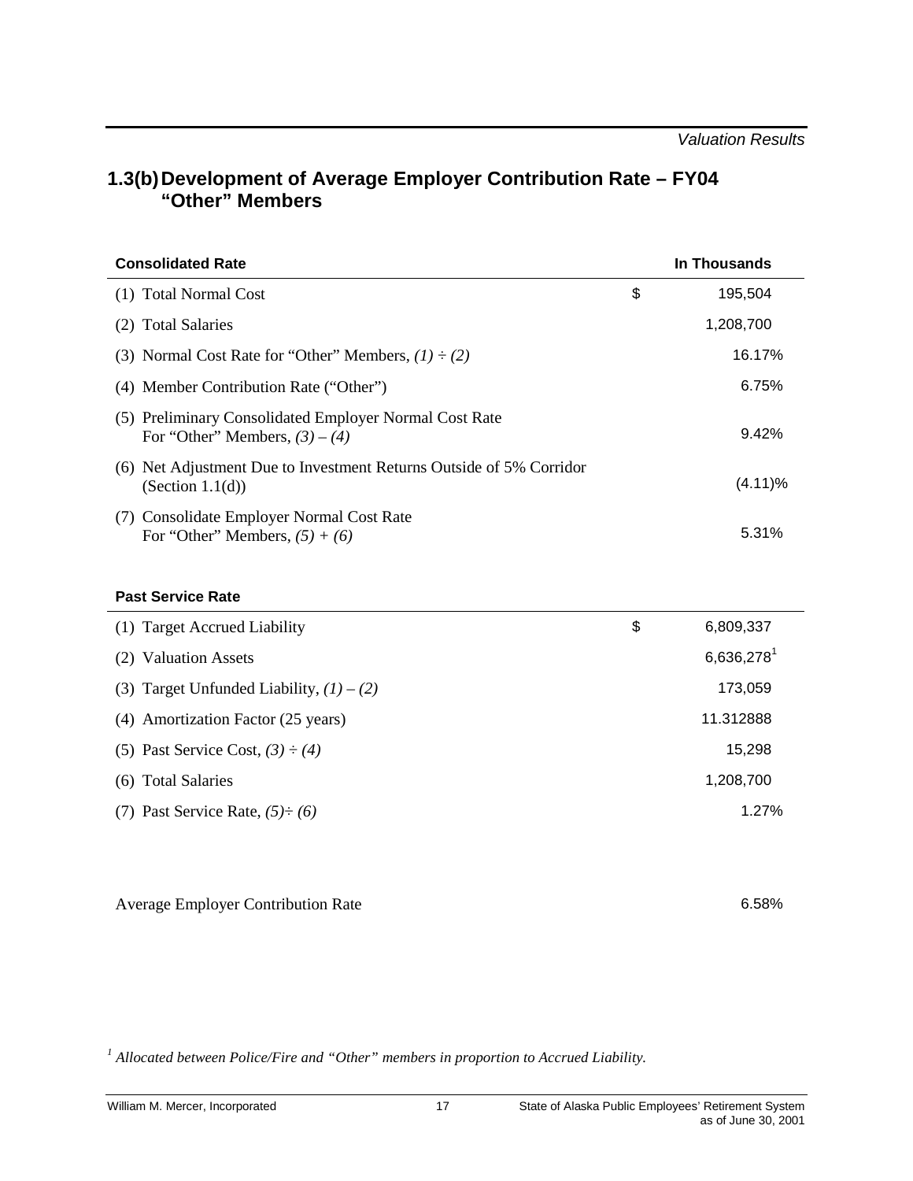## 1.3(b) Development of Average Employer Contribution Rate – FY04 "Other" Members

| Consolidated Rate | | In Thousands |
|---|---|---|
| (1) Total Normal Cost | $ | 195,504 |
| (2) Total Salaries | | 1,208,700 |
| (3) Normal Cost Rate for "Other" Members, *(1) ÷ (2)* | | 16.17% |
| (4) Member Contribution Rate ("Other") | | 6.75% |
| (5) Preliminary Consolidated Employer Normal Cost Rate For "Other" Members, *(3) – (4)* | | 9.42% |
| (6) Net Adjustment Due to Investment Returns Outside of 5% Corridor (Section 1.1(d)) | | (4.11)% |
| (7) Consolidate Employer Normal Cost Rate For "Other" Members, *(5) + (6)* | | 5.31% |

| Past Service Rate | | |
|---|---|---|
| (1) Target Accrued Liability | $ | 6,809,337 |
| (2) Valuation Assets | | 6,636,278[1] |
| (3) Target Unfunded Liability, *(1) – (2)* | | 173,059 |
| (4) Amortization Factor (25 years) | | 11.312888 |
| (5) Past Service Cost, *(3) ÷ (4)* | | 15,298 |
| (6) Total Salaries | | 1,208,700 |
| (7) Past Service Rate, *(5)÷ (6)* | | 1.27% |

Average Employer Contribution Rate 6.58%

[1] *Allocated between Police/Fire and "Other" members in proportion to Accrued Liability.*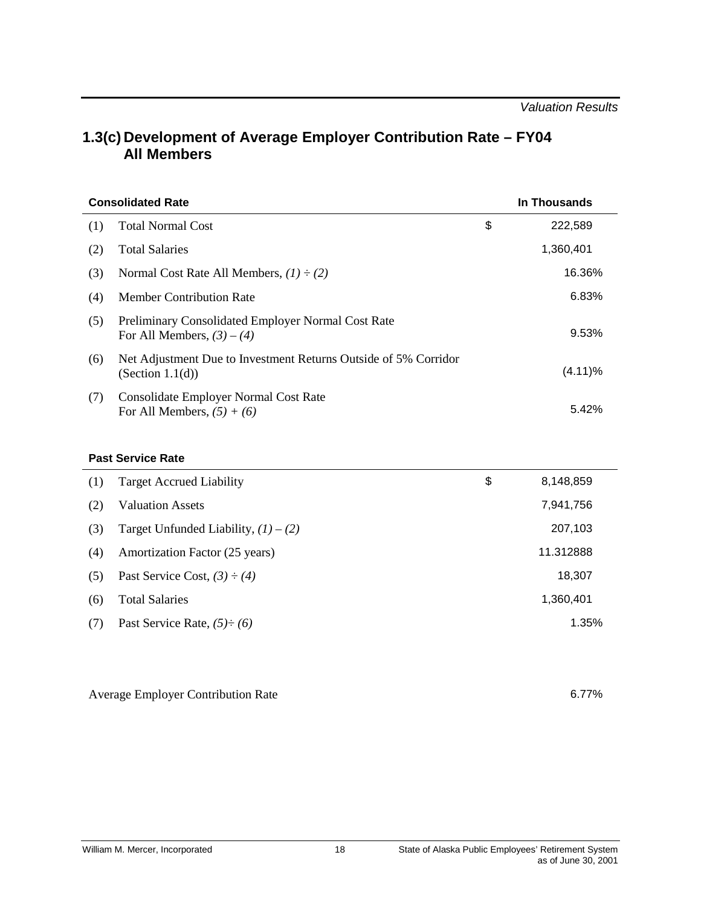## 1.3(c) Development of Average Employer Contribution Rate – FY04 All Members

| Consolidated Rate | | | In Thousands |
|---|---|---|---|
| (1) | Total Normal Cost | $ | 222,589 |
| (2) | Total Salaries | | 1,360,401 |
| (3) | Normal Cost Rate All Members, *(1) ÷ (2)* | | 16.36% |
| (4) | Member Contribution Rate | | 6.83% |
| (5) | Preliminary Consolidated Employer Normal Cost Rate For All Members, *(3) – (4)* | | 9.53% |
| (6) | Net Adjustment Due to Investment Returns Outside of 5% Corridor (Section 1.1(d)) | | (4.11)% |
| (7) | Consolidate Employer Normal Cost Rate For All Members, *(5) + (6)* | | 5.42% |

| Past Service Rate | | | |
|---|---|---|---|
| (1) | Target Accrued Liability | $ | 8,148,859 |
| (2) | Valuation Assets | | 7,941,756 |
| (3) | Target Unfunded Liability, *(1) – (2)* | | 207,103 |
| (4) | Amortization Factor (25 years) | | 11.312888 |
| (5) | Past Service Cost, *(3) ÷ (4)* | | 18,307 |
| (6) | Total Salaries | | 1,360,401 |
| (7) | Past Service Rate, *(5)÷ (6)* | | 1.35% |

Average Employer Contribution Rate 6.77%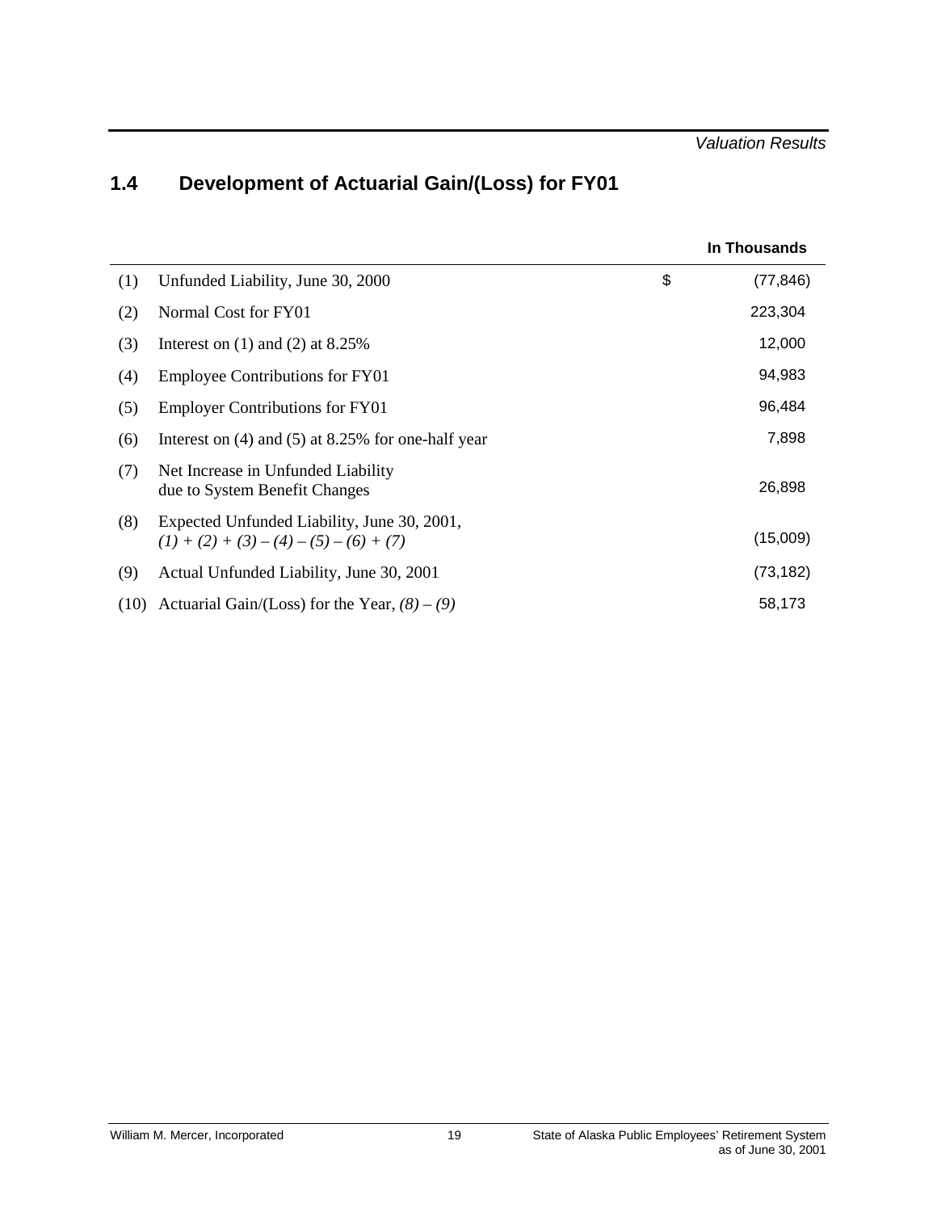## 1.4 Development of Actuarial Gain/(Loss) for FY01

| | | | In Thousands |
|---|---|---|---|
| (1) | Unfunded Liability, June 30, 2000 | $ | (77,846) |
| (2) | Normal Cost for FY01 | | 223,304 |
| (3) | Interest on (1) and (2) at 8.25% | | 12,000 |
| (4) | Employee Contributions for FY01 | | 94,983 |
| (5) | Employer Contributions for FY01 | | 96,484 |
| (6) | Interest on (4) and (5) at 8.25% for one-half year | | 7,898 |
| (7) | Net Increase in Unfunded Liability due to System Benefit Changes | | 26,898 |
| (8) | Expected Unfunded Liability, June 30, 2001, *(1) + (2) + (3) – (4) – (5) – (6) + (7)* | | (15,009) |
| (9) | Actual Unfunded Liability, June 30, 2001 | | (73,182) |
| (10) | Actuarial Gain/(Loss) for the Year, *(8) – (9)* | | 58,173 |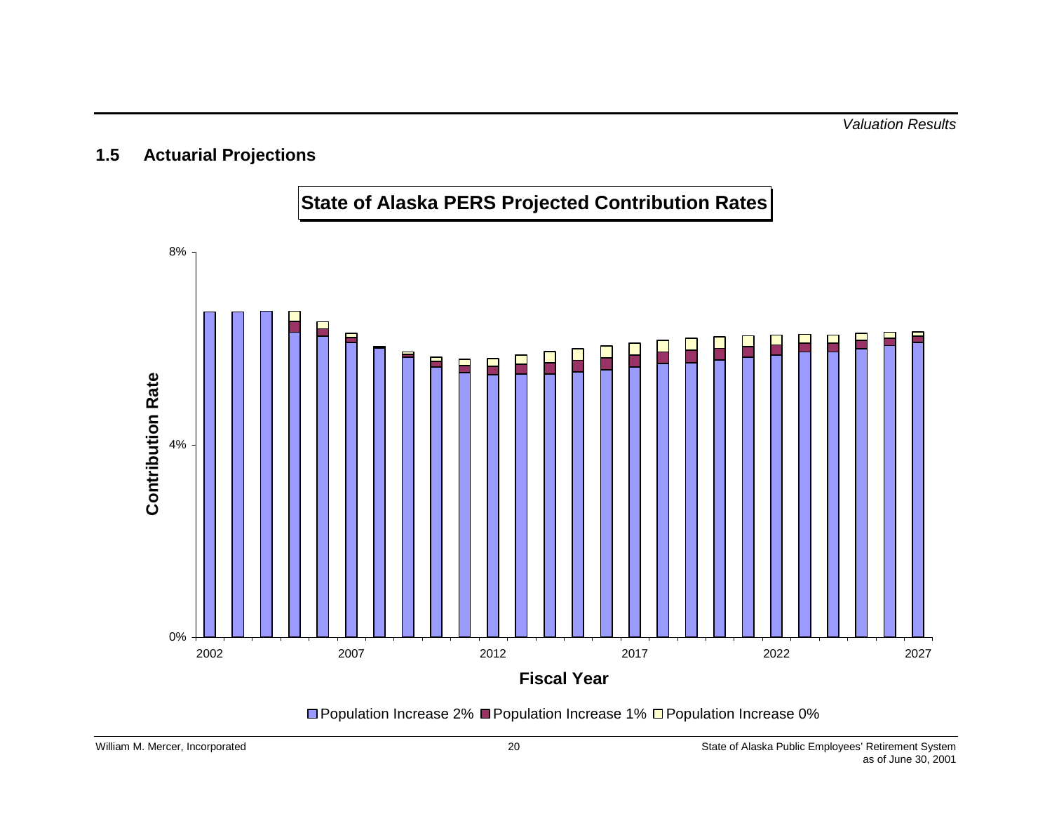## 1.5 Actuarial Projections

**State of Alaska PERS Projected Contribution Rates**

Contribution Rate

8%

4%

0%

2002 2007 2012 2017 2022 2027

**Fiscal Year**

Population Increase 2% ■ Population Increase 1% □ Population Increase 0%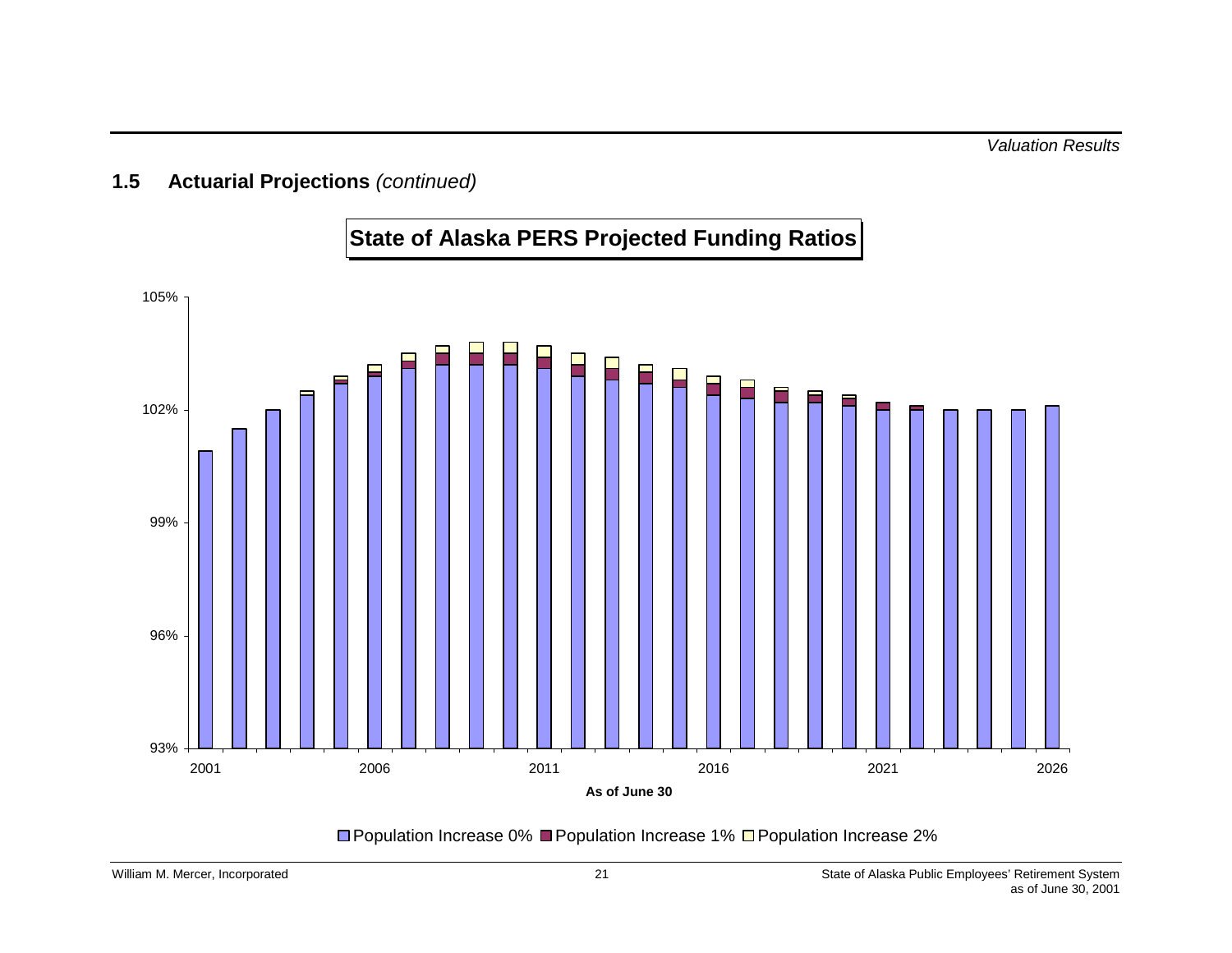## 1.5 Actuarial Projections *(continued)*

**State of Alaska PERS Projected Funding Ratios**

105%
102%
99%
96%
93%

2001 2006 2011 2016 2021 2026

**As of June 30**

Population Increase 0% Population Increase 1% Population Increase 2%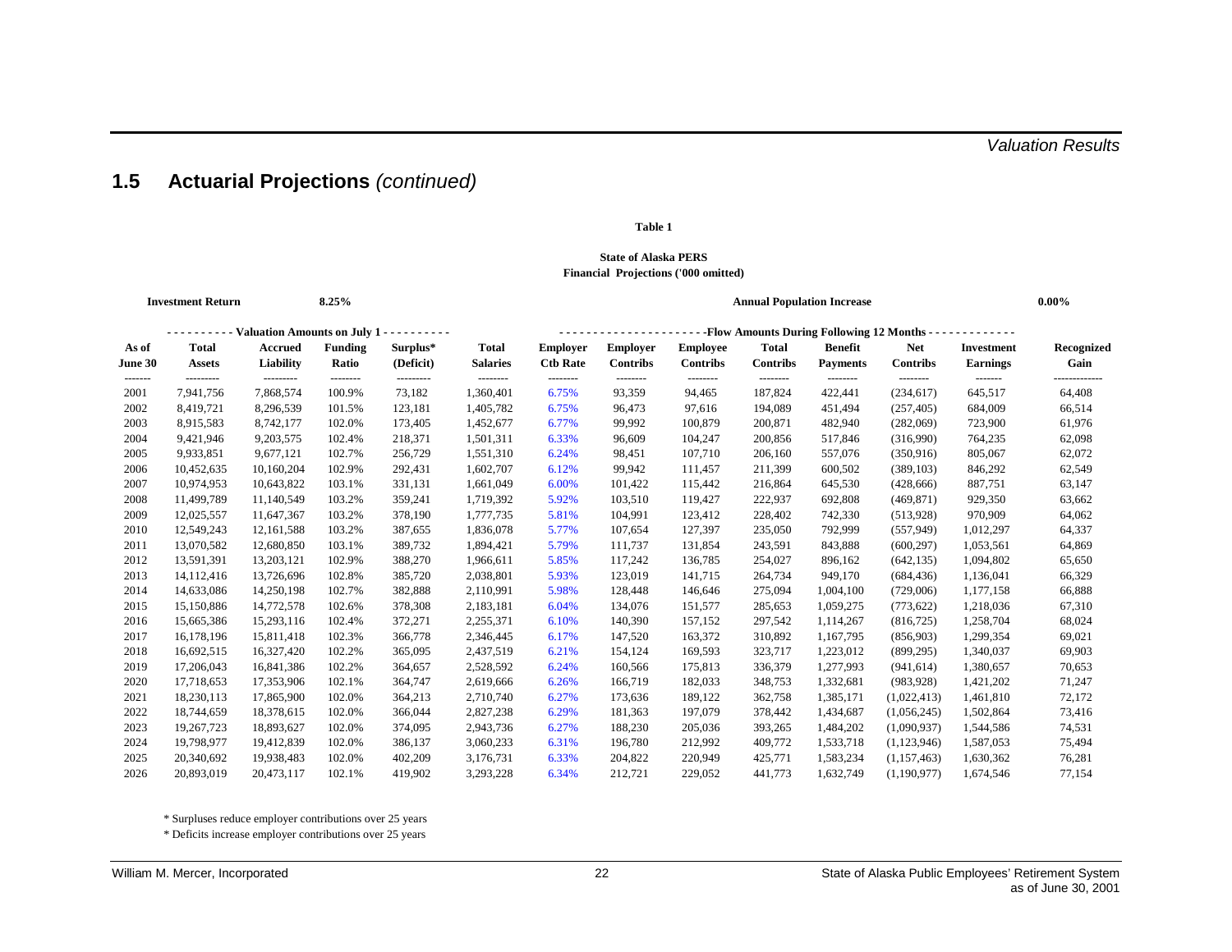## 1.5 Actuarial Projections *(continued)*

**Table 1**

**State of Alaska PERS**
**Financial Projections ('000 omitted)**

**Investment Return** **8.25%** **Annual Population Increase** **0.00%**

| | Valuation Amounts on July 1 | | | | | Flow Amounts During Following 12 Months | | | | | | | |
|---|---|---|---|---|---|---|---|---|---|---|---|---|---|
| **As of June 30** | **Total Assets** | **Accrued Liability** | **Funding Ratio** | **Surplus* (Deficit)** | **Total Salaries** | **Employer Ctb Rate** | **Employer Contribs** | **Employee Contribs** | **Total Contribs** | **Benefit Payments** | **Net Contribs** | **Investment Earnings** | **Recognized Gain** |
| 2001 | 7,941,756 | 7,868,574 | 100.9% | 73,182 | 1,360,401 | 6.75% | 93,359 | 94,465 | 187,824 | 422,441 | (234,617) | 645,517 | 64,408 |
| 2002 | 8,419,721 | 8,296,539 | 101.5% | 123,181 | 1,405,782 | 6.75% | 96,473 | 97,616 | 194,089 | 451,494 | (257,405) | 684,009 | 66,514 |
| 2003 | 8,915,583 | 8,742,177 | 102.0% | 173,405 | 1,452,677 | 6.77% | 99,992 | 100,879 | 200,871 | 482,940 | (282,069) | 723,900 | 61,976 |
| 2004 | 9,421,946 | 9,203,575 | 102.4% | 218,371 | 1,501,311 | 6.33% | 96,609 | 104,247 | 200,856 | 517,846 | (316,990) | 764,235 | 62,098 |
| 2005 | 9,933,851 | 9,677,121 | 102.7% | 256,729 | 1,551,310 | 6.24% | 98,451 | 107,710 | 206,160 | 557,076 | (350,916) | 805,067 | 62,072 |
| 2006 | 10,452,635 | 10,160,204 | 102.9% | 292,431 | 1,602,707 | 6.12% | 99,942 | 111,457 | 211,399 | 600,502 | (389,103) | 846,292 | 62,549 |
| 2007 | 10,974,953 | 10,643,822 | 103.1% | 331,131 | 1,661,049 | 6.00% | 101,422 | 115,442 | 216,864 | 645,530 | (428,666) | 887,751 | 63,147 |
| 2008 | 11,499,789 | 11,140,549 | 103.2% | 359,241 | 1,719,392 | 5.92% | 103,510 | 119,427 | 222,937 | 692,808 | (469,871) | 929,350 | 63,662 |
| 2009 | 12,025,557 | 11,647,367 | 103.2% | 378,190 | 1,777,735 | 5.81% | 104,991 | 123,412 | 228,402 | 742,330 | (513,928) | 970,909 | 64,062 |
| 2010 | 12,549,243 | 12,161,588 | 103.2% | 387,655 | 1,836,078 | 5.77% | 107,654 | 127,397 | 235,050 | 792,999 | (557,949) | 1,012,297 | 64,337 |
| 2011 | 13,070,582 | 12,680,850 | 103.1% | 389,732 | 1,894,421 | 5.79% | 111,737 | 131,854 | 243,591 | 843,888 | (600,297) | 1,053,561 | 64,869 |
| 2012 | 13,591,391 | 13,203,121 | 102.9% | 388,270 | 1,966,611 | 5.85% | 117,242 | 136,785 | 254,027 | 896,162 | (642,135) | 1,094,802 | 65,650 |
| 2013 | 14,112,416 | 13,726,696 | 102.8% | 385,720 | 2,038,801 | 5.93% | 123,019 | 141,715 | 264,734 | 949,170 | (684,436) | 1,136,041 | 66,329 |
| 2014 | 14,633,086 | 14,250,198 | 102.7% | 382,888 | 2,110,991 | 5.98% | 128,448 | 146,646 | 275,094 | 1,004,100 | (729,006) | 1,177,158 | 66,888 |
| 2015 | 15,150,886 | 14,772,578 | 102.6% | 378,308 | 2,183,181 | 6.04% | 134,076 | 151,577 | 285,653 | 1,059,275 | (773,622) | 1,218,036 | 67,310 |
| 2016 | 15,665,386 | 15,293,116 | 102.4% | 372,271 | 2,255,371 | 6.10% | 140,390 | 157,152 | 297,542 | 1,114,267 | (816,725) | 1,258,704 | 68,024 |
| 2017 | 16,178,196 | 15,811,418 | 102.3% | 366,778 | 2,346,445 | 6.17% | 147,520 | 163,372 | 310,892 | 1,167,795 | (856,903) | 1,299,354 | 69,021 |
| 2018 | 16,692,515 | 16,327,420 | 102.2% | 365,095 | 2,437,519 | 6.21% | 154,124 | 169,593 | 323,717 | 1,223,012 | (899,295) | 1,340,037 | 69,903 |
| 2019 | 17,206,043 | 16,841,386 | 102.2% | 364,657 | 2,528,592 | 6.24% | 160,566 | 175,813 | 336,379 | 1,277,993 | (941,614) | 1,380,657 | 70,653 |
| 2020 | 17,718,653 | 17,353,906 | 102.1% | 364,747 | 2,619,666 | 6.26% | 166,719 | 182,033 | 348,753 | 1,332,681 | (983,928) | 1,421,202 | 71,247 |
| 2021 | 18,230,113 | 17,865,900 | 102.0% | 364,213 | 2,710,740 | 6.27% | 173,636 | 189,122 | 362,758 | 1,385,171 | (1,022,413) | 1,461,810 | 72,172 |
| 2022 | 18,744,659 | 18,378,615 | 102.0% | 366,044 | 2,827,238 | 6.29% | 181,363 | 197,079 | 378,442 | 1,434,687 | (1,056,245) | 1,502,864 | 73,416 |
| 2023 | 19,267,723 | 18,893,627 | 102.0% | 374,095 | 2,943,736 | 6.27% | 188,230 | 205,036 | 393,265 | 1,484,202 | (1,090,937) | 1,544,586 | 74,531 |
| 2024 | 19,798,977 | 19,412,839 | 102.0% | 386,137 | 3,060,233 | 6.31% | 196,780 | 212,992 | 409,772 | 1,533,718 | (1,123,946) | 1,587,053 | 75,494 |
| 2025 | 20,340,692 | 19,938,483 | 102.0% | 402,209 | 3,176,731 | 6.33% | 204,822 | 220,949 | 425,771 | 1,583,234 | (1,157,463) | 1,630,362 | 76,281 |
| 2026 | 20,893,019 | 20,473,117 | 102.1% | 419,902 | 3,293,228 | 6.34% | 212,721 | 229,052 | 441,773 | 1,632,749 | (1,190,977) | 1,674,546 | 77,154 |

* Surpluses reduce employer contributions over 25 years

* Deficits increase employer contributions over 25 years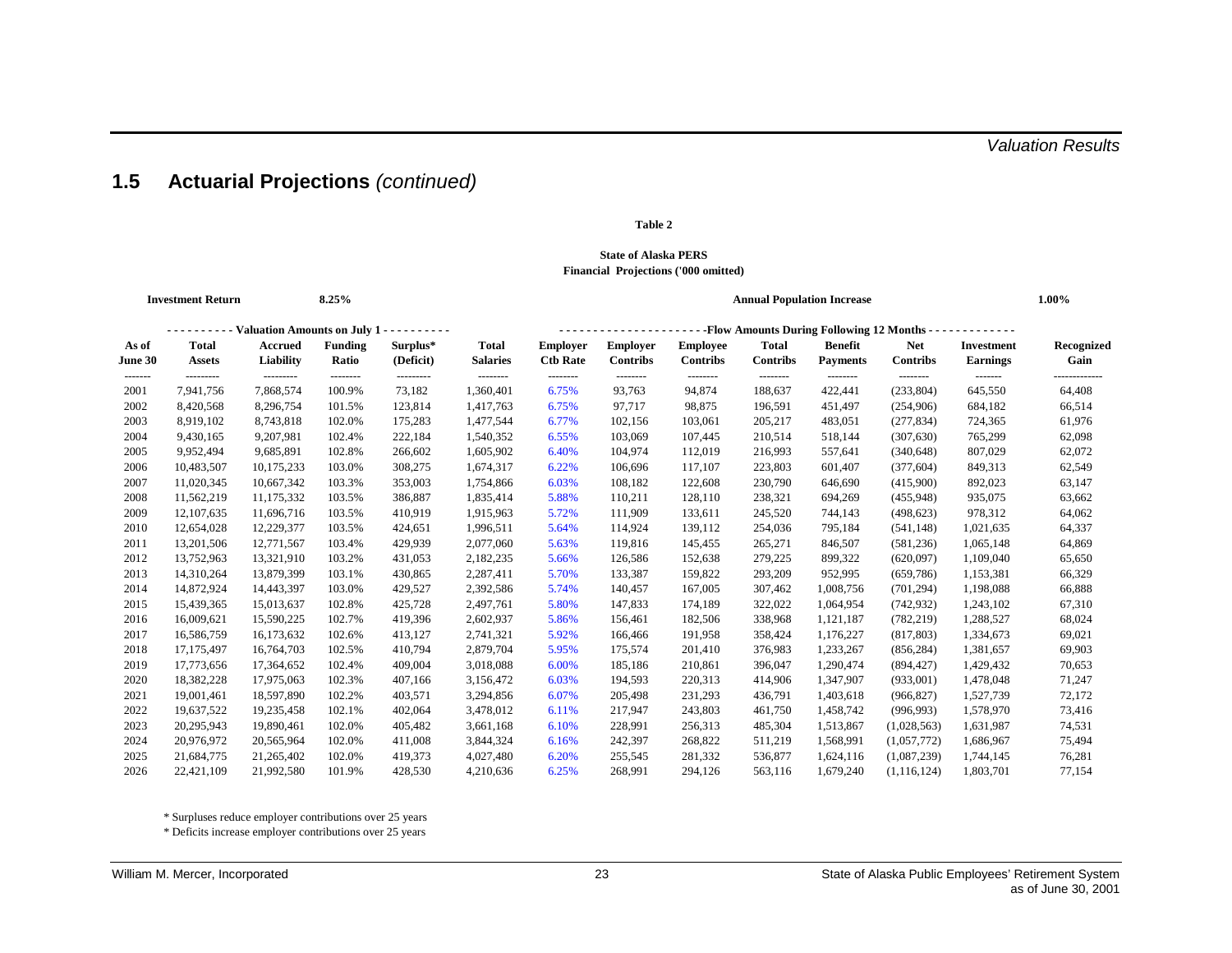## 1.5 Actuarial Projections *(continued)*

**Table 2**

**State of Alaska PERS**
**Financial Projections ('000 omitted)**

**Investment Return** 8.25% **Annual Population Increase** 1.00%

| | Valuation Amounts on July 1 | | | | | Flow Amounts During Following 12 Months | | | | | | | |
|---|---|---|---|---|---|---|---|---|---|---|---|---|---|
| **As of June 30** | **Total Assets** | **Accrued Liability** | **Funding Ratio** | **Surplus* (Deficit)** | **Total Salaries** | **Employer Ctb Rate** | **Employer Contribs** | **Employee Contribs** | **Total Contribs** | **Benefit Payments** | **Net Contribs** | **Investment Earnings** | **Recognized Gain** |
| 2001 | 7,941,756 | 7,868,574 | 100.9% | 73,182 | 1,360,401 | 6.75% | 93,763 | 94,874 | 188,637 | 422,441 | (233,804) | 645,550 | 64,408 |
| 2002 | 8,420,568 | 8,296,754 | 101.5% | 123,814 | 1,417,763 | 6.75% | 97,717 | 98,875 | 196,591 | 451,497 | (254,906) | 684,182 | 66,514 |
| 2003 | 8,919,102 | 8,743,818 | 102.0% | 175,283 | 1,477,544 | 6.77% | 102,156 | 103,061 | 205,217 | 483,051 | (277,834) | 724,365 | 61,976 |
| 2004 | 9,430,165 | 9,207,981 | 102.4% | 222,184 | 1,540,352 | 6.55% | 103,069 | 107,445 | 210,514 | 518,144 | (307,630) | 765,299 | 62,098 |
| 2005 | 9,952,494 | 9,685,891 | 102.8% | 266,602 | 1,605,902 | 6.40% | 104,974 | 112,019 | 216,993 | 557,641 | (340,648) | 807,029 | 62,072 |
| 2006 | 10,483,507 | 10,175,233 | 103.0% | 308,275 | 1,674,317 | 6.22% | 106,696 | 117,107 | 223,803 | 601,407 | (377,604) | 849,313 | 62,549 |
| 2007 | 11,020,345 | 10,667,342 | 103.3% | 353,003 | 1,754,866 | 6.03% | 108,182 | 122,608 | 230,790 | 646,690 | (415,900) | 892,023 | 63,147 |
| 2008 | 11,562,219 | 11,175,332 | 103.5% | 386,887 | 1,835,414 | 5.88% | 110,211 | 128,110 | 238,321 | 694,269 | (455,948) | 935,075 | 63,662 |
| 2009 | 12,107,635 | 11,696,716 | 103.5% | 410,919 | 1,915,963 | 5.72% | 111,909 | 133,611 | 245,520 | 744,143 | (498,623) | 978,312 | 64,062 |
| 2010 | 12,654,028 | 12,229,377 | 103.5% | 424,651 | 1,996,511 | 5.64% | 114,924 | 139,112 | 254,036 | 795,184 | (541,148) | 1,021,635 | 64,337 |
| 2011 | 13,201,506 | 12,771,567 | 103.4% | 429,939 | 2,077,060 | 5.63% | 119,816 | 145,455 | 265,271 | 846,507 | (581,236) | 1,065,148 | 64,869 |
| 2012 | 13,752,963 | 13,321,910 | 103.2% | 431,053 | 2,182,235 | 5.66% | 126,586 | 152,638 | 279,225 | 899,322 | (620,097) | 1,109,040 | 65,650 |
| 2013 | 14,310,264 | 13,879,399 | 103.1% | 430,865 | 2,287,411 | 5.70% | 133,387 | 159,822 | 293,209 | 952,995 | (659,786) | 1,153,381 | 66,329 |
| 2014 | 14,872,924 | 14,443,397 | 103.0% | 429,527 | 2,392,586 | 5.74% | 140,457 | 167,005 | 307,462 | 1,008,756 | (701,294) | 1,198,088 | 66,888 |
| 2015 | 15,439,365 | 15,013,637 | 102.8% | 425,728 | 2,497,761 | 5.80% | 147,833 | 174,189 | 322,022 | 1,064,954 | (742,932) | 1,243,102 | 67,310 |
| 2016 | 16,009,621 | 15,590,225 | 102.7% | 419,396 | 2,602,937 | 5.86% | 156,461 | 182,506 | 338,968 | 1,121,187 | (782,219) | 1,288,527 | 68,024 |
| 2017 | 16,586,759 | 16,173,632 | 102.6% | 413,127 | 2,741,321 | 5.92% | 166,466 | 191,958 | 358,424 | 1,176,227 | (817,803) | 1,334,673 | 69,021 |
| 2018 | 17,175,497 | 16,764,703 | 102.5% | 410,794 | 2,879,704 | 5.95% | 175,574 | 201,410 | 376,983 | 1,233,267 | (856,284) | 1,381,657 | 69,903 |
| 2019 | 17,773,656 | 17,364,652 | 102.4% | 409,004 | 3,018,088 | 6.00% | 185,186 | 210,861 | 396,047 | 1,290,474 | (894,427) | 1,429,432 | 70,653 |
| 2020 | 18,382,228 | 17,975,063 | 102.3% | 407,166 | 3,156,472 | 6.03% | 194,593 | 220,313 | 414,906 | 1,347,907 | (933,001) | 1,478,048 | 71,247 |
| 2021 | 19,001,461 | 18,597,890 | 102.2% | 403,571 | 3,294,856 | 6.07% | 205,498 | 231,293 | 436,791 | 1,403,618 | (966,827) | 1,527,739 | 72,172 |
| 2022 | 19,637,522 | 19,235,458 | 102.1% | 402,064 | 3,478,012 | 6.11% | 217,947 | 243,803 | 461,750 | 1,458,742 | (996,993) | 1,578,970 | 73,416 |
| 2023 | 20,295,943 | 19,890,461 | 102.0% | 405,482 | 3,661,168 | 6.10% | 228,991 | 256,313 | 485,304 | 1,513,867 | (1,028,563) | 1,631,987 | 74,531 |
| 2024 | 20,976,972 | 20,565,964 | 102.0% | 411,008 | 3,844,324 | 6.16% | 242,397 | 268,822 | 511,219 | 1,568,991 | (1,057,772) | 1,686,967 | 75,494 |
| 2025 | 21,684,775 | 21,265,402 | 102.0% | 419,373 | 4,027,480 | 6.20% | 255,545 | 281,332 | 536,877 | 1,624,116 | (1,087,239) | 1,744,145 | 76,281 |
| 2026 | 22,421,109 | 21,992,580 | 101.9% | 428,530 | 4,210,636 | 6.25% | 268,991 | 294,126 | 563,116 | 1,679,240 | (1,116,124) | 1,803,701 | 77,154 |

* Surpluses reduce employer contributions over 25 years

* Deficits increase employer contributions over 25 years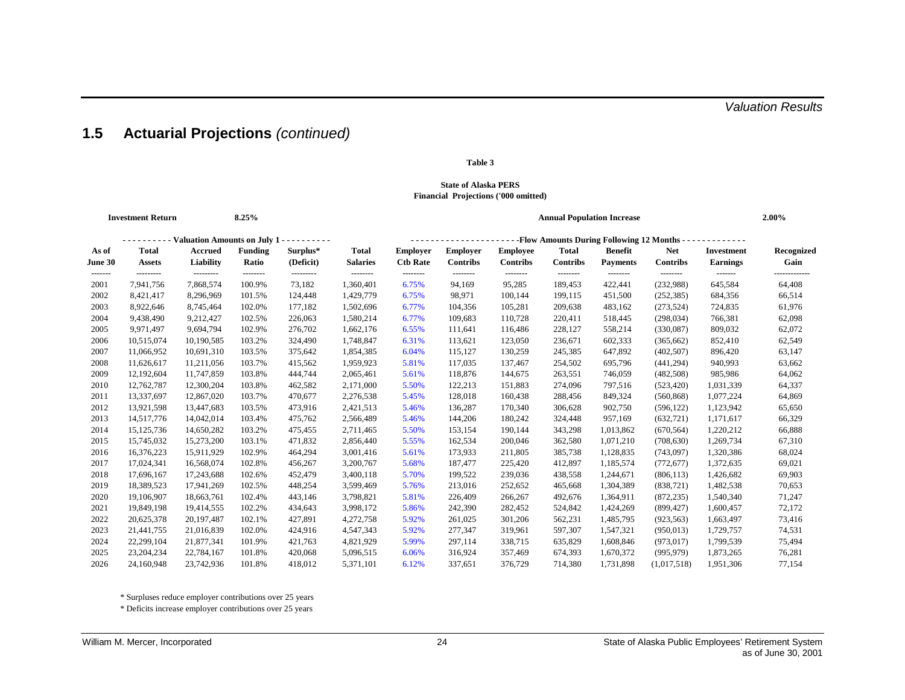## 1.5 Actuarial Projections *(continued)*

**Table 3**

**State of Alaska PERS**
**Financial Projections ('000 omitted)**

**Investment Return** **8.25%** **Annual Population Increase** **2.00%**

| | Valuation Amounts on July 1 | | | | | Flow Amounts During Following 12 Months | | | | | | | |
|---|---|---|---|---|---|---|---|---|---|---|---|---|---|
| **As of June 30** | **Total Assets** | **Accrued Liability** | **Funding Ratio** | **Surplus* (Deficit)** | **Total Salaries** | **Employer Ctb Rate** | **Employer Contribs** | **Employee Contribs** | **Total Contribs** | **Benefit Payments** | **Net Contribs** | **Investment Earnings** | **Recognized Gain** |
| 2001 | 7,941,756 | 7,868,574 | 100.9% | 73,182 | 1,360,401 | 6.75% | 94,169 | 95,285 | 189,453 | 422,441 | (232,988) | 645,584 | 64,408 |
| 2002 | 8,421,417 | 8,296,969 | 101.5% | 124,448 | 1,429,779 | 6.75% | 98,971 | 100,144 | 199,115 | 451,500 | (252,385) | 684,356 | 66,514 |
| 2003 | 8,922,646 | 8,745,464 | 102.0% | 177,182 | 1,502,696 | 6.77% | 104,356 | 105,281 | 209,638 | 483,162 | (273,524) | 724,835 | 61,976 |
| 2004 | 9,438,490 | 9,212,427 | 102.5% | 226,063 | 1,580,214 | 6.77% | 109,683 | 110,728 | 220,411 | 518,445 | (298,034) | 766,381 | 62,098 |
| 2005 | 9,971,497 | 9,694,794 | 102.9% | 276,702 | 1,662,176 | 6.55% | 111,641 | 116,486 | 228,127 | 558,214 | (330,087) | 809,032 | 62,072 |
| 2006 | 10,515,074 | 10,190,585 | 103.2% | 324,490 | 1,748,847 | 6.31% | 113,621 | 123,050 | 236,671 | 602,333 | (365,662) | 852,410 | 62,549 |
| 2007 | 11,066,952 | 10,691,310 | 103.5% | 375,642 | 1,854,385 | 6.04% | 115,127 | 130,259 | 245,385 | 647,892 | (402,507) | 896,420 | 63,147 |
| 2008 | 11,626,617 | 11,211,056 | 103.7% | 415,562 | 1,959,923 | 5.81% | 117,035 | 137,467 | 254,502 | 695,796 | (441,294) | 940,993 | 63,662 |
| 2009 | 12,192,604 | 11,747,859 | 103.8% | 444,744 | 2,065,461 | 5.61% | 118,876 | 144,675 | 263,551 | 746,059 | (482,508) | 985,986 | 64,062 |
| 2010 | 12,762,787 | 12,300,204 | 103.8% | 462,582 | 2,171,000 | 5.50% | 122,213 | 151,883 | 274,096 | 797,516 | (523,420) | 1,031,339 | 64,337 |
| 2011 | 13,337,697 | 12,867,020 | 103.7% | 470,677 | 2,276,538 | 5.45% | 128,018 | 160,438 | 288,456 | 849,324 | (560,868) | 1,077,224 | 64,869 |
| 2012 | 13,921,598 | 13,447,683 | 103.5% | 473,916 | 2,421,513 | 5.46% | 136,287 | 170,340 | 306,628 | 902,750 | (596,122) | 1,123,942 | 65,650 |
| 2013 | 14,517,776 | 14,042,014 | 103.4% | 475,762 | 2,566,489 | 5.46% | 144,206 | 180,242 | 324,448 | 957,169 | (632,721) | 1,171,617 | 66,329 |
| 2014 | 15,125,736 | 14,650,282 | 103.2% | 475,455 | 2,711,465 | 5.50% | 153,154 | 190,144 | 343,298 | 1,013,862 | (670,564) | 1,220,212 | 66,888 |
| 2015 | 15,745,032 | 15,273,200 | 103.1% | 471,832 | 2,856,440 | 5.55% | 162,534 | 200,046 | 362,580 | 1,071,210 | (708,630) | 1,269,734 | 67,310 |
| 2016 | 16,376,223 | 15,911,929 | 102.9% | 464,294 | 3,001,416 | 5.61% | 173,933 | 211,805 | 385,738 | 1,128,835 | (743,097) | 1,320,386 | 68,024 |
| 2017 | 17,024,341 | 16,568,074 | 102.8% | 456,267 | 3,200,767 | 5.68% | 187,477 | 225,420 | 412,897 | 1,185,574 | (772,677) | 1,372,635 | 69,021 |
| 2018 | 17,696,167 | 17,243,688 | 102.6% | 452,479 | 3,400,118 | 5.70% | 199,522 | 239,036 | 438,558 | 1,244,671 | (806,113) | 1,426,682 | 69,903 |
| 2019 | 18,389,523 | 17,941,269 | 102.5% | 448,254 | 3,599,469 | 5.76% | 213,016 | 252,652 | 465,668 | 1,304,389 | (838,721) | 1,482,538 | 70,653 |
| 2020 | 19,106,907 | 18,663,761 | 102.4% | 443,146 | 3,798,821 | 5.81% | 226,409 | 266,267 | 492,676 | 1,364,911 | (872,235) | 1,540,340 | 71,247 |
| 2021 | 19,849,198 | 19,414,555 | 102.2% | 434,643 | 3,998,172 | 5.86% | 242,390 | 282,452 | 524,842 | 1,424,269 | (899,427) | 1,600,457 | 72,172 |
| 2022 | 20,625,378 | 20,197,487 | 102.1% | 427,891 | 4,272,758 | 5.92% | 261,025 | 301,206 | 562,231 | 1,485,795 | (923,563) | 1,663,497 | 73,416 |
| 2023 | 21,441,755 | 21,016,839 | 102.0% | 424,916 | 4,547,343 | 5.92% | 277,347 | 319,961 | 597,307 | 1,547,321 | (950,013) | 1,729,757 | 74,531 |
| 2024 | 22,299,104 | 21,877,341 | 101.9% | 421,763 | 4,821,929 | 5.99% | 297,114 | 338,715 | 635,829 | 1,608,846 | (973,017) | 1,799,539 | 75,494 |
| 2025 | 23,204,234 | 22,784,167 | 101.8% | 420,068 | 5,096,515 | 6.06% | 316,924 | 357,469 | 674,393 | 1,670,372 | (995,979) | 1,873,265 | 76,281 |
| 2026 | 24,160,948 | 23,742,936 | 101.8% | 418,012 | 5,371,101 | 6.12% | 337,651 | 376,729 | 714,380 | 1,731,898 | (1,017,518) | 1,951,306 | 77,154 |

\* Surpluses reduce employer contributions over 25 years

\* Deficits increase employer contributions over 25 years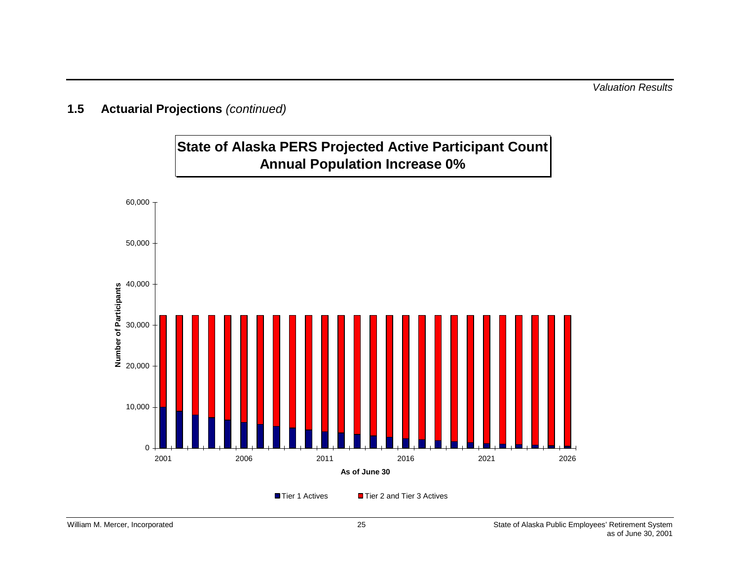## 1.5 Actuarial Projections *(continued)*

**State of Alaska PERS Projected Active Participant Count**
**Annual Population Increase 0%**

Number of Participants

60,000
50,000
40,000
30,000
20,000
10,000
0

2001 2006 2011 2016 2021 2026

**As of June 30**

Tier 1 Actives    Tier 2 and Tier 3 Actives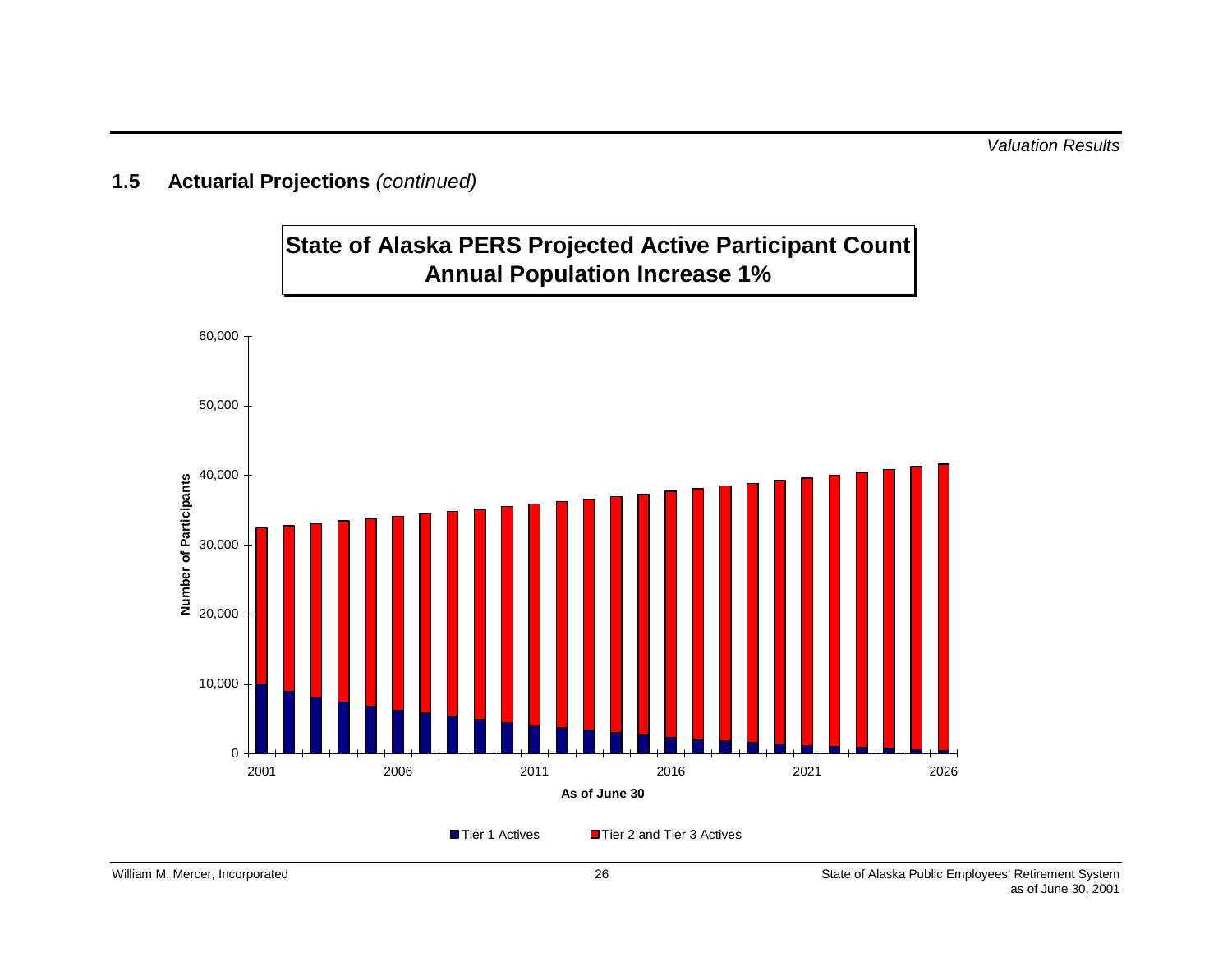## 1.5 Actuarial Projections *(continued)*

**State of Alaska PERS Projected Active Participant Count**
**Annual Population Increase 1%**

Number of Participants

60,000
50,000
40,000
30,000
20,000
10,000
0

2001 2006 2011 2016 2021 2026

**As of June 30**

Tier 1 Actives    Tier 2 and Tier 3 Actives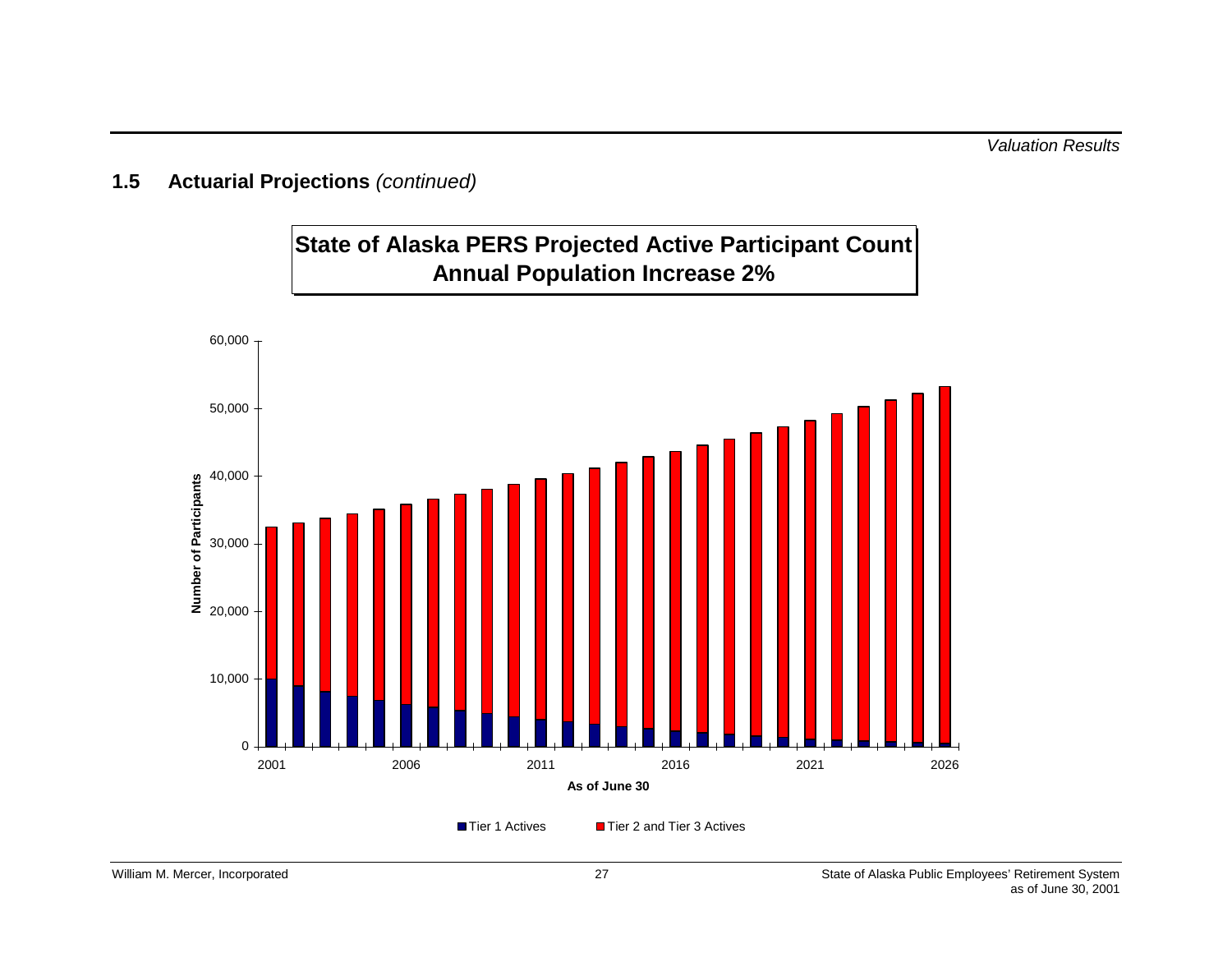## 1.5 Actuarial Projections *(continued)*

**State of Alaska PERS Projected Active Participant Count**
**Annual Population Increase 2%**

Number of Participants

As of June 30

■ Tier 1 Actives ■ Tier 2 and Tier 3 Actives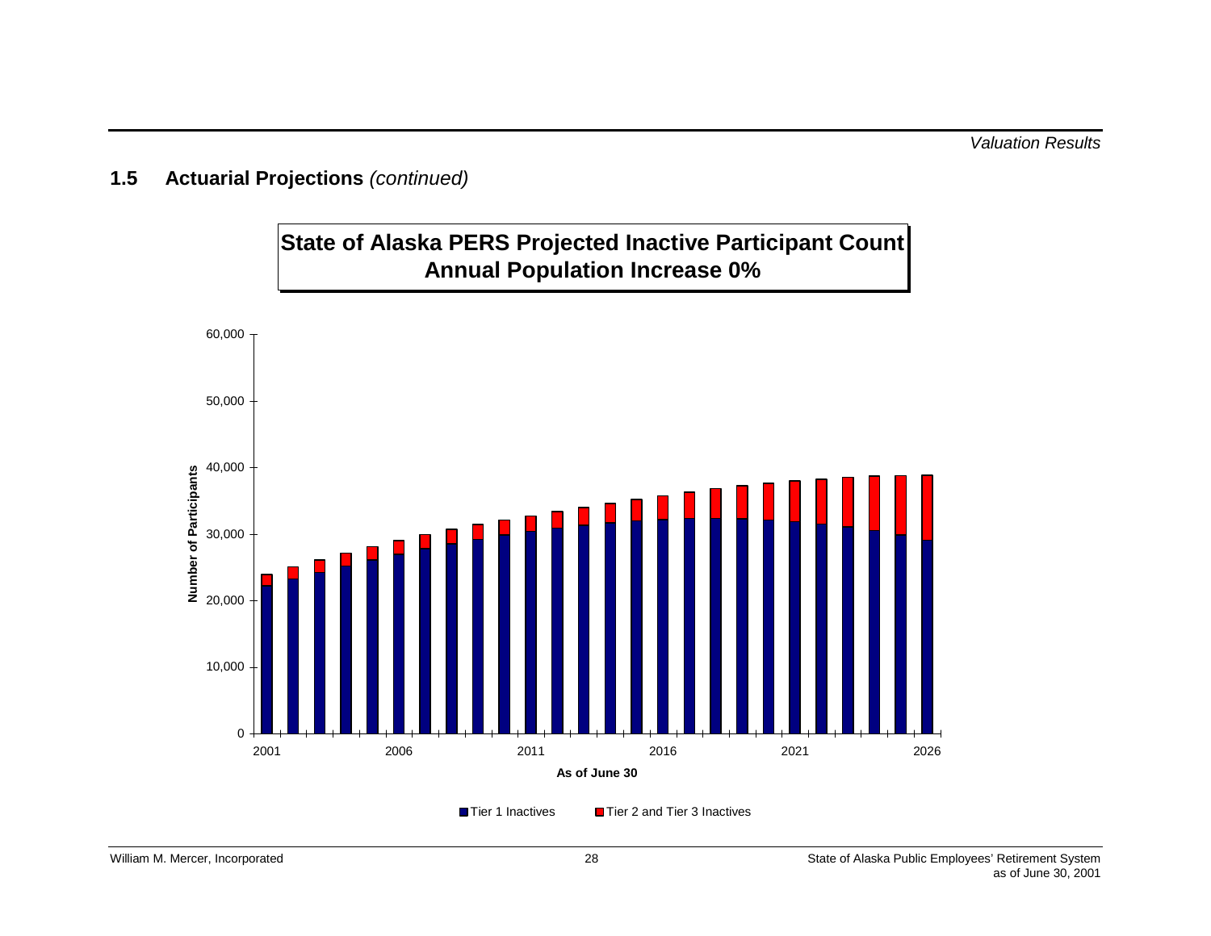## 1.5 Actuarial Projections *(continued)*

**State of Alaska PERS Projected Inactive Participant Count**
**Annual Population Increase 0%**

Number of Participants

As of June 30

■ Tier 1 Inactives ■ Tier 2 and Tier 3 Inactives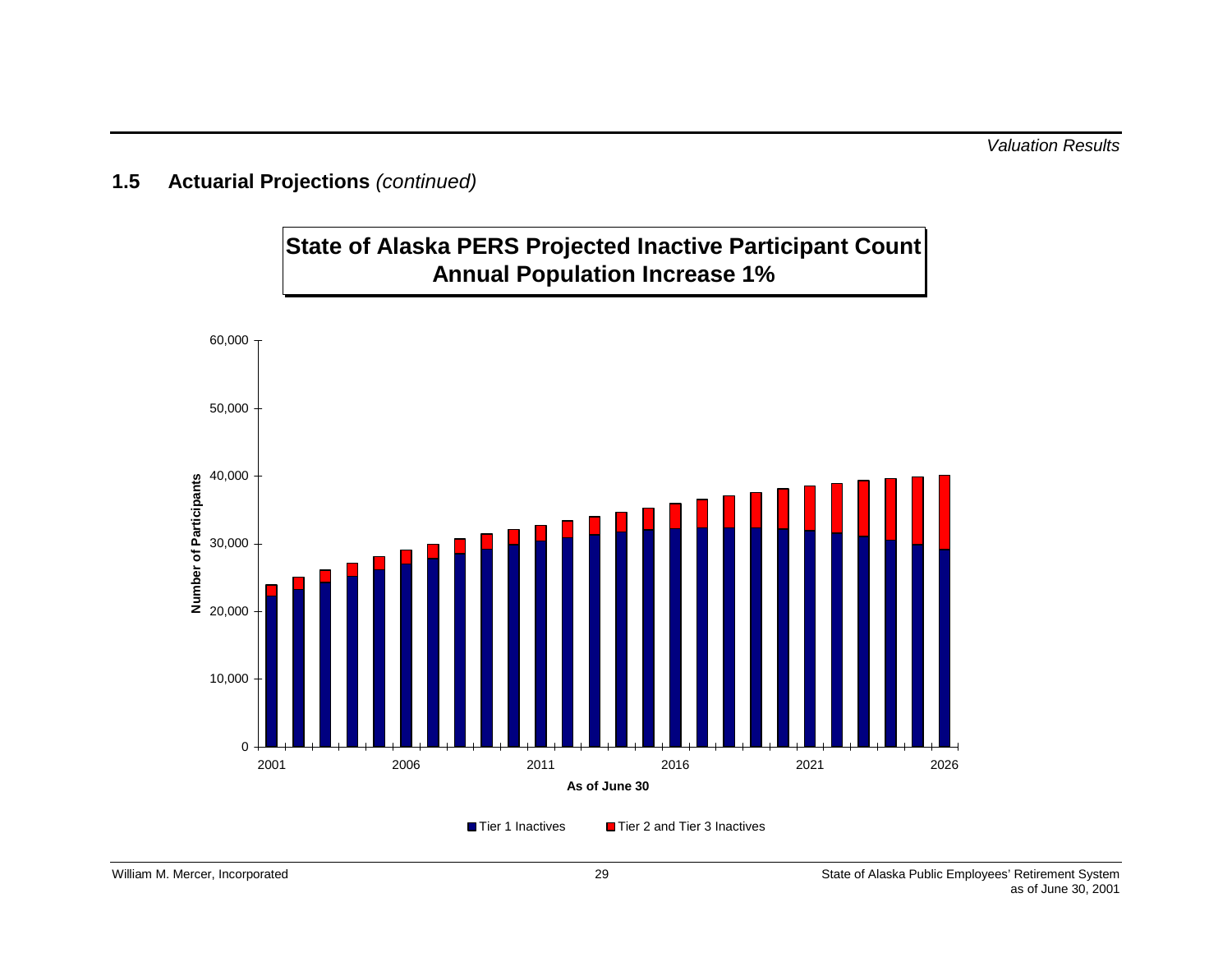## 1.5 Actuarial Projections *(continued)*

**State of Alaska PERS Projected Inactive Participant Count**
**Annual Population Increase 1%**

Number of Participants

60,000
50,000
40,000
30,000
20,000
10,000
0

2001 2006 2011 2016 2021 2026

**As of June 30**

Tier 1 Inactives    Tier 2 and Tier 3 Inactives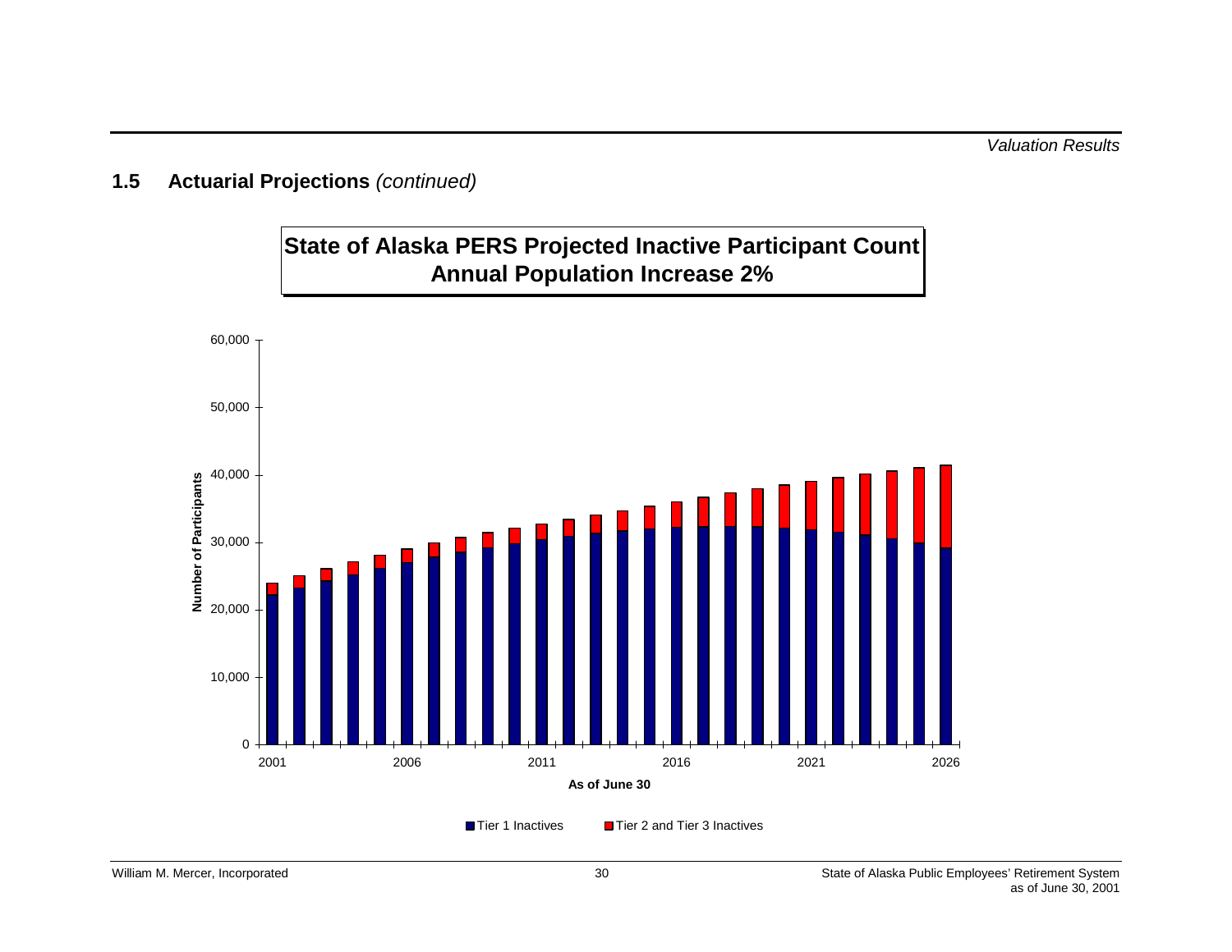## 1.5 Actuarial Projections *(continued)*

**State of Alaska PERS Projected Inactive Participant Count**
**Annual Population Increase 2%**

Number of Participants

60,000
50,000
40,000
30,000
20,000
10,000
0

2001 2006 2011 2016 2021 2026

**As of June 30**

Tier 1 Inactives Tier 2 and Tier 3 Inactives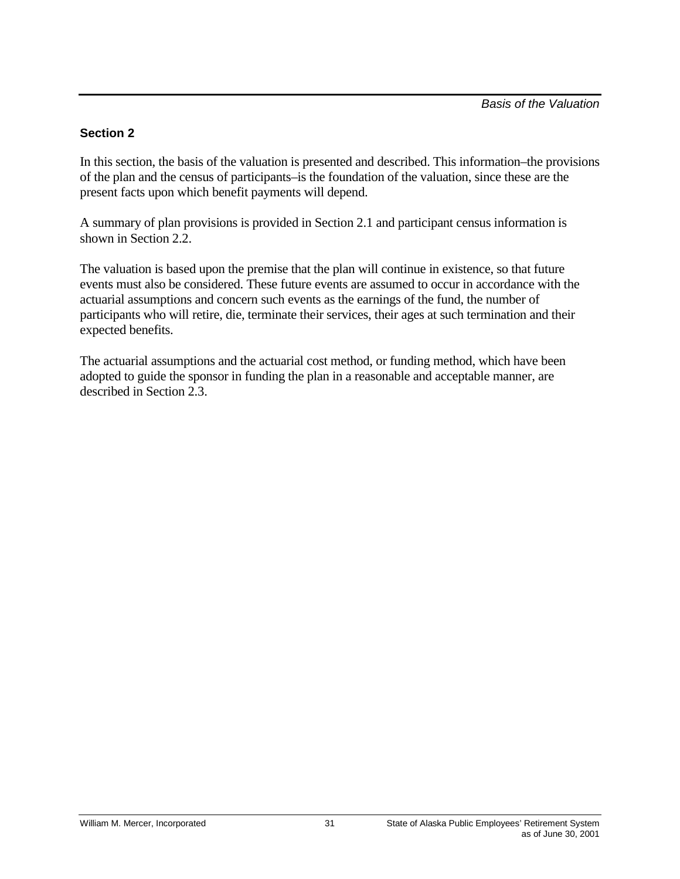## Section 2

In this section, the basis of the valuation is presented and described. This information–the provisions of the plan and the census of participants–is the foundation of the valuation, since these are the present facts upon which benefit payments will depend.

A summary of plan provisions is provided in Section 2.1 and participant census information is shown in Section 2.2.

The valuation is based upon the premise that the plan will continue in existence, so that future events must also be considered. These future events are assumed to occur in accordance with the actuarial assumptions and concern such events as the earnings of the fund, the number of participants who will retire, die, terminate their services, their ages at such termination and their expected benefits.

The actuarial assumptions and the actuarial cost method, or funding method, which have been adopted to guide the sponsor in funding the plan in a reasonable and acceptable manner, are described in Section 2.3.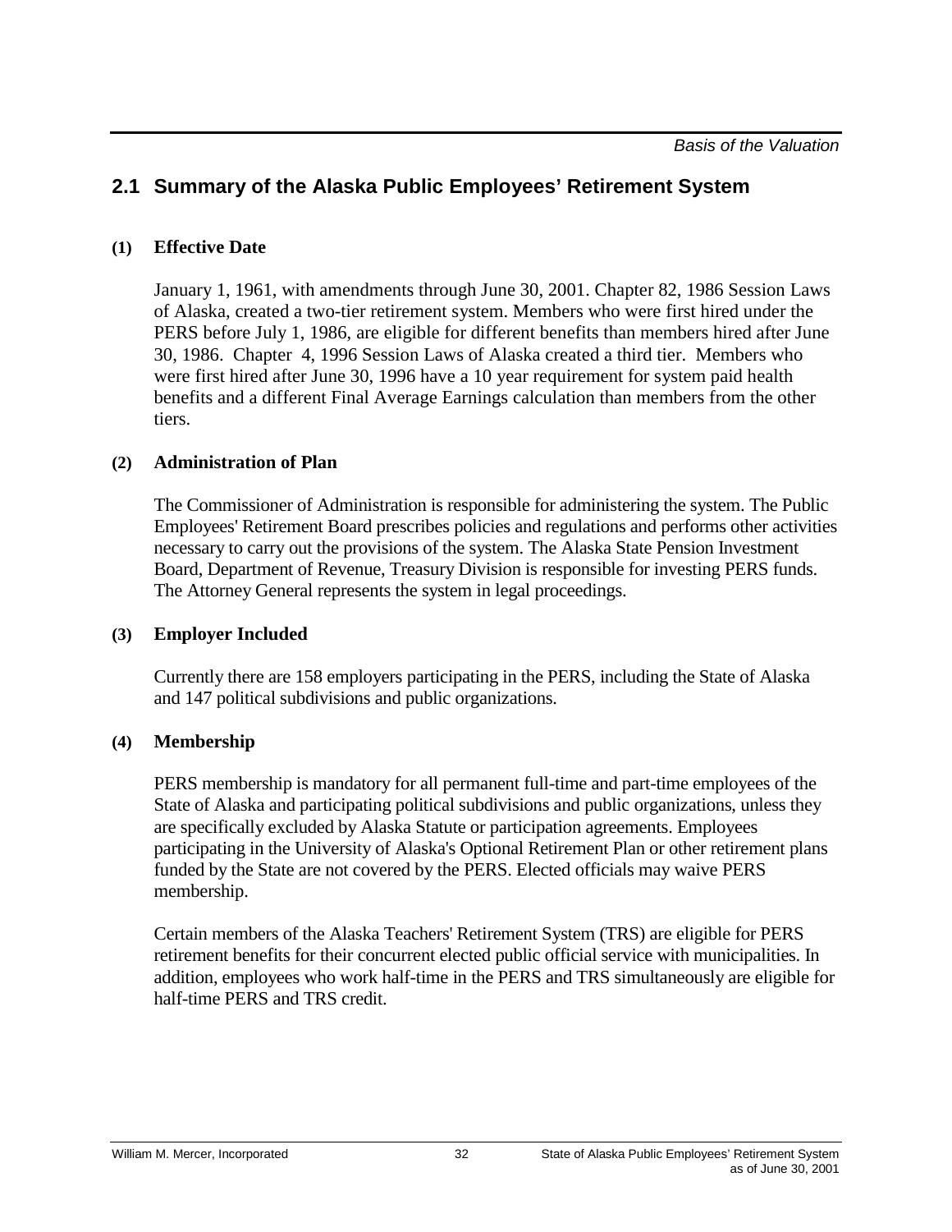## 2.1 Summary of the Alaska Public Employees' Retirement System

### (1) Effective Date

January 1, 1961, with amendments through June 30, 2001. Chapter 82, 1986 Session Laws of Alaska, created a two-tier retirement system. Members who were first hired under the PERS before July 1, 1986, are eligible for different benefits than members hired after June 30, 1986. Chapter 4, 1996 Session Laws of Alaska created a third tier. Members who were first hired after June 30, 1996 have a 10 year requirement for system paid health benefits and a different Final Average Earnings calculation than members from the other tiers.

### (2) Administration of Plan

The Commissioner of Administration is responsible for administering the system. The Public Employees' Retirement Board prescribes policies and regulations and performs other activities necessary to carry out the provisions of the system. The Alaska State Pension Investment Board, Department of Revenue, Treasury Division is responsible for investing PERS funds. The Attorney General represents the system in legal proceedings.

### (3) Employer Included

Currently there are 158 employers participating in the PERS, including the State of Alaska and 147 political subdivisions and public organizations.

### (4) Membership

PERS membership is mandatory for all permanent full-time and part-time employees of the State of Alaska and participating political subdivisions and public organizations, unless they are specifically excluded by Alaska Statute or participation agreements. Employees participating in the University of Alaska's Optional Retirement Plan or other retirement plans funded by the State are not covered by the PERS. Elected officials may waive PERS membership.

Certain members of the Alaska Teachers' Retirement System (TRS) are eligible for PERS retirement benefits for their concurrent elected public official service with municipalities. In addition, employees who work half-time in the PERS and TRS simultaneously are eligible for half-time PERS and TRS credit.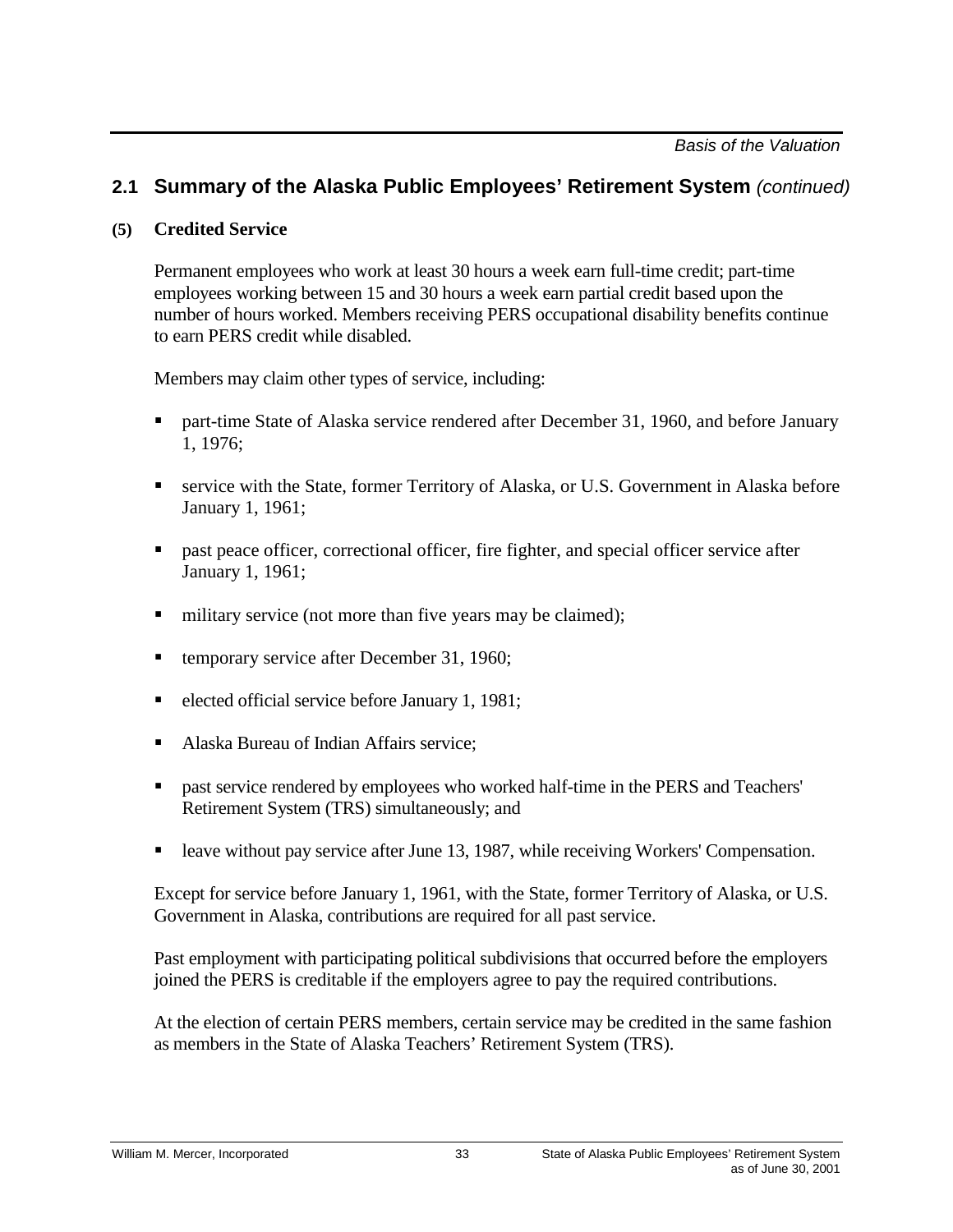## 2.1 Summary of the Alaska Public Employees' Retirement System *(continued)*

### (5) Credited Service

Permanent employees who work at least 30 hours a week earn full-time credit; part-time employees working between 15 and 30 hours a week earn partial credit based upon the number of hours worked. Members receiving PERS occupational disability benefits continue to earn PERS credit while disabled.

Members may claim other types of service, including:

- part-time State of Alaska service rendered after December 31, 1960, and before January 1, 1976;
- service with the State, former Territory of Alaska, or U.S. Government in Alaska before January 1, 1961;
- past peace officer, correctional officer, fire fighter, and special officer service after January 1, 1961;
- military service (not more than five years may be claimed);
- temporary service after December 31, 1960;
- elected official service before January 1, 1981;
- Alaska Bureau of Indian Affairs service;
- past service rendered by employees who worked half-time in the PERS and Teachers' Retirement System (TRS) simultaneously; and
- leave without pay service after June 13, 1987, while receiving Workers' Compensation.

Except for service before January 1, 1961, with the State, former Territory of Alaska, or U.S. Government in Alaska, contributions are required for all past service.

Past employment with participating political subdivisions that occurred before the employers joined the PERS is creditable if the employers agree to pay the required contributions.

At the election of certain PERS members, certain service may be credited in the same fashion as members in the State of Alaska Teachers' Retirement System (TRS).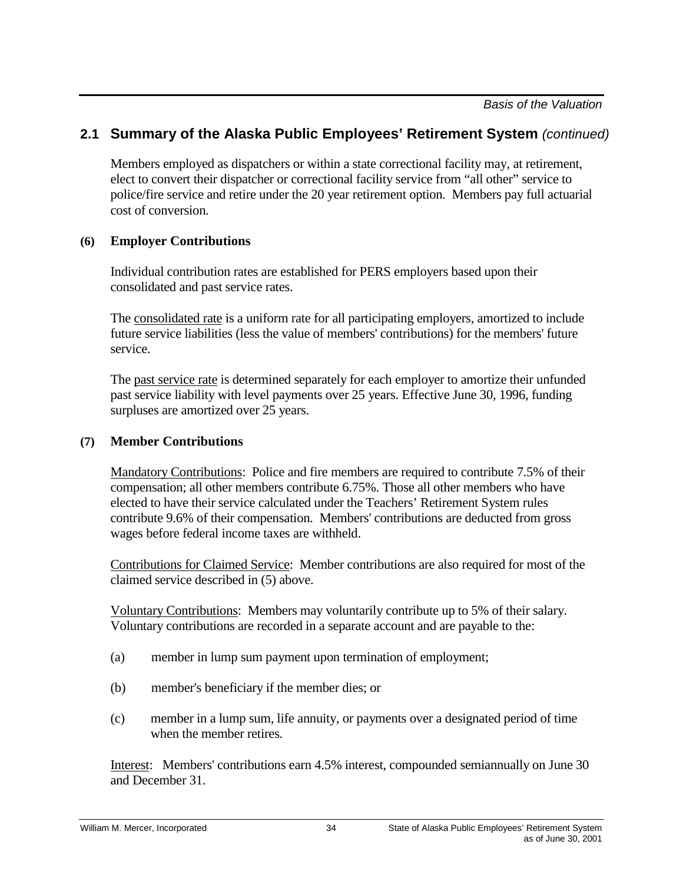## 2.1 Summary of the Alaska Public Employees' Retirement System *(continued)*

Members employed as dispatchers or within a state correctional facility may, at retirement, elect to convert their dispatcher or correctional facility service from "all other" service to police/fire service and retire under the 20 year retirement option. Members pay full actuarial cost of conversion.

### (6) Employer Contributions

Individual contribution rates are established for PERS employers based upon their consolidated and past service rates.

The consolidated rate is a uniform rate for all participating employers, amortized to include future service liabilities (less the value of members' contributions) for the members' future service.

The past service rate is determined separately for each employer to amortize their unfunded past service liability with level payments over 25 years. Effective June 30, 1996, funding surpluses are amortized over 25 years.

### (7) Member Contributions

Mandatory Contributions: Police and fire members are required to contribute 7.5% of their compensation; all other members contribute 6.75%. Those all other members who have elected to have their service calculated under the Teachers' Retirement System rules contribute 9.6% of their compensation. Members' contributions are deducted from gross wages before federal income taxes are withheld.

Contributions for Claimed Service: Member contributions are also required for most of the claimed service described in (5) above.

Voluntary Contributions: Members may voluntarily contribute up to 5% of their salary. Voluntary contributions are recorded in a separate account and are payable to the:

(a) member in lump sum payment upon termination of employment;

(b) member's beneficiary if the member dies; or

(c) member in a lump sum, life annuity, or payments over a designated period of time when the member retires.

Interest: Members' contributions earn 4.5% interest, compounded semiannually on June 30 and December 31.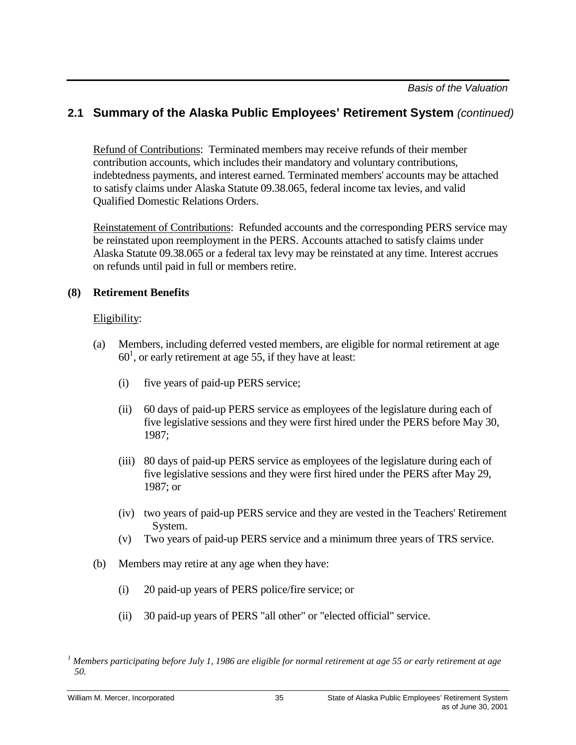## 2.1 Summary of the Alaska Public Employees' Retirement System *(continued)*

Refund of Contributions: Terminated members may receive refunds of their member contribution accounts, which includes their mandatory and voluntary contributions, indebtedness payments, and interest earned. Terminated members' accounts may be attached to satisfy claims under Alaska Statute 09.38.065, federal income tax levies, and valid Qualified Domestic Relations Orders.

Reinstatement of Contributions: Refunded accounts and the corresponding PERS service may be reinstated upon reemployment in the PERS. Accounts attached to satisfy claims under Alaska Statute 09.38.065 or a federal tax levy may be reinstated at any time. Interest accrues on refunds until paid in full or members retire.

**(8) Retirement Benefits**

Eligibility:

(a) Members, including deferred vested members, are eligible for normal retirement at age 60[1], or early retirement at age 55, if they have at least:

(i) five years of paid-up PERS service;

(ii) 60 days of paid-up PERS service as employees of the legislature during each of five legislative sessions and they were first hired under the PERS before May 30, 1987;

(iii) 80 days of paid-up PERS service as employees of the legislature during each of five legislative sessions and they were first hired under the PERS after May 29, 1987; or

(iv) two years of paid-up PERS service and they are vested in the Teachers' Retirement System.

(v) Two years of paid-up PERS service and a minimum three years of TRS service.

(b) Members may retire at any age when they have:

(i) 20 paid-up years of PERS police/fire service; or

(ii) 30 paid-up years of PERS "all other" or "elected official" service.

---

[1] *Members participating before July 1, 1986 are eligible for normal retirement at age 55 or early retirement at age 50.*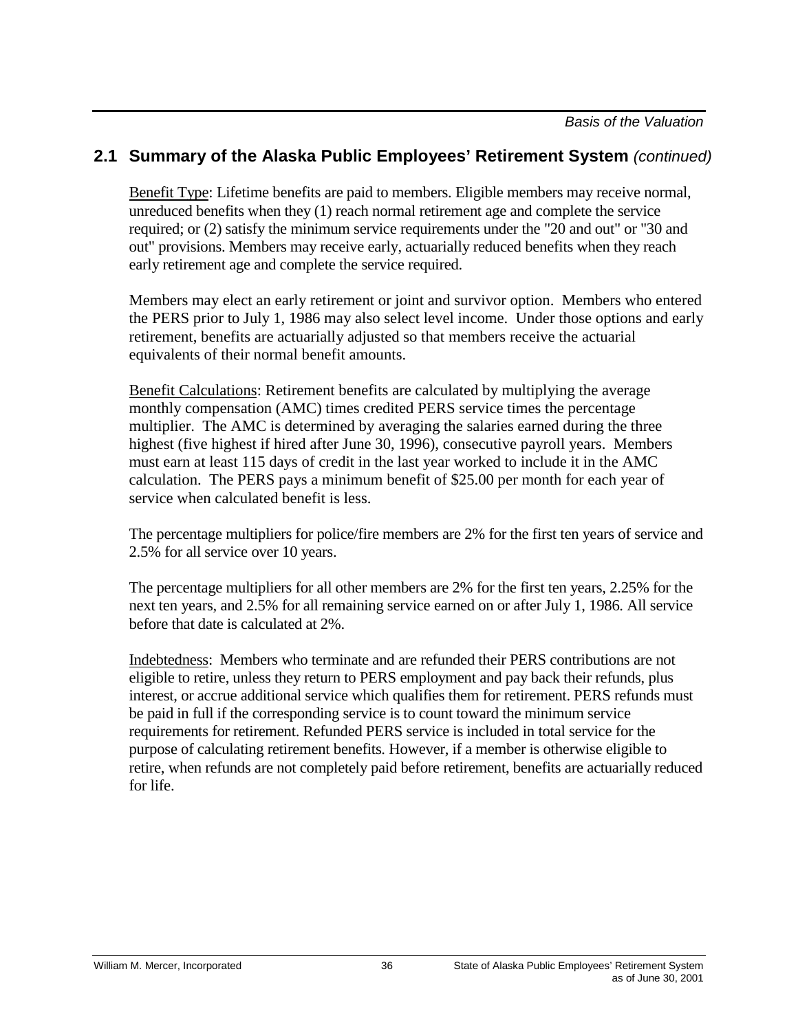## 2.1 Summary of the Alaska Public Employees' Retirement System *(continued)*

Benefit Type: Lifetime benefits are paid to members. Eligible members may receive normal, unreduced benefits when they (1) reach normal retirement age and complete the service required; or (2) satisfy the minimum service requirements under the "20 and out" or "30 and out" provisions. Members may receive early, actuarially reduced benefits when they reach early retirement age and complete the service required.

Members may elect an early retirement or joint and survivor option. Members who entered the PERS prior to July 1, 1986 may also select level income. Under those options and early retirement, benefits are actuarially adjusted so that members receive the actuarial equivalents of their normal benefit amounts.

Benefit Calculations: Retirement benefits are calculated by multiplying the average monthly compensation (AMC) times credited PERS service times the percentage multiplier. The AMC is determined by averaging the salaries earned during the three highest (five highest if hired after June 30, 1996), consecutive payroll years. Members must earn at least 115 days of credit in the last year worked to include it in the AMC calculation. The PERS pays a minimum benefit of $25.00 per month for each year of service when calculated benefit is less.

The percentage multipliers for police/fire members are 2% for the first ten years of service and 2.5% for all service over 10 years.

The percentage multipliers for all other members are 2% for the first ten years, 2.25% for the next ten years, and 2.5% for all remaining service earned on or after July 1, 1986. All service before that date is calculated at 2%.

Indebtedness: Members who terminate and are refunded their PERS contributions are not eligible to retire, unless they return to PERS employment and pay back their refunds, plus interest, or accrue additional service which qualifies them for retirement. PERS refunds must be paid in full if the corresponding service is to count toward the minimum service requirements for retirement. Refunded PERS service is included in total service for the purpose of calculating retirement benefits. However, if a member is otherwise eligible to retire, when refunds are not completely paid before retirement, benefits are actuarially reduced for life.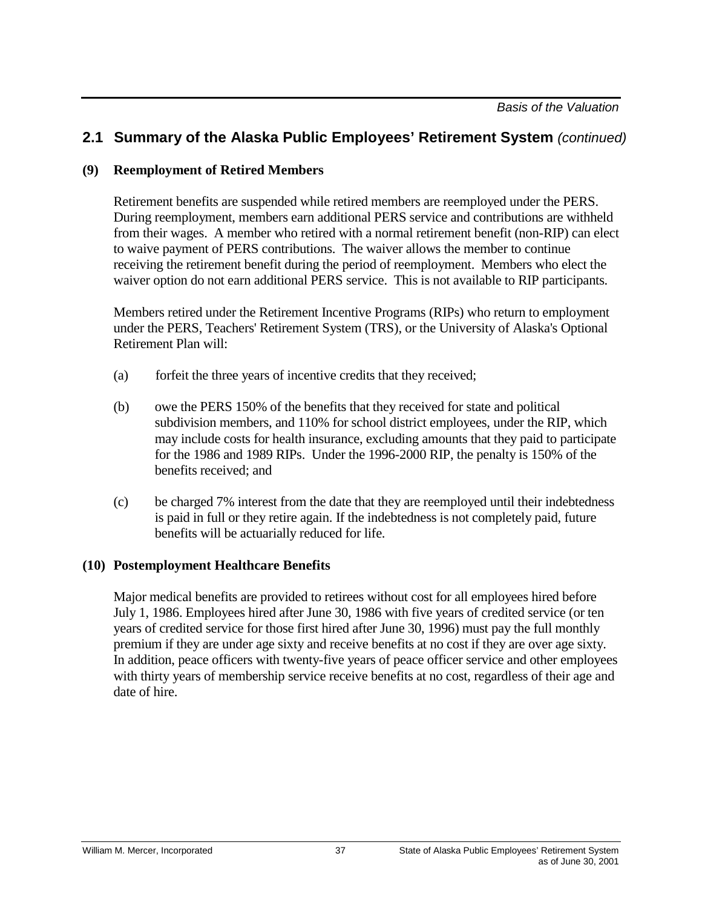## 2.1 Summary of the Alaska Public Employees' Retirement System *(continued)*

### (9) Reemployment of Retired Members

Retirement benefits are suspended while retired members are reemployed under the PERS. During reemployment, members earn additional PERS service and contributions are withheld from their wages. A member who retired with a normal retirement benefit (non-RIP) can elect to waive payment of PERS contributions. The waiver allows the member to continue receiving the retirement benefit during the period of reemployment. Members who elect the waiver option do not earn additional PERS service. This is not available to RIP participants.

Members retired under the Retirement Incentive Programs (RIPs) who return to employment under the PERS, Teachers' Retirement System (TRS), or the University of Alaska's Optional Retirement Plan will:

(a) forfeit the three years of incentive credits that they received;

(b) owe the PERS 150% of the benefits that they received for state and political subdivision members, and 110% for school district employees, under the RIP, which may include costs for health insurance, excluding amounts that they paid to participate for the 1986 and 1989 RIPs. Under the 1996-2000 RIP, the penalty is 150% of the benefits received; and

(c) be charged 7% interest from the date that they are reemployed until their indebtedness is paid in full or they retire again. If the indebtedness is not completely paid, future benefits will be actuarially reduced for life.

### (10) Postemployment Healthcare Benefits

Major medical benefits are provided to retirees without cost for all employees hired before July 1, 1986. Employees hired after June 30, 1986 with five years of credited service (or ten years of credited service for those first hired after June 30, 1996) must pay the full monthly premium if they are under age sixty and receive benefits at no cost if they are over age sixty. In addition, peace officers with twenty-five years of peace officer service and other employees with thirty years of membership service receive benefits at no cost, regardless of their age and date of hire.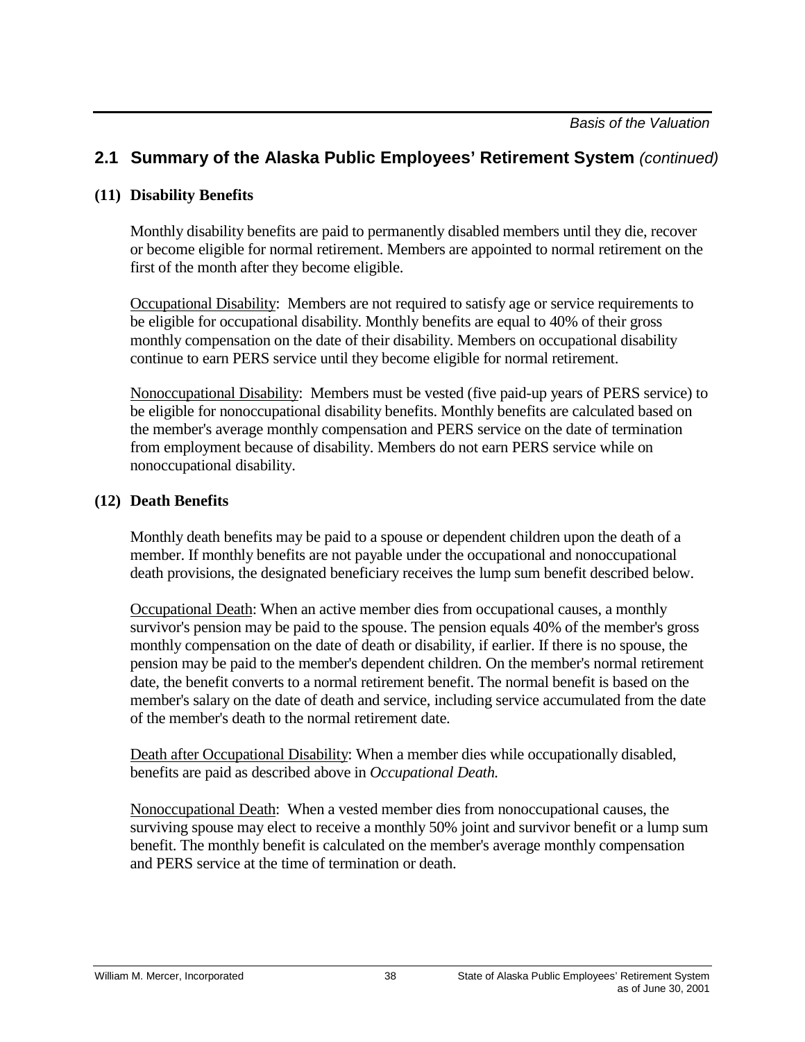## 2.1 Summary of the Alaska Public Employees' Retirement System *(continued)*

### (11) Disability Benefits

Monthly disability benefits are paid to permanently disabled members until they die, recover or become eligible for normal retirement. Members are appointed to normal retirement on the first of the month after they become eligible.

Occupational Disability: Members are not required to satisfy age or service requirements to be eligible for occupational disability. Monthly benefits are equal to 40% of their gross monthly compensation on the date of their disability. Members on occupational disability continue to earn PERS service until they become eligible for normal retirement.

Nonoccupational Disability: Members must be vested (five paid-up years of PERS service) to be eligible for nonoccupational disability benefits. Monthly benefits are calculated based on the member's average monthly compensation and PERS service on the date of termination from employment because of disability. Members do not earn PERS service while on nonoccupational disability.

### (12) Death Benefits

Monthly death benefits may be paid to a spouse or dependent children upon the death of a member. If monthly benefits are not payable under the occupational and nonoccupational death provisions, the designated beneficiary receives the lump sum benefit described below.

Occupational Death: When an active member dies from occupational causes, a monthly survivor's pension may be paid to the spouse. The pension equals 40% of the member's gross monthly compensation on the date of death or disability, if earlier. If there is no spouse, the pension may be paid to the member's dependent children. On the member's normal retirement date, the benefit converts to a normal retirement benefit. The normal benefit is based on the member's salary on the date of death and service, including service accumulated from the date of the member's death to the normal retirement date.

Death after Occupational Disability: When a member dies while occupationally disabled, benefits are paid as described above in *Occupational Death.*

Nonoccupational Death: When a vested member dies from nonoccupational causes, the surviving spouse may elect to receive a monthly 50% joint and survivor benefit or a lump sum benefit. The monthly benefit is calculated on the member's average monthly compensation and PERS service at the time of termination or death.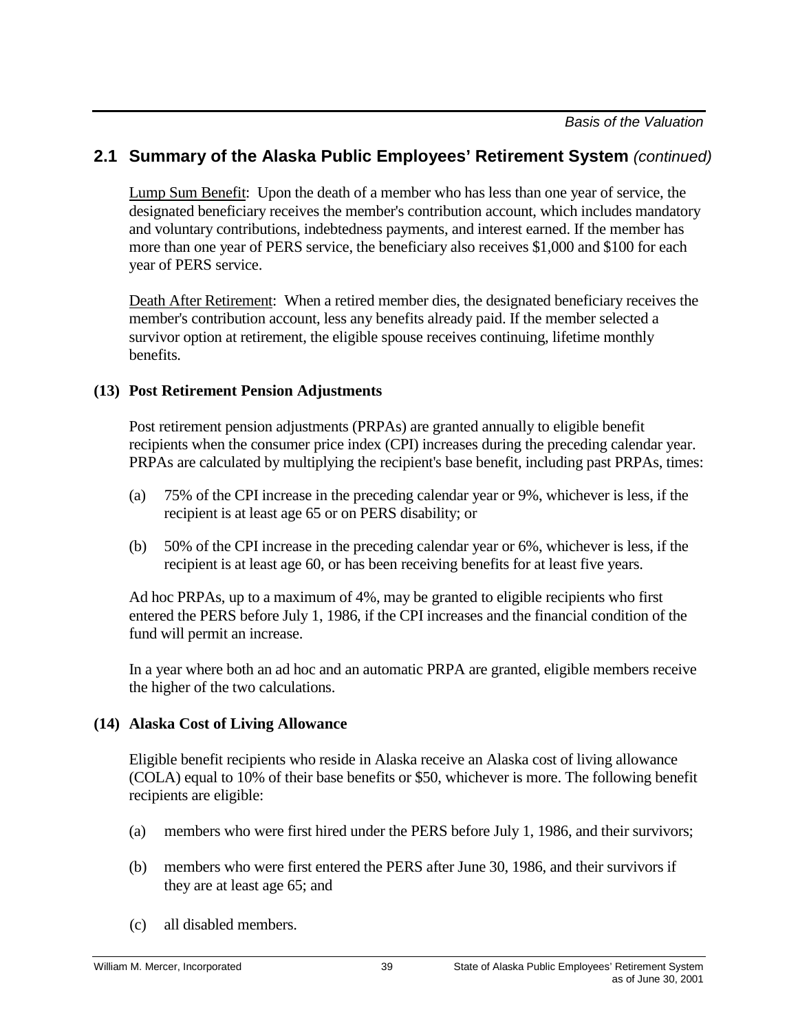## 2.1 Summary of the Alaska Public Employees' Retirement System *(continued)*

Lump Sum Benefit: Upon the death of a member who has less than one year of service, the designated beneficiary receives the member's contribution account, which includes mandatory and voluntary contributions, indebtedness payments, and interest earned. If the member has more than one year of PERS service, the beneficiary also receives $1,000 and $100 for each year of PERS service.

Death After Retirement: When a retired member dies, the designated beneficiary receives the member's contribution account, less any benefits already paid. If the member selected a survivor option at retirement, the eligible spouse receives continuing, lifetime monthly benefits.

**(13) Post Retirement Pension Adjustments**

Post retirement pension adjustments (PRPAs) are granted annually to eligible benefit recipients when the consumer price index (CPI) increases during the preceding calendar year. PRPAs are calculated by multiplying the recipient's base benefit, including past PRPAs, times:

(a) 75% of the CPI increase in the preceding calendar year or 9%, whichever is less, if the recipient is at least age 65 or on PERS disability; or

(b) 50% of the CPI increase in the preceding calendar year or 6%, whichever is less, if the recipient is at least age 60, or has been receiving benefits for at least five years.

Ad hoc PRPAs, up to a maximum of 4%, may be granted to eligible recipients who first entered the PERS before July 1, 1986, if the CPI increases and the financial condition of the fund will permit an increase.

In a year where both an ad hoc and an automatic PRPA are granted, eligible members receive the higher of the two calculations.

**(14) Alaska Cost of Living Allowance**

Eligible benefit recipients who reside in Alaska receive an Alaska cost of living allowance (COLA) equal to 10% of their base benefits or $50, whichever is more. The following benefit recipients are eligible:

(a) members who were first hired under the PERS before July 1, 1986, and their survivors;

(b) members who were first entered the PERS after June 30, 1986, and their survivors if they are at least age 65; and

(c) all disabled members.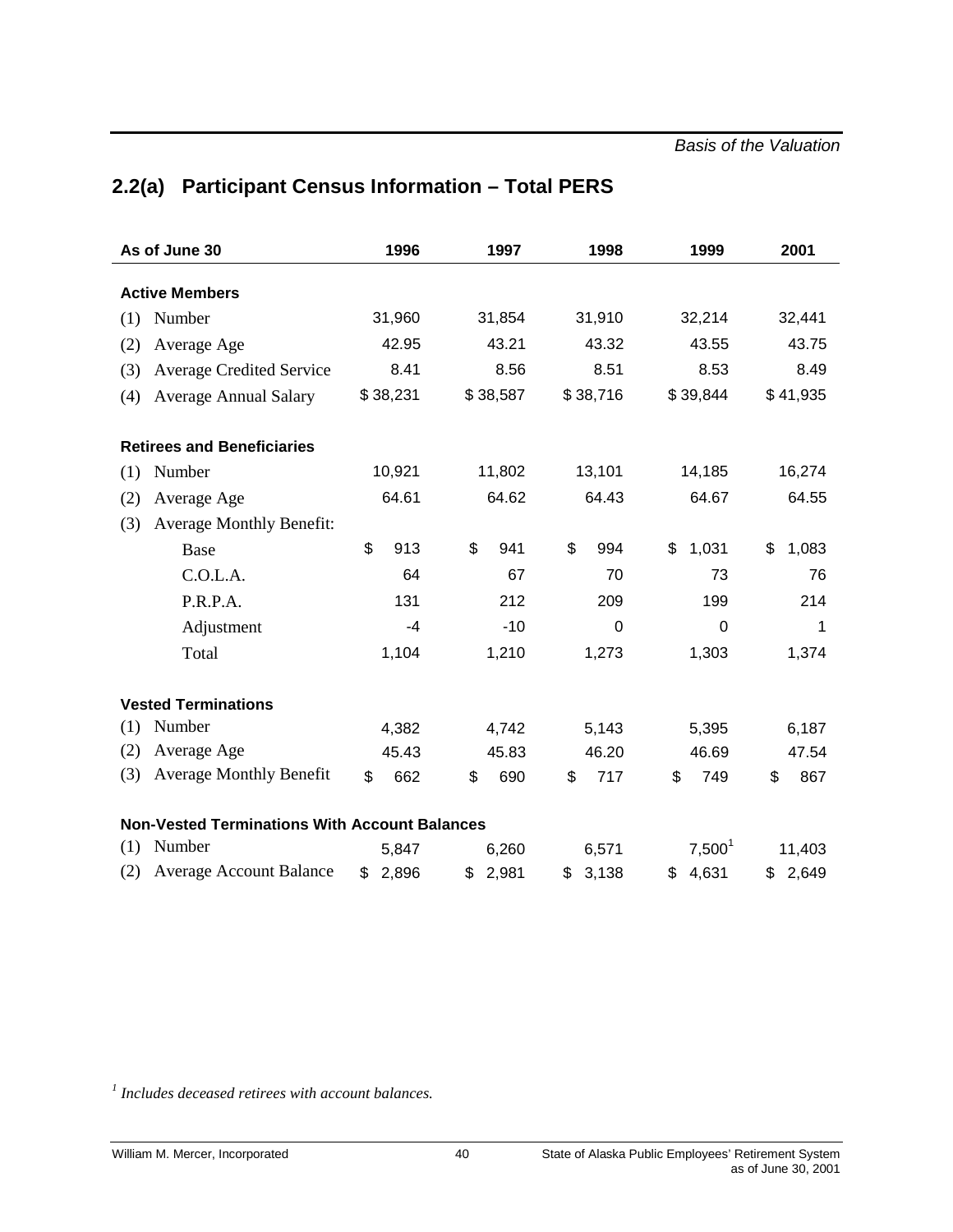## 2.2(a) Participant Census Information – Total PERS

| As of June 30 | 1996 | 1997 | 1998 | 1999 | 2001 |
|---|---|---|---|---|---|
| **Active Members** | | | | | |
| (1) Number | 31,960 | 31,854 | 31,910 | 32,214 | 32,441 |
| (2) Average Age | 42.95 | 43.21 | 43.32 | 43.55 | 43.75 |
| (3) Average Credited Service | 8.41 | 8.56 | 8.51 | 8.53 | 8.49 |
| (4) Average Annual Salary | $ 38,231 | $ 38,587 | $ 38,716 | $ 39,844 | $ 41,935 |
| **Retirees and Beneficiaries** | | | | | |
| (1) Number | 10,921 | 11,802 | 13,101 | 14,185 | 16,274 |
| (2) Average Age | 64.61 | 64.62 | 64.43 | 64.67 | 64.55 |
| (3) Average Monthly Benefit: | | | | | |
| Base | $ 913 | $ 941 | $ 994 | $ 1,031 | $ 1,083 |
| C.O.L.A. | 64 | 67 | 70 | 73 | 76 |
| P.R.P.A. | 131 | 212 | 209 | 199 | 214 |
| Adjustment | -4 | -10 | 0 | 0 | 1 |
| Total | 1,104 | 1,210 | 1,273 | 1,303 | 1,374 |
| **Vested Terminations** | | | | | |
| (1) Number | 4,382 | 4,742 | 5,143 | 5,395 | 6,187 |
| (2) Average Age | 45.43 | 45.83 | 46.20 | 46.69 | 47.54 |
| (3) Average Monthly Benefit | $ 662 | $ 690 | $ 717 | $ 749 | $ 867 |
| **Non-Vested Terminations With Account Balances** | | | | | |
| (1) Number | 5,847 | 6,260 | 6,571 | 7,500[1] | 11,403 |
| (2) Average Account Balance | $ 2,896 | $ 2,981 | $ 3,138 | $ 4,631 | $ 2,649 |

[1] *Includes deceased retirees with account balances.*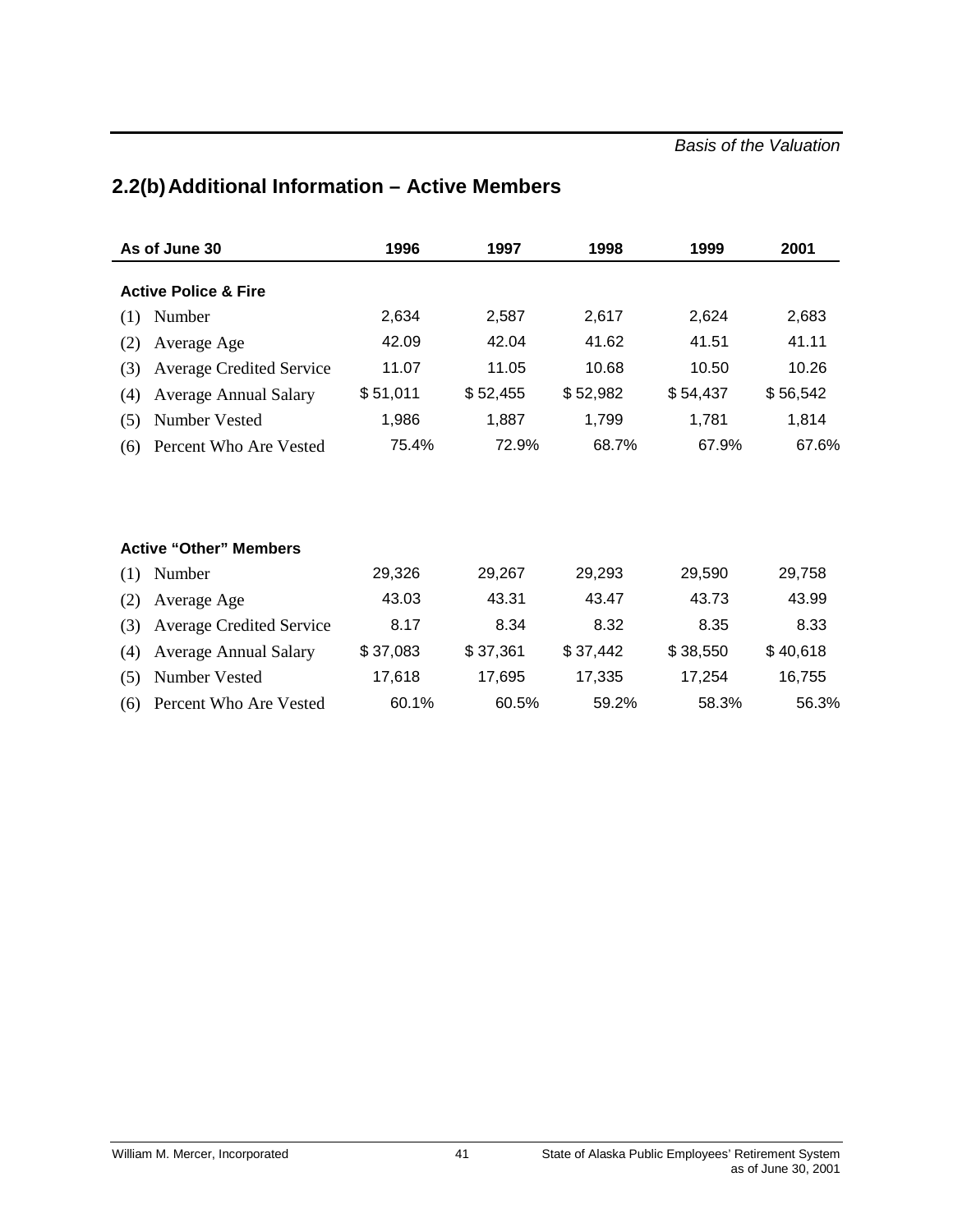## 2.2(b) Additional Information – Active Members

| As of June 30 | 1996 | 1997 | 1998 | 1999 | 2001 |
|---|---|---|---|---|---|
| **Active Police & Fire** | | | | | |
| (1) Number | 2,634 | 2,587 | 2,617 | 2,624 | 2,683 |
| (2) Average Age | 42.09 | 42.04 | 41.62 | 41.51 | 41.11 |
| (3) Average Credited Service | 11.07 | 11.05 | 10.68 | 10.50 | 10.26 |
| (4) Average Annual Salary | $ 51,011 | $ 52,455 | $ 52,982 | $ 54,437 | $ 56,542 |
| (5) Number Vested | 1,986 | 1,887 | 1,799 | 1,781 | 1,814 |
| (6) Percent Who Are Vested | 75.4% | 72.9% | 68.7% | 67.9% | 67.6% |
| **Active "Other" Members** | | | | | |
| (1) Number | 29,326 | 29,267 | 29,293 | 29,590 | 29,758 |
| (2) Average Age | 43.03 | 43.31 | 43.47 | 43.73 | 43.99 |
| (3) Average Credited Service | 8.17 | 8.34 | 8.32 | 8.35 | 8.33 |
| (4) Average Annual Salary | $ 37,083 | $ 37,361 | $ 37,442 | $ 38,550 | $ 40,618 |
| (5) Number Vested | 17,618 | 17,695 | 17,335 | 17,254 | 16,755 |
| (6) Percent Who Are Vested | 60.1% | 60.5% | 59.2% | 58.3% | 56.3% |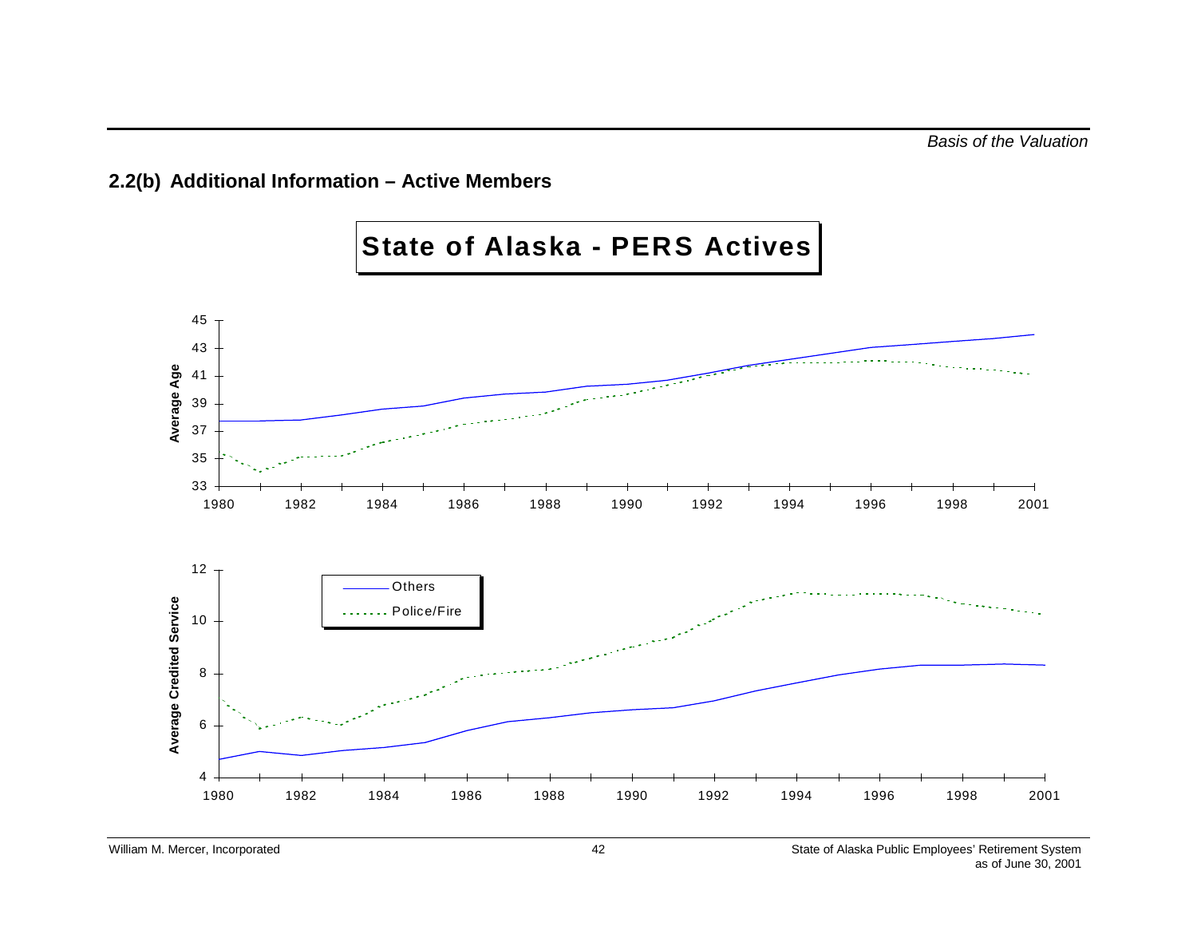## 2.2(b) Additional Information – Active Members

**State of Alaska - PERS Actives**

Average Age (1980–2001): Others; Police/Fire

Average Credited Service (1980–2001): Others; Police/Fire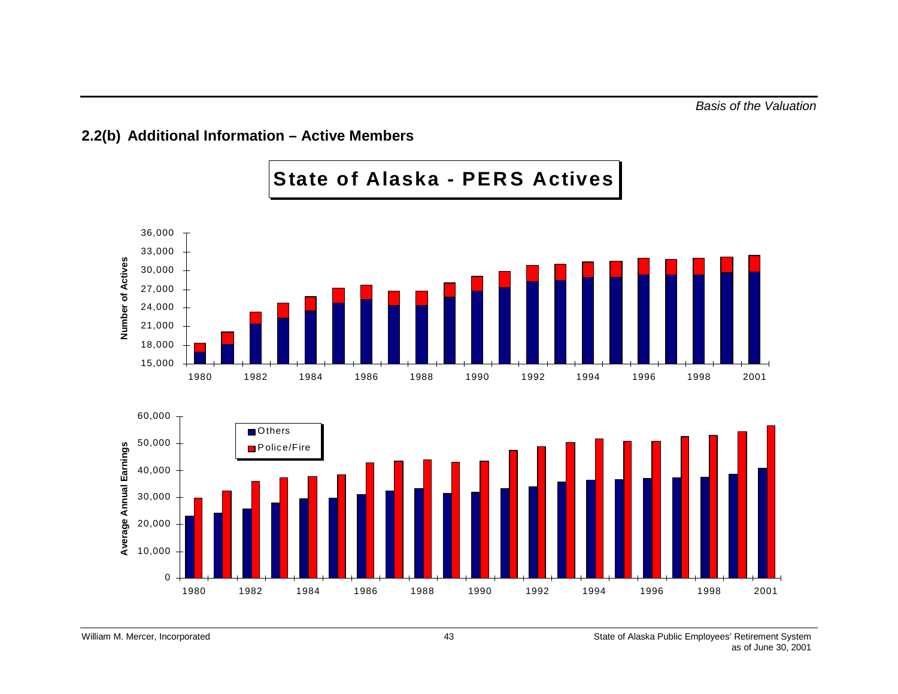## 2.2(b) Additional Information – Active Members

**State of Alaska - PERS Actives**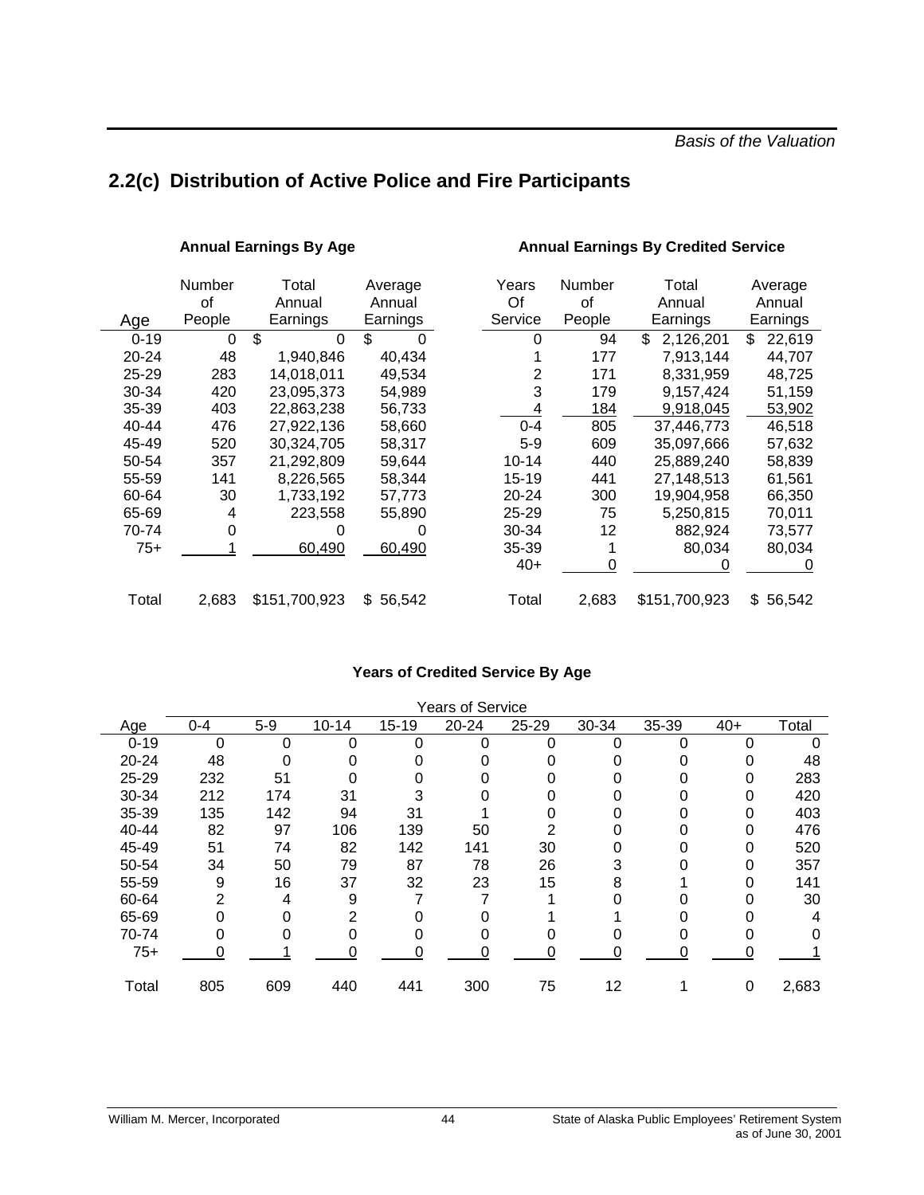## 2.2(c) Distribution of Active Police and Fire Participants

### Annual Earnings By Age

| Age | Number of People | Total Annual Earnings | Average Annual Earnings |
|---|---|---|---|
| 0-19 | 0 | $ 0 | $ 0 |
| 20-24 | 48 | 1,940,846 | 40,434 |
| 25-29 | 283 | 14,018,011 | 49,534 |
| 30-34 | 420 | 23,095,373 | 54,989 |
| 35-39 | 403 | 22,863,238 | 56,733 |
| 40-44 | 476 | 27,922,136 | 58,660 |
| 45-49 | 520 | 30,324,705 | 58,317 |
| 50-54 | 357 | 21,292,809 | 59,644 |
| 55-59 | 141 | 8,226,565 | 58,344 |
| 60-64 | 30 | 1,733,192 | 57,773 |
| 65-69 | 4 | 223,558 | 55,890 |
| 70-74 | 0 | 0 | 0 |
| 75+ | 1 | 60,490 | 60,490 |
| Total | 2,683 | $151,700,923 | $ 56,542 |

### Annual Earnings By Credited Service

| Years Of Service | Number of People | Total Annual Earnings | Average Annual Earnings |
|---|---|---|---|
| 0 | 94 | $ 2,126,201 | $ 22,619 |
| 1 | 177 | 7,913,144 | 44,707 |
| 2 | 171 | 8,331,959 | 48,725 |
| 3 | 179 | 9,157,424 | 51,159 |
| 4 | 184 | 9,918,045 | 53,902 |
| 0-4 | 805 | 37,446,773 | 46,518 |
| 5-9 | 609 | 35,097,666 | 57,632 |
| 10-14 | 440 | 25,889,240 | 58,839 |
| 15-19 | 441 | 27,148,513 | 61,561 |
| 20-24 | 300 | 19,904,958 | 66,350 |
| 25-29 | 75 | 5,250,815 | 70,011 |
| 30-34 | 12 | 882,924 | 73,577 |
| 35-39 | 1 | 80,034 | 80,034 |
| 40+ | 0 | 0 | 0 |
| Total | 2,683 | $151,700,923 | $ 56,542 |

### Years of Credited Service By Age

| | Years of Service | | | | | | | | | |
|---|---|---|---|---|---|---|---|---|---|---|
| Age | 0-4 | 5-9 | 10-14 | 15-19 | 20-24 | 25-29 | 30-34 | 35-39 | 40+ | Total |
| 0-19 | 0 | 0 | 0 | 0 | 0 | 0 | 0 | 0 | 0 | 0 |
| 20-24 | 48 | 0 | 0 | 0 | 0 | 0 | 0 | 0 | 0 | 48 |
| 25-29 | 232 | 51 | 0 | 0 | 0 | 0 | 0 | 0 | 0 | 283 |
| 30-34 | 212 | 174 | 31 | 3 | 0 | 0 | 0 | 0 | 0 | 420 |
| 35-39 | 135 | 142 | 94 | 31 | 1 | 0 | 0 | 0 | 0 | 403 |
| 40-44 | 82 | 97 | 106 | 139 | 50 | 2 | 0 | 0 | 0 | 476 |
| 45-49 | 51 | 74 | 82 | 142 | 141 | 30 | 0 | 0 | 0 | 520 |
| 50-54 | 34 | 50 | 79 | 87 | 78 | 26 | 3 | 0 | 0 | 357 |
| 55-59 | 9 | 16 | 37 | 32 | 23 | 15 | 8 | 1 | 0 | 141 |
| 60-64 | 2 | 4 | 9 | 7 | 7 | 1 | 0 | 0 | 0 | 30 |
| 65-69 | 0 | 0 | 2 | 0 | 0 | 1 | 1 | 0 | 0 | 4 |
| 70-74 | 0 | 0 | 0 | 0 | 0 | 0 | 0 | 0 | 0 | 0 |
| 75+ | 0 | 1 | 0 | 0 | 0 | 0 | 0 | 0 | 0 | 1 |
| Total | 805 | 609 | 440 | 441 | 300 | 75 | 12 | 1 | 0 | 2,683 |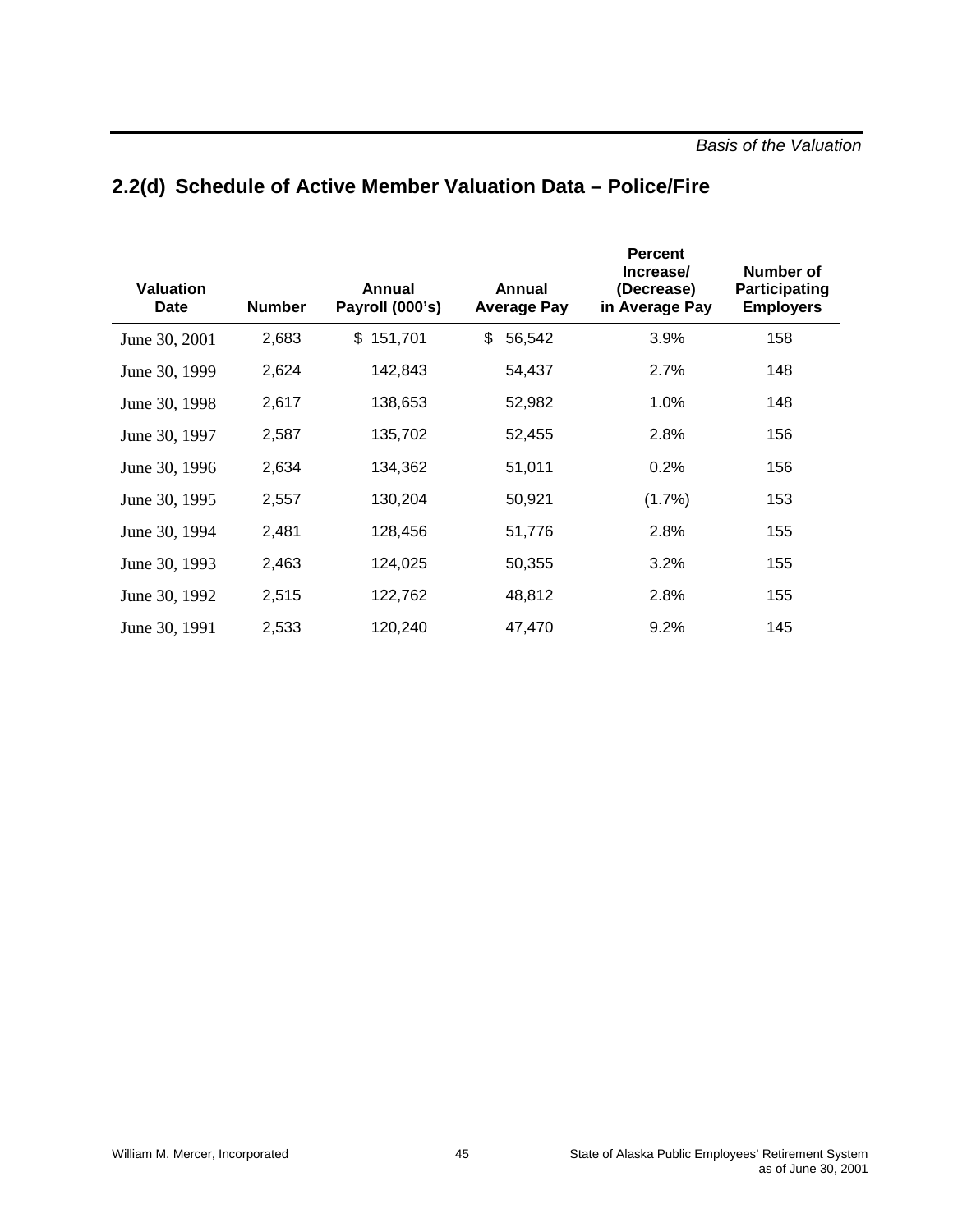## 2.2(d) Schedule of Active Member Valuation Data – Police/Fire

| Valuation Date | Number | Annual Payroll (000's) | Annual Average Pay | Percent Increase/ (Decrease) in Average Pay | Number of Participating Employers |
|---|---|---|---|---|---|
| June 30, 2001 | 2,683 | $ 151,701 | $ 56,542 | 3.9% | 158 |
| June 30, 1999 | 2,624 | 142,843 | 54,437 | 2.7% | 148 |
| June 30, 1998 | 2,617 | 138,653 | 52,982 | 1.0% | 148 |
| June 30, 1997 | 2,587 | 135,702 | 52,455 | 2.8% | 156 |
| June 30, 1996 | 2,634 | 134,362 | 51,011 | 0.2% | 156 |
| June 30, 1995 | 2,557 | 130,204 | 50,921 | (1.7%) | 153 |
| June 30, 1994 | 2,481 | 128,456 | 51,776 | 2.8% | 155 |
| June 30, 1993 | 2,463 | 124,025 | 50,355 | 3.2% | 155 |
| June 30, 1992 | 2,515 | 122,762 | 48,812 | 2.8% | 155 |
| June 30, 1991 | 2,533 | 120,240 | 47,470 | 9.2% | 145 |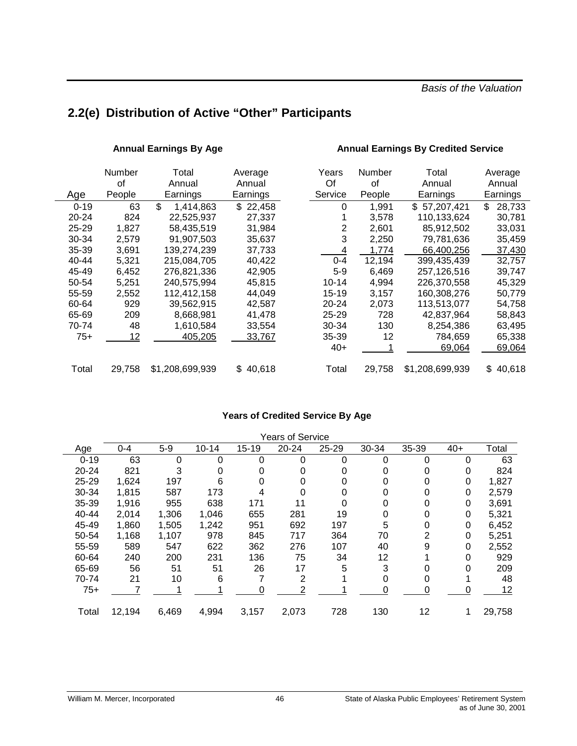## 2.2(e) Distribution of Active "Other" Participants

**Annual Earnings By Age**

| Age | Number of People | Total Annual Earnings | Average Annual Earnings |
|---|---|---|---|
| 0-19 | 63 | $ 1,414,863 | $ 22,458 |
| 20-24 | 824 | 22,525,937 | 27,337 |
| 25-29 | 1,827 | 58,435,519 | 31,984 |
| 30-34 | 2,579 | 91,907,503 | 35,637 |
| 35-39 | 3,691 | 139,274,239 | 37,733 |
| 40-44 | 5,321 | 215,084,705 | 40,422 |
| 45-49 | 6,452 | 276,821,336 | 42,905 |
| 50-54 | 5,251 | 240,575,994 | 45,815 |
| 55-59 | 2,552 | 112,412,158 | 44,049 |
| 60-64 | 929 | 39,562,915 | 42,587 |
| 65-69 | 209 | 8,668,981 | 41,478 |
| 70-74 | 48 | 1,610,584 | 33,554 |
| 75+ | 12 | 405,205 | 33,767 |
| Total | 29,758 | $1,208,699,939 | $ 40,618 |

**Annual Earnings By Credited Service**

| Years Of Service | Number of People | Total Annual Earnings | Average Annual Earnings |
|---|---|---|---|
| 0 | 1,991 | $ 57,207,421 | $ 28,733 |
| 1 | 3,578 | 110,133,624 | 30,781 |
| 2 | 2,601 | 85,912,502 | 33,031 |
| 3 | 2,250 | 79,781,636 | 35,459 |
| 4 | 1,774 | 66,400,256 | 37,430 |
| 0-4 | 12,194 | 399,435,439 | 32,757 |
| 5-9 | 6,469 | 257,126,516 | 39,747 |
| 10-14 | 4,994 | 226,370,558 | 45,329 |
| 15-19 | 3,157 | 160,308,276 | 50,779 |
| 20-24 | 2,073 | 113,513,077 | 54,758 |
| 25-29 | 728 | 42,837,964 | 58,843 |
| 30-34 | 130 | 8,254,386 | 63,495 |
| 35-39 | 12 | 784,659 | 65,338 |
| 40+ | 1 | 69,064 | 69,064 |
| Total | 29,758 | $1,208,699,939 | $ 40,618 |

**Years of Credited Service By Age**

| | Years of Service | | | | | | | | | |
|---|---|---|---|---|---|---|---|---|---|---|
| Age | 0-4 | 5-9 | 10-14 | 15-19 | 20-24 | 25-29 | 30-34 | 35-39 | 40+ | Total |
| 0-19 | 63 | 0 | 0 | 0 | 0 | 0 | 0 | 0 | 0 | 63 |
| 20-24 | 821 | 3 | 0 | 0 | 0 | 0 | 0 | 0 | 0 | 824 |
| 25-29 | 1,624 | 197 | 6 | 0 | 0 | 0 | 0 | 0 | 0 | 1,827 |
| 30-34 | 1,815 | 587 | 173 | 4 | 0 | 0 | 0 | 0 | 0 | 2,579 |
| 35-39 | 1,916 | 955 | 638 | 171 | 11 | 0 | 0 | 0 | 0 | 3,691 |
| 40-44 | 2,014 | 1,306 | 1,046 | 655 | 281 | 19 | 0 | 0 | 0 | 5,321 |
| 45-49 | 1,860 | 1,505 | 1,242 | 951 | 692 | 197 | 5 | 0 | 0 | 6,452 |
| 50-54 | 1,168 | 1,107 | 978 | 845 | 717 | 364 | 70 | 2 | 0 | 5,251 |
| 55-59 | 589 | 547 | 622 | 362 | 276 | 107 | 40 | 9 | 0 | 2,552 |
| 60-64 | 240 | 200 | 231 | 136 | 75 | 34 | 12 | 1 | 0 | 929 |
| 65-69 | 56 | 51 | 51 | 26 | 17 | 5 | 3 | 0 | 0 | 209 |
| 70-74 | 21 | 10 | 6 | 7 | 2 | 1 | 0 | 0 | 1 | 48 |
| 75+ | 7 | 1 | 1 | 0 | 2 | 1 | 0 | 0 | 0 | 12 |
| Total | 12,194 | 6,469 | 4,994 | 3,157 | 2,073 | 728 | 130 | 12 | 1 | 29,758 |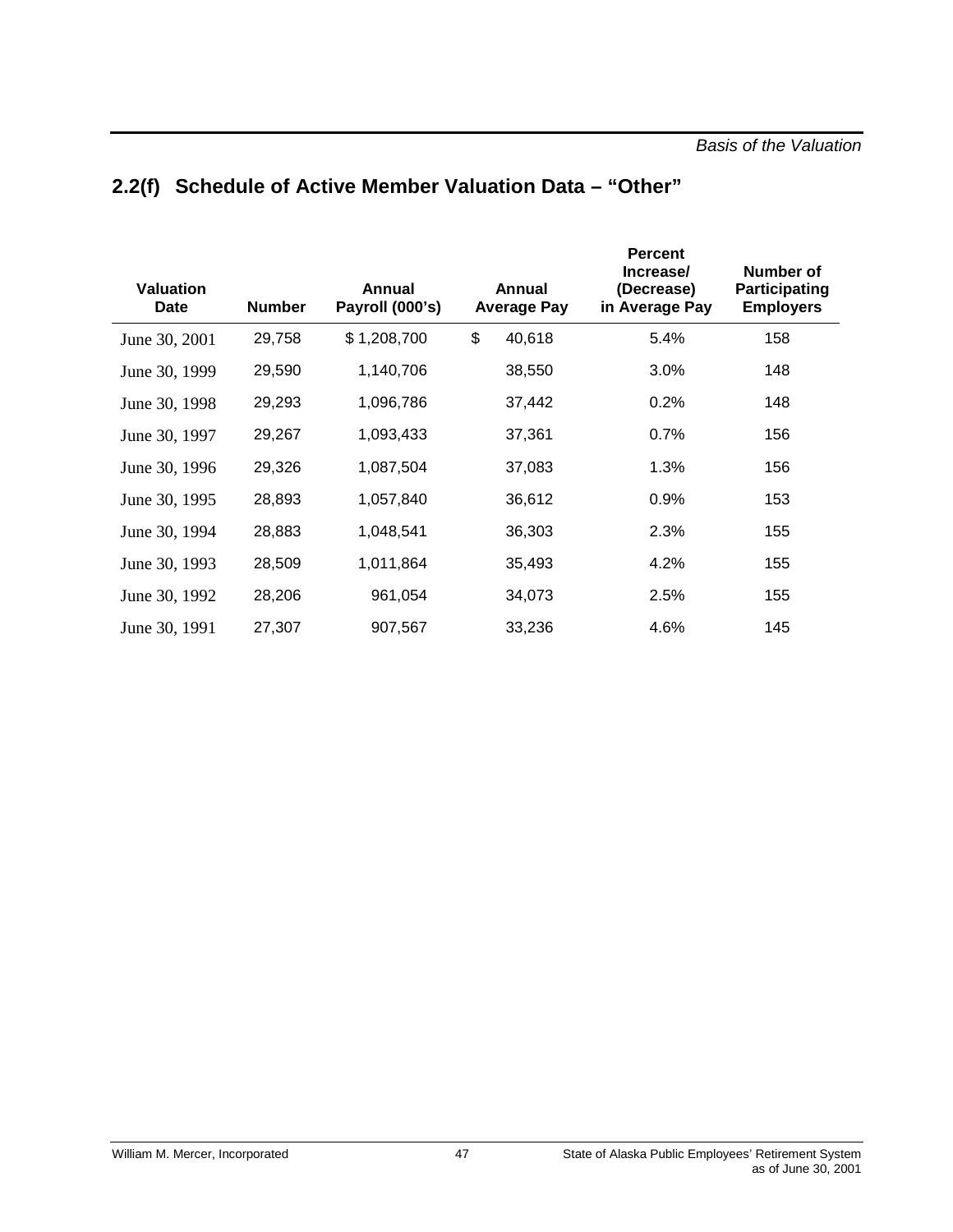## 2.2(f) Schedule of Active Member Valuation Data – "Other"

| Valuation Date | Number | Annual Payroll (000's) | Annual Average Pay | Percent Increase/ (Decrease) in Average Pay | Number of Participating Employers |
|---|---|---|---|---|---|
| June 30, 2001 | 29,758 | $ 1,208,700 | $ 40,618 | 5.4% | 158 |
| June 30, 1999 | 29,590 | 1,140,706 | 38,550 | 3.0% | 148 |
| June 30, 1998 | 29,293 | 1,096,786 | 37,442 | 0.2% | 148 |
| June 30, 1997 | 29,267 | 1,093,433 | 37,361 | 0.7% | 156 |
| June 30, 1996 | 29,326 | 1,087,504 | 37,083 | 1.3% | 156 |
| June 30, 1995 | 28,893 | 1,057,840 | 36,612 | 0.9% | 153 |
| June 30, 1994 | 28,883 | 1,048,541 | 36,303 | 2.3% | 155 |
| June 30, 1993 | 28,509 | 1,011,864 | 35,493 | 4.2% | 155 |
| June 30, 1992 | 28,206 | 961,054 | 34,073 | 2.5% | 155 |
| June 30, 1991 | 27,307 | 907,567 | 33,236 | 4.6% | 145 |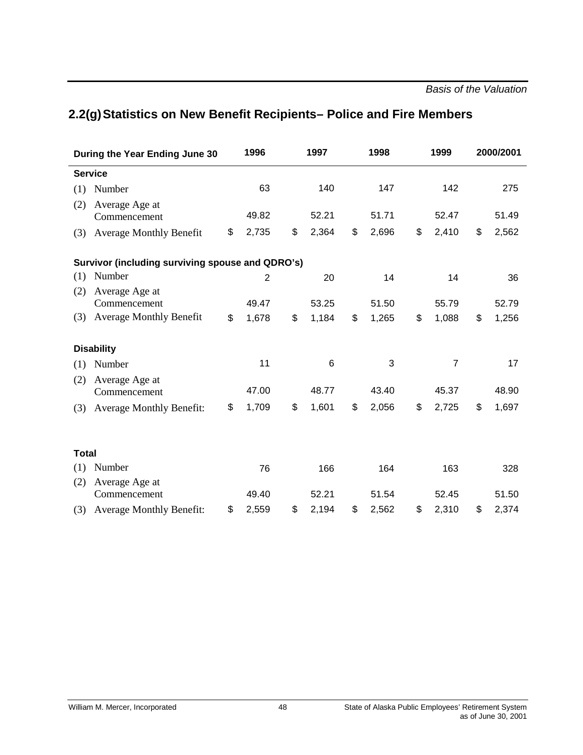## 2.2(g) Statistics on New Benefit Recipients– Police and Fire Members

| During the Year Ending June 30 | 1996 | 1997 | 1998 | 1999 | 2000/2001 |
|---|---|---|---|---|---|
| **Service** | | | | | |
| (1) Number | 63 | 140 | 147 | 142 | 275 |
| (2) Average Age at Commencement | 49.82 | 52.21 | 51.71 | 52.47 | 51.49 |
| (3) Average Monthly Benefit | $ 2,735 | $ 2,364 | $ 2,696 | $ 2,410 | $ 2,562 |
| **Survivor (including surviving spouse and QDRO's)** | | | | | |
| (1) Number | 2 | 20 | 14 | 14 | 36 |
| (2) Average Age at Commencement | 49.47 | 53.25 | 51.50 | 55.79 | 52.79 |
| (3) Average Monthly Benefit | $ 1,678 | $ 1,184 | $ 1,265 | $ 1,088 | $ 1,256 |
| **Disability** | | | | | |
| (1) Number | 11 | 6 | 3 | 7 | 17 |
| (2) Average Age at Commencement | 47.00 | 48.77 | 43.40 | 45.37 | 48.90 |
| (3) Average Monthly Benefit: | $ 1,709 | $ 1,601 | $ 2,056 | $ 2,725 | $ 1,697 |
| **Total** | | | | | |
| (1) Number | 76 | 166 | 164 | 163 | 328 |
| (2) Average Age at Commencement | 49.40 | 52.21 | 51.54 | 52.45 | 51.50 |
| (3) Average Monthly Benefit: | $ 2,559 | $ 2,194 | $ 2,562 | $ 2,310 | $ 2,374 |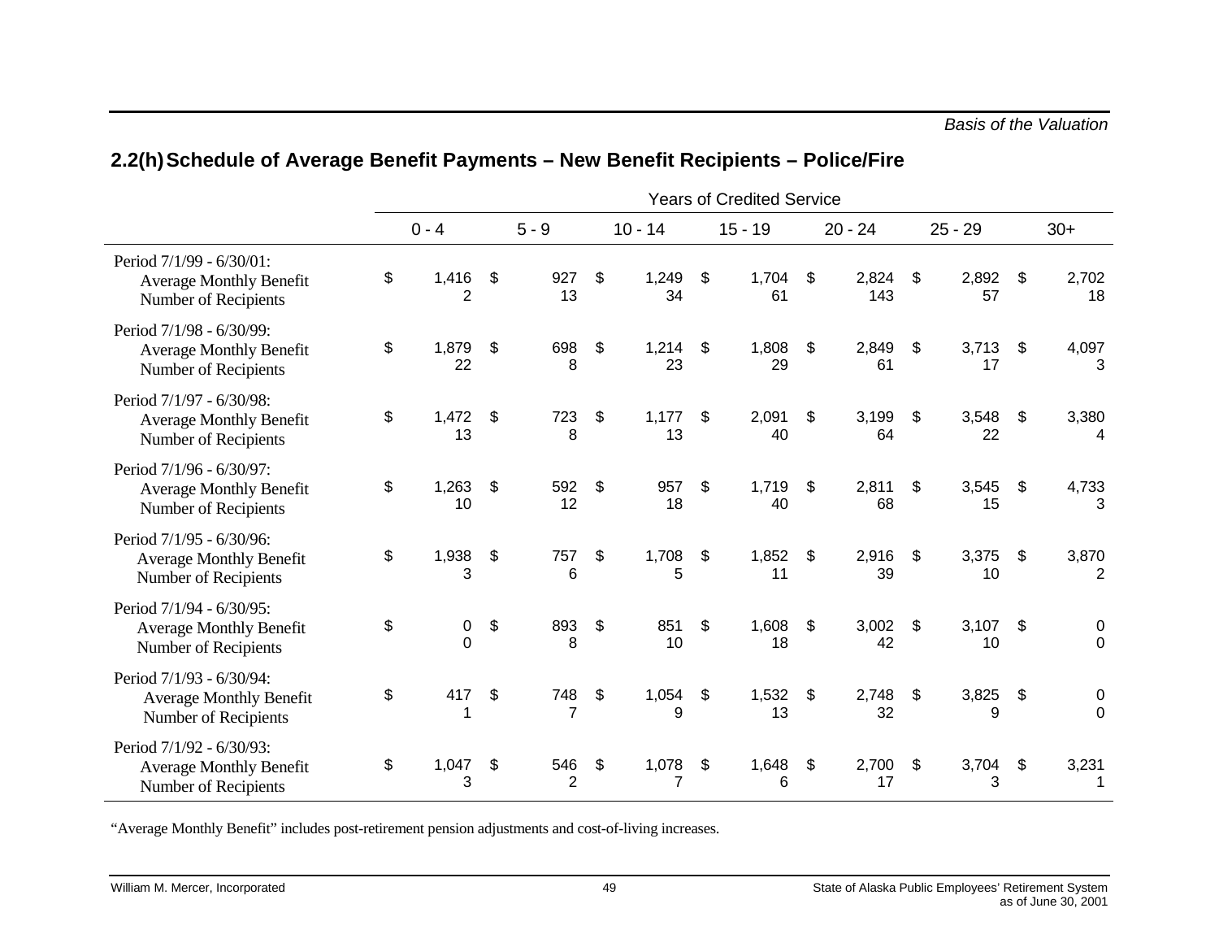## 2.2(h) Schedule of Average Benefit Payments – New Benefit Recipients – Police/Fire

| | Years of Credited Service | | | | | | |
|---|---|---|---|---|---|---|---|
| | 0 - 4 | 5 - 9 | 10 - 14 | 15 - 19 | 20 - 24 | 25 - 29 | 30+ |
| **Period 7/1/99 - 6/30/01:** | | | | | | | |
| Average Monthly Benefit | $ 1,416 | $ 927 | $ 1,249 | $ 1,704 | $ 2,824 | $ 2,892 | $ 2,702 |
| Number of Recipients | 2 | 13 | 34 | 61 | 143 | 57 | 18 |
| **Period 7/1/98 - 6/30/99:** | | | | | | | |
| Average Monthly Benefit | $ 1,879 | $ 698 | $ 1,214 | $ 1,808 | $ 2,849 | $ 3,713 | $ 4,097 |
| Number of Recipients | 22 | 8 | 23 | 29 | 61 | 17 | 3 |
| **Period 7/1/97 - 6/30/98:** | | | | | | | |
| Average Monthly Benefit | $ 1,472 | $ 723 | $ 1,177 | $ 2,091 | $ 3,199 | $ 3,548 | $ 3,380 |
| Number of Recipients | 13 | 8 | 13 | 40 | 64 | 22 | 4 |
| **Period 7/1/96 - 6/30/97:** | | | | | | | |
| Average Monthly Benefit | $ 1,263 | $ 592 | $ 957 | $ 1,719 | $ 2,811 | $ 3,545 | $ 4,733 |
| Number of Recipients | 10 | 12 | 18 | 40 | 68 | 15 | 3 |
| **Period 7/1/95 - 6/30/96:** | | | | | | | |
| Average Monthly Benefit | $ 1,938 | $ 757 | $ 1,708 | $ 1,852 | $ 2,916 | $ 3,375 | $ 3,870 |
| Number of Recipients | 3 | 6 | 5 | 11 | 39 | 10 | 2 |
| **Period 7/1/94 - 6/30/95:** | | | | | | | |
| Average Monthly Benefit | $ 0 | $ 893 | $ 851 | $ 1,608 | $ 3,002 | $ 3,107 | $ 0 |
| Number of Recipients | 0 | 8 | 10 | 18 | 42 | 10 | 0 |
| **Period 7/1/93 - 6/30/94:** | | | | | | | |
| Average Monthly Benefit | $ 417 | $ 748 | $ 1,054 | $ 1,532 | $ 2,748 | $ 3,825 | $ 0 |
| Number of Recipients | 1 | 7 | 9 | 13 | 32 | 9 | 0 |
| **Period 7/1/92 - 6/30/93:** | | | | | | | |
| Average Monthly Benefit | $ 1,047 | $ 546 | $ 1,078 | $ 1,648 | $ 2,700 | $ 3,704 | $ 3,231 |
| Number of Recipients | 3 | 2 | 7 | 6 | 17 | 3 | 1 |

"Average Monthly Benefit" includes post-retirement pension adjustments and cost-of-living increases.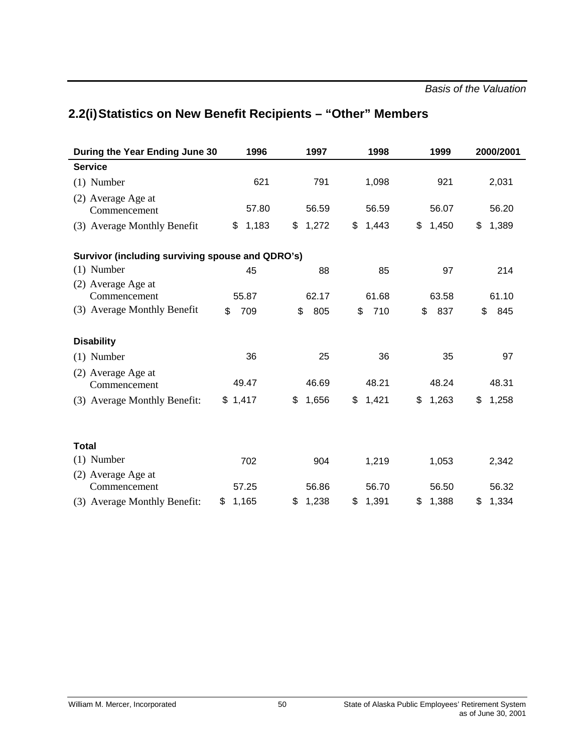## 2.2(i) Statistics on New Benefit Recipients – "Other" Members

| During the Year Ending June 30 | 1996 | 1997 | 1998 | 1999 | 2000/2001 |
|---|---|---|---|---|---|
| **Service** | | | | | |
| (1) Number | 621 | 791 | 1,098 | 921 | 2,031 |
| (2) Average Age at Commencement | 57.80 | 56.59 | 56.59 | 56.07 | 56.20 |
| (3) Average Monthly Benefit | $ 1,183 | $ 1,272 | $ 1,443 | $ 1,450 | $ 1,389 |
| **Survivor (including surviving spouse and QDRO's)** | | | | | |
| (1) Number | 45 | 88 | 85 | 97 | 214 |
| (2) Average Age at Commencement | 55.87 | 62.17 | 61.68 | 63.58 | 61.10 |
| (3) Average Monthly Benefit | $ 709 | $ 805 | $ 710 | $ 837 | $ 845 |
| **Disability** | | | | | |
| (1) Number | 36 | 25 | 36 | 35 | 97 |
| (2) Average Age at Commencement | 49.47 | 46.69 | 48.21 | 48.24 | 48.31 |
| (3) Average Monthly Benefit: | $ 1,417 | $ 1,656 | $ 1,421 | $ 1,263 | $ 1,258 |
| **Total** | | | | | |
| (1) Number | 702 | 904 | 1,219 | 1,053 | 2,342 |
| (2) Average Age at Commencement | 57.25 | 56.86 | 56.70 | 56.50 | 56.32 |
| (3) Average Monthly Benefit: | $ 1,165 | $ 1,238 | $ 1,391 | $ 1,388 | $ 1,334 |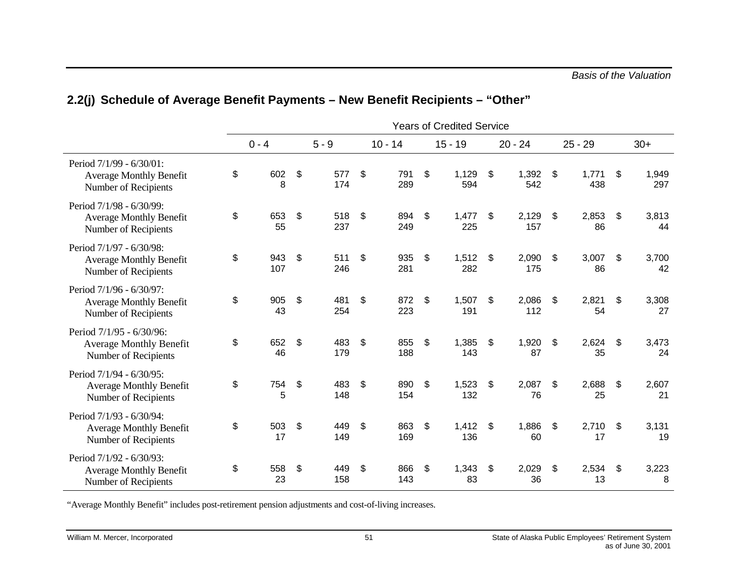## 2.2(j) Schedule of Average Benefit Payments – New Benefit Recipients – "Other"

| | Years of Credited Service | | | | | | |
|---|---|---|---|---|---|---|---|
| | 0 - 4 | 5 - 9 | 10 - 14 | 15 - 19 | 20 - 24 | 25 - 29 | 30+ |
| **Period 7/1/99 - 6/30/01:** | | | | | | | |
| Average Monthly Benefit | $ 602 | $ 577 | $ 791 | $ 1,129 | $ 1,392 | $ 1,771 | $ 1,949 |
| Number of Recipients | 8 | 174 | 289 | 594 | 542 | 438 | 297 |
| **Period 7/1/98 - 6/30/99:** | | | | | | | |
| Average Monthly Benefit | $ 653 | $ 518 | $ 894 | $ 1,477 | $ 2,129 | $ 2,853 | $ 3,813 |
| Number of Recipients | 55 | 237 | 249 | 225 | 157 | 86 | 44 |
| **Period 7/1/97 - 6/30/98:** | | | | | | | |
| Average Monthly Benefit | $ 943 | $ 511 | $ 935 | $ 1,512 | $ 2,090 | $ 3,007 | $ 3,700 |
| Number of Recipients | 107 | 246 | 281 | 282 | 175 | 86 | 42 |
| **Period 7/1/96 - 6/30/97:** | | | | | | | |
| Average Monthly Benefit | $ 905 | $ 481 | $ 872 | $ 1,507 | $ 2,086 | $ 2,821 | $ 3,308 |
| Number of Recipients | 43 | 254 | 223 | 191 | 112 | 54 | 27 |
| **Period 7/1/95 - 6/30/96:** | | | | | | | |
| Average Monthly Benefit | $ 652 | $ 483 | $ 855 | $ 1,385 | $ 1,920 | $ 2,624 | $ 3,473 |
| Number of Recipients | 46 | 179 | 188 | 143 | 87 | 35 | 24 |
| **Period 7/1/94 - 6/30/95:** | | | | | | | |
| Average Monthly Benefit | $ 754 | $ 483 | $ 890 | $ 1,523 | $ 2,087 | $ 2,688 | $ 2,607 |
| Number of Recipients | 5 | 148 | 154 | 132 | 76 | 25 | 21 |
| **Period 7/1/93 - 6/30/94:** | | | | | | | |
| Average Monthly Benefit | $ 503 | $ 449 | $ 863 | $ 1,412 | $ 1,886 | $ 2,710 | $ 3,131 |
| Number of Recipients | 17 | 149 | 169 | 136 | 60 | 17 | 19 |
| **Period 7/1/92 - 6/30/93:** | | | | | | | |
| Average Monthly Benefit | $ 558 | $ 449 | $ 866 | $ 1,343 | $ 2,029 | $ 2,534 | $ 3,223 |
| Number of Recipients | 23 | 158 | 143 | 83 | 36 | 13 | 8 |

"Average Monthly Benefit" includes post-retirement pension adjustments and cost-of-living increases.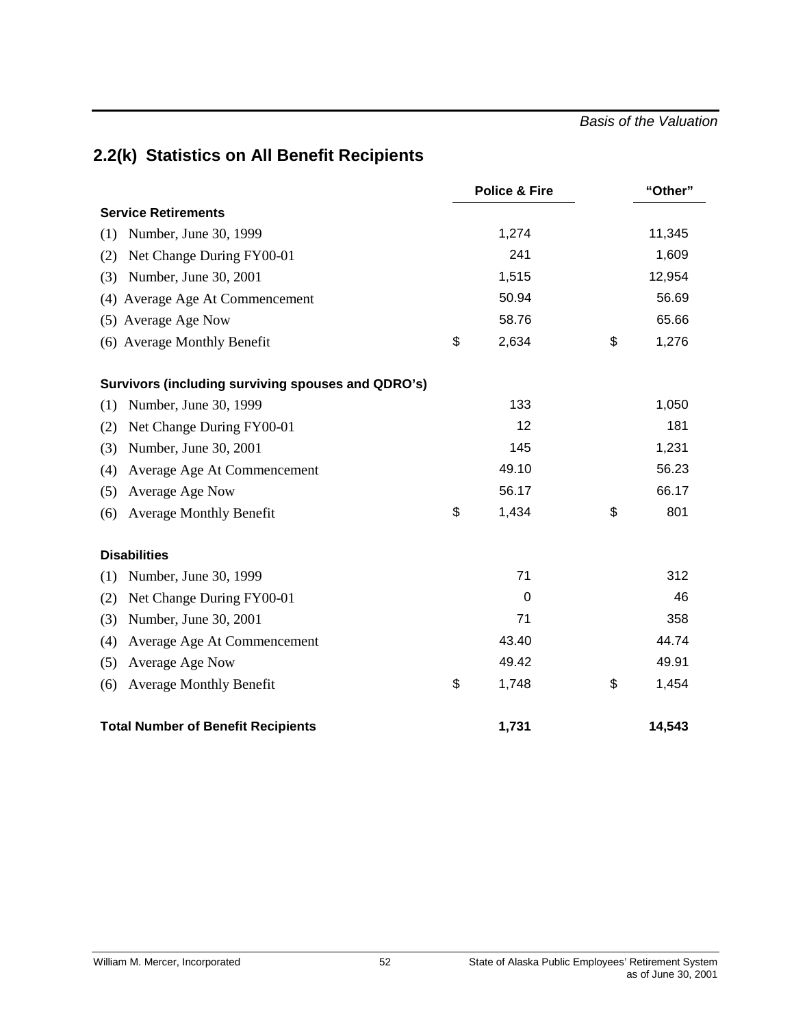## 2.2(k) Statistics on All Benefit Recipients

| | Police & Fire | "Other" |
|---|---|---|
| **Service Retirements** | | |
| (1) Number, June 30, 1999 | 1,274 | 11,345 |
| (2) Net Change During FY00-01 | 241 | 1,609 |
| (3) Number, June 30, 2001 | 1,515 | 12,954 |
| (4) Average Age At Commencement | 50.94 | 56.69 |
| (5) Average Age Now | 58.76 | 65.66 |
| (6) Average Monthly Benefit | $ 2,634 | $ 1,276 |
| **Survivors (including surviving spouses and QDRO's)** | | |
| (1) Number, June 30, 1999 | 133 | 1,050 |
| (2) Net Change During FY00-01 | 12 | 181 |
| (3) Number, June 30, 2001 | 145 | 1,231 |
| (4) Average Age At Commencement | 49.10 | 56.23 |
| (5) Average Age Now | 56.17 | 66.17 |
| (6) Average Monthly Benefit | $ 1,434 | $ 801 |
| **Disabilities** | | |
| (1) Number, June 30, 1999 | 71 | 312 |
| (2) Net Change During FY00-01 | 0 | 46 |
| (3) Number, June 30, 2001 | 71 | 358 |
| (4) Average Age At Commencement | 43.40 | 44.74 |
| (5) Average Age Now | 49.42 | 49.91 |
| (6) Average Monthly Benefit | $ 1,748 | $ 1,454 |
| **Total Number of Benefit Recipients** | **1,731** | **14,543** |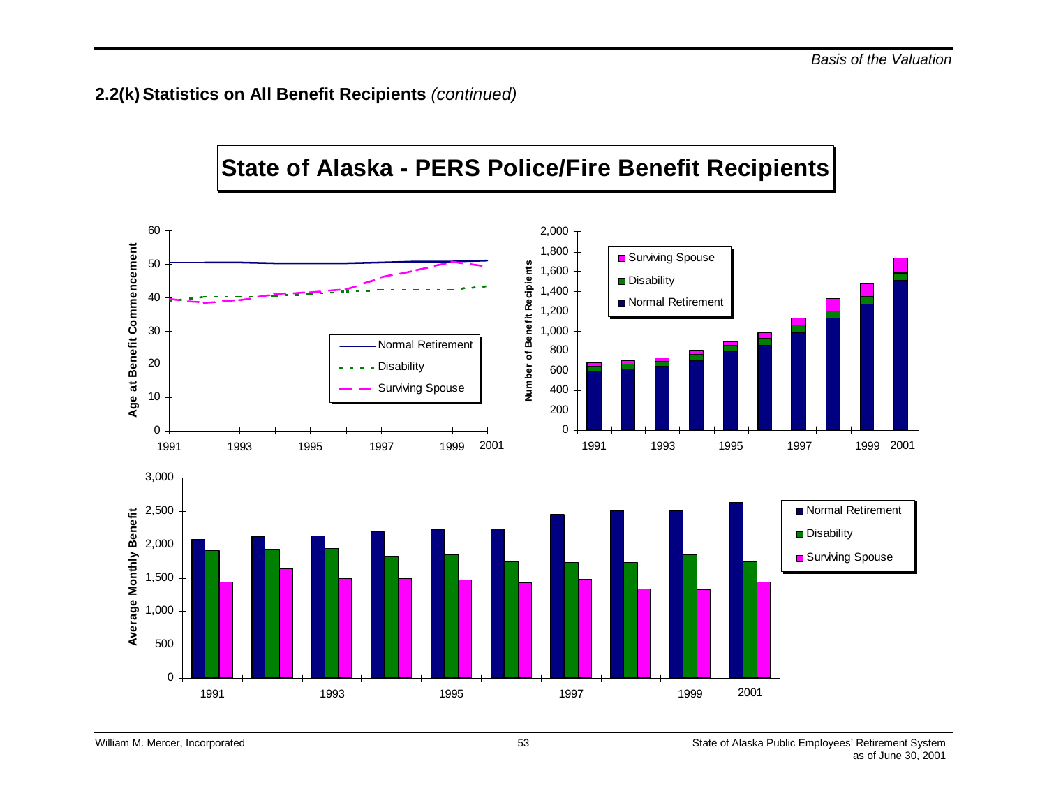### 2.2(k) Statistics on All Benefit Recipients *(continued)*

## State of Alaska - PERS Police/Fire Benefit Recipients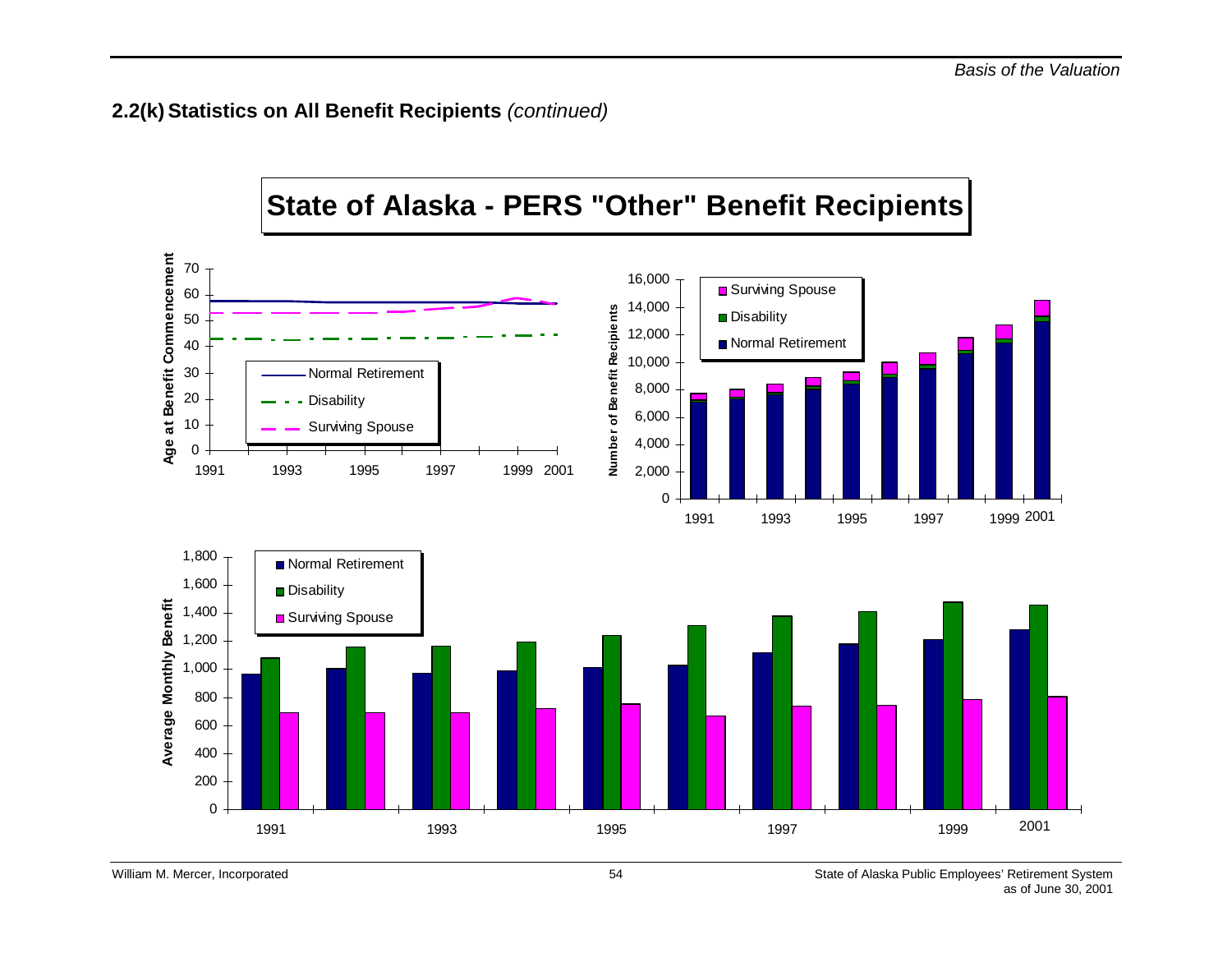### 2.2(k) Statistics on All Benefit Recipients *(continued)*

## State of Alaska - PERS "Other" Benefit Recipients

Age at Benefit Commencement

| | 1991 | 1993 | 1995 | 1997 | 1999 | 2001 |
|---|---|---|---|---|---|---|
| Normal Retirement | | | | | | |
| Disability | | | | | | |
| Surviving Spouse | | | | | | |

Number of Benefit Recipients

- Surviving Spouse
- Disability
- Normal Retirement

Average Monthly Benefit

- Normal Retirement
- Disability
- Surviving Spouse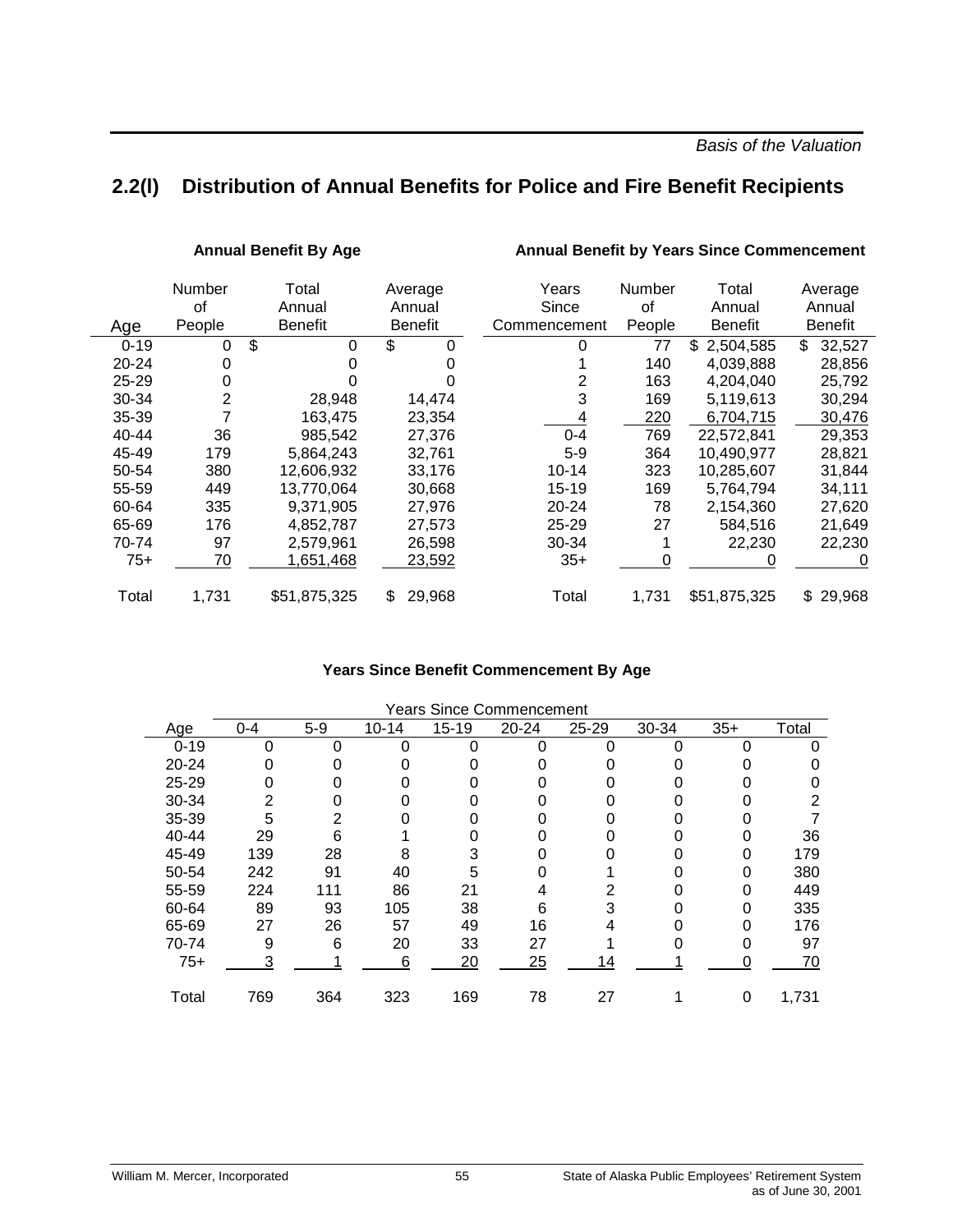## 2.2(l) Distribution of Annual Benefits for Police and Fire Benefit Recipients

**Annual Benefit By Age**

| Age | Number of People | Total Annual Benefit | Average Annual Benefit |
|---|---|---|---|
| 0-19 | 0 | $ 0 | $ 0 |
| 20-24 | 0 | 0 | 0 |
| 25-29 | 0 | 0 | 0 |
| 30-34 | 2 | 28,948 | 14,474 |
| 35-39 | 7 | 163,475 | 23,354 |
| 40-44 | 36 | 985,542 | 27,376 |
| 45-49 | 179 | 5,864,243 | 32,761 |
| 50-54 | 380 | 12,606,932 | 33,176 |
| 55-59 | 449 | 13,770,064 | 30,668 |
| 60-64 | 335 | 9,371,905 | 27,976 |
| 65-69 | 176 | 4,852,787 | 27,573 |
| 70-74 | 97 | 2,579,961 | 26,598 |
| 75+ | 70 | 1,651,468 | 23,592 |
| Total | 1,731 | $51,875,325 | $ 29,968 |

**Annual Benefit by Years Since Commencement**

| Years Since Commencement | Number of People | Total Annual Benefit | Average Annual Benefit |
|---|---|---|---|
| 0 | 77 | $ 2,504,585 | $ 32,527 |
| 1 | 140 | 4,039,888 | 28,856 |
| 2 | 163 | 4,204,040 | 25,792 |
| 3 | 169 | 5,119,613 | 30,294 |
| 4 | 220 | 6,704,715 | 30,476 |
| 0-4 | 769 | 22,572,841 | 29,353 |
| 5-9 | 364 | 10,490,977 | 28,821 |
| 10-14 | 323 | 10,285,607 | 31,844 |
| 15-19 | 169 | 5,764,794 | 34,111 |
| 20-24 | 78 | 2,154,360 | 27,620 |
| 25-29 | 27 | 584,516 | 21,649 |
| 30-34 | 1 | 22,230 | 22,230 |
| 35+ | 0 | 0 | 0 |
| Total | 1,731 | $51,875,325 | $ 29,968 |

**Years Since Benefit Commencement By Age**

| Age | Years Since Commencement | | | | | | | | |
|---|---|---|---|---|---|---|---|---|---|
| | 0-4 | 5-9 | 10-14 | 15-19 | 20-24 | 25-29 | 30-34 | 35+ | Total |
| 0-19 | 0 | 0 | 0 | 0 | 0 | 0 | 0 | 0 | 0 |
| 20-24 | 0 | 0 | 0 | 0 | 0 | 0 | 0 | 0 | 0 |
| 25-29 | 0 | 0 | 0 | 0 | 0 | 0 | 0 | 0 | 0 |
| 30-34 | 2 | 0 | 0 | 0 | 0 | 0 | 0 | 0 | 2 |
| 35-39 | 5 | 2 | 0 | 0 | 0 | 0 | 0 | 0 | 7 |
| 40-44 | 29 | 6 | 1 | 0 | 0 | 0 | 0 | 0 | 36 |
| 45-49 | 139 | 28 | 8 | 3 | 0 | 0 | 0 | 0 | 179 |
| 50-54 | 242 | 91 | 40 | 5 | 0 | 1 | 0 | 0 | 380 |
| 55-59 | 224 | 111 | 86 | 21 | 4 | 2 | 0 | 0 | 449 |
| 60-64 | 89 | 93 | 105 | 38 | 6 | 3 | 0 | 0 | 335 |
| 65-69 | 27 | 26 | 57 | 49 | 16 | 4 | 0 | 0 | 176 |
| 70-74 | 9 | 6 | 20 | 33 | 27 | 1 | 0 | 0 | 97 |
| 75+ | 3 | 1 | 6 | 20 | 25 | 14 | 1 | 0 | 70 |
| Total | 769 | 364 | 323 | 169 | 78 | 27 | 1 | 0 | 1,731 |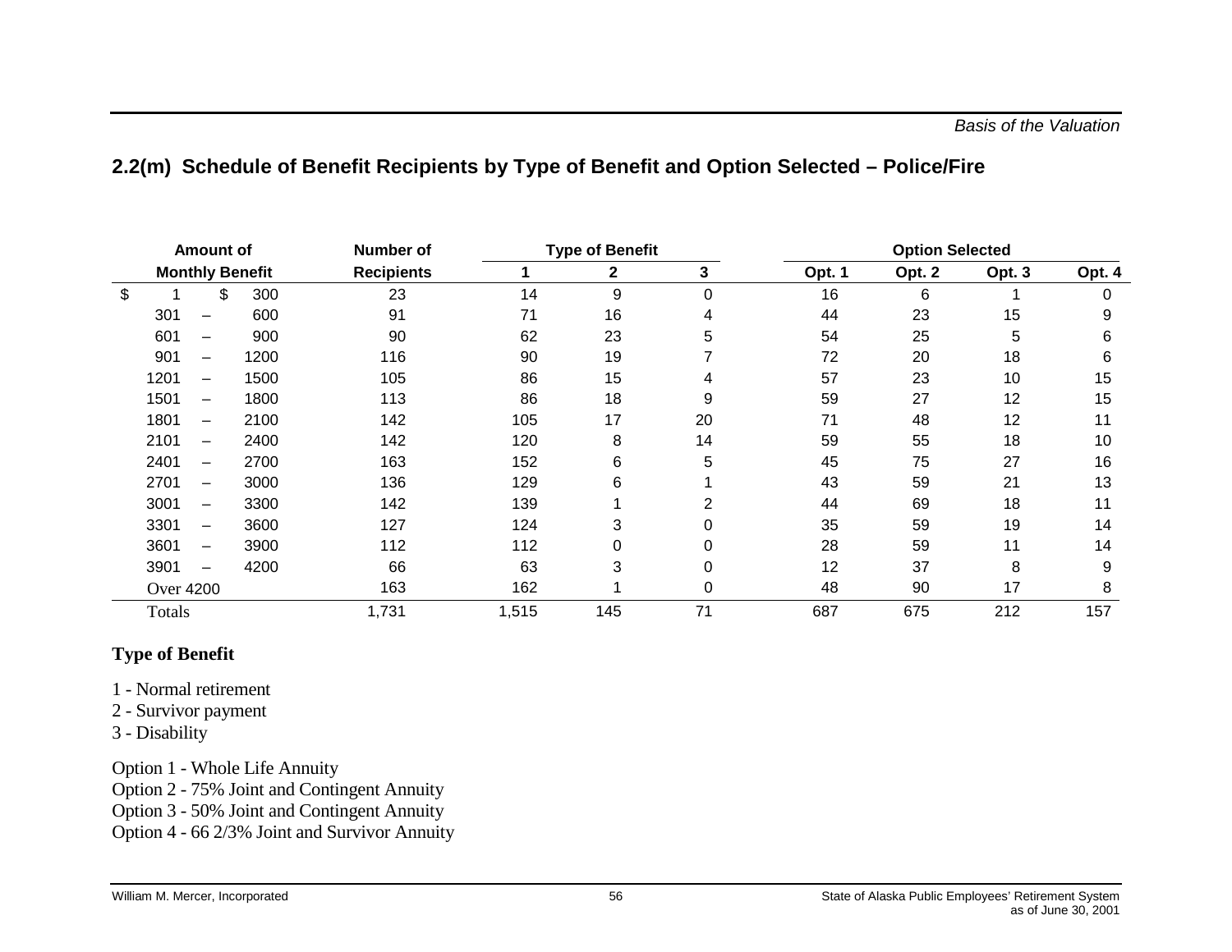## 2.2(m) Schedule of Benefit Recipients by Type of Benefit and Option Selected – Police/Fire

| Amount of Monthly Benefit | Number of Recipients | Type of Benefit 1 | Type of Benefit 2 | Type of Benefit 3 | Option Selected Opt. 1 | Opt. 2 | Opt. 3 | Opt. 4 |
|---|---|---|---|---|---|---|---|---|
| $ 1 – $ 300 | 23 | 14 | 9 | 0 | 16 | 6 | 1 | 0 |
| 301 – 600 | 91 | 71 | 16 | 4 | 44 | 23 | 15 | 9 |
| 601 – 900 | 90 | 62 | 23 | 5 | 54 | 25 | 5 | 6 |
| 901 – 1200 | 116 | 90 | 19 | 7 | 72 | 20 | 18 | 6 |
| 1201 – 1500 | 105 | 86 | 15 | 4 | 57 | 23 | 10 | 15 |
| 1501 – 1800 | 113 | 86 | 18 | 9 | 59 | 27 | 12 | 15 |
| 1801 – 2100 | 142 | 105 | 17 | 20 | 71 | 48 | 12 | 11 |
| 2101 – 2400 | 142 | 120 | 8 | 14 | 59 | 55 | 18 | 10 |
| 2401 – 2700 | 163 | 152 | 6 | 5 | 45 | 75 | 27 | 16 |
| 2701 – 3000 | 136 | 129 | 6 | 1 | 43 | 59 | 21 | 13 |
| 3001 – 3300 | 142 | 139 | 1 | 2 | 44 | 69 | 18 | 11 |
| 3301 – 3600 | 127 | 124 | 3 | 0 | 35 | 59 | 19 | 14 |
| 3601 – 3900 | 112 | 112 | 0 | 0 | 28 | 59 | 11 | 14 |
| 3901 – 4200 | 66 | 63 | 3 | 0 | 12 | 37 | 8 | 9 |
| Over 4200 | 163 | 162 | 1 | 0 | 48 | 90 | 17 | 8 |
| Totals | 1,731 | 1,515 | 145 | 71 | 687 | 675 | 212 | 157 |

**Type of Benefit**

1 - Normal retirement
2 - Survivor payment
3 - Disability

Option 1 - Whole Life Annuity
Option 2 - 75% Joint and Contingent Annuity
Option 3 - 50% Joint and Contingent Annuity
Option 4 - 66 2/3% Joint and Survivor Annuity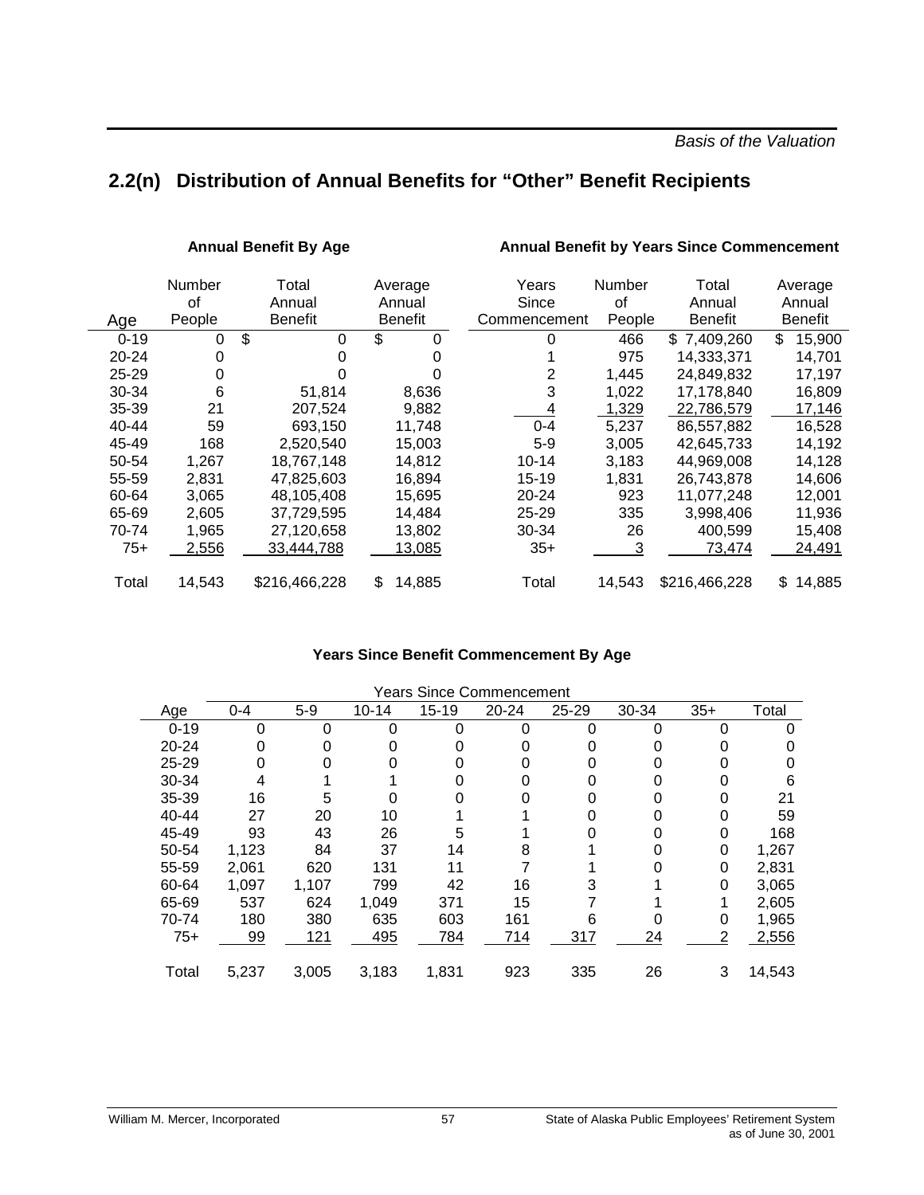## 2.2(n) Distribution of Annual Benefits for "Other" Benefit Recipients

**Annual Benefit By Age**

| Age | Number of People | Total Annual Benefit | Average Annual Benefit |
|---|---|---|---|
| 0-19 | 0 | $ 0 | $ 0 |
| 20-24 | 0 | 0 | 0 |
| 25-29 | 0 | 0 | 0 |
| 30-34 | 6 | 51,814 | 8,636 |
| 35-39 | 21 | 207,524 | 9,882 |
| 40-44 | 59 | 693,150 | 11,748 |
| 45-49 | 168 | 2,520,540 | 15,003 |
| 50-54 | 1,267 | 18,767,148 | 14,812 |
| 55-59 | 2,831 | 47,825,603 | 16,894 |
| 60-64 | 3,065 | 48,105,408 | 15,695 |
| 65-69 | 2,605 | 37,729,595 | 14,484 |
| 70-74 | 1,965 | 27,120,658 | 13,802 |
| 75+ | 2,556 | 33,444,788 | 13,085 |
| Total | 14,543 | $216,466,228 | $ 14,885 |

**Annual Benefit by Years Since Commencement**

| Years Since Commencement | Number of People | Total Annual Benefit | Average Annual Benefit |
|---|---|---|---|
| 0 | 466 | $ 7,409,260 | $ 15,900 |
| 1 | 975 | 14,333,371 | 14,701 |
| 2 | 1,445 | 24,849,832 | 17,197 |
| 3 | 1,022 | 17,178,840 | 16,809 |
| 4 | 1,329 | 22,786,579 | 17,146 |
| 0-4 | 5,237 | 86,557,882 | 16,528 |
| 5-9 | 3,005 | 42,645,733 | 14,192 |
| 10-14 | 3,183 | 44,969,008 | 14,128 |
| 15-19 | 1,831 | 26,743,878 | 14,606 |
| 20-24 | 923 | 11,077,248 | 12,001 |
| 25-29 | 335 | 3,998,406 | 11,936 |
| 30-34 | 26 | 400,599 | 15,408 |
| 35+ | 3 | 73,474 | 24,491 |
| Total | 14,543 | $216,466,228 | $ 14,885 |

**Years Since Benefit Commencement By Age**

| | Years Since Commencement | | | | | | | | |
|---|---|---|---|---|---|---|---|---|---|
| Age | 0-4 | 5-9 | 10-14 | 15-19 | 20-24 | 25-29 | 30-34 | 35+ | Total |
| 0-19 | 0 | 0 | 0 | 0 | 0 | 0 | 0 | 0 | 0 |
| 20-24 | 0 | 0 | 0 | 0 | 0 | 0 | 0 | 0 | 0 |
| 25-29 | 0 | 0 | 0 | 0 | 0 | 0 | 0 | 0 | 0 |
| 30-34 | 4 | 1 | 1 | 0 | 0 | 0 | 0 | 0 | 6 |
| 35-39 | 16 | 5 | 0 | 0 | 0 | 0 | 0 | 0 | 21 |
| 40-44 | 27 | 20 | 10 | 1 | 1 | 0 | 0 | 0 | 59 |
| 45-49 | 93 | 43 | 26 | 5 | 1 | 0 | 0 | 0 | 168 |
| 50-54 | 1,123 | 84 | 37 | 14 | 8 | 1 | 0 | 0 | 1,267 |
| 55-59 | 2,061 | 620 | 131 | 11 | 7 | 1 | 0 | 0 | 2,831 |
| 60-64 | 1,097 | 1,107 | 799 | 42 | 16 | 3 | 1 | 0 | 3,065 |
| 65-69 | 537 | 624 | 1,049 | 371 | 15 | 7 | 1 | 1 | 2,605 |
| 70-74 | 180 | 380 | 635 | 603 | 161 | 6 | 0 | 0 | 1,965 |
| 75+ | 99 | 121 | 495 | 784 | 714 | 317 | 24 | 2 | 2,556 |
| Total | 5,237 | 3,005 | 3,183 | 1,831 | 923 | 335 | 26 | 3 | 14,543 |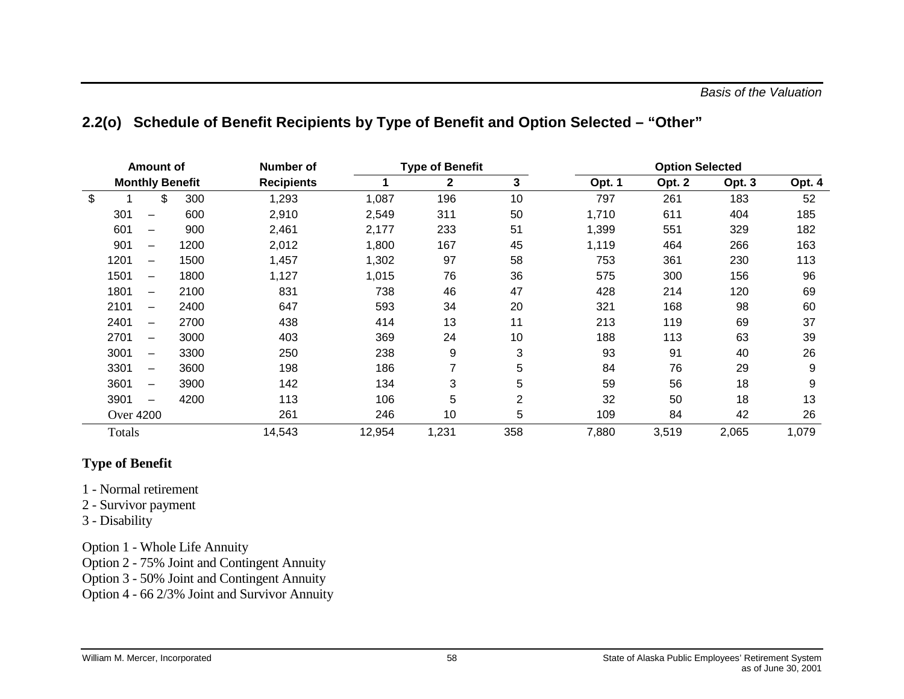## 2.2(o) Schedule of Benefit Recipients by Type of Benefit and Option Selected – "Other"

| Amount of Monthly Benefit | Number of Recipients | Type of Benefit | | | Option Selected | | | |
|---|---|---|---|---|---|---|---|---|
| | | 1 | 2 | 3 | Opt. 1 | Opt. 2 | Opt. 3 | Opt. 4 |
| $ 1 – $ 300 | 1,293 | 1,087 | 196 | 10 | 797 | 261 | 183 | 52 |
| 301 – 600 | 2,910 | 2,549 | 311 | 50 | 1,710 | 611 | 404 | 185 |
| 601 – 900 | 2,461 | 2,177 | 233 | 51 | 1,399 | 551 | 329 | 182 |
| 901 – 1200 | 2,012 | 1,800 | 167 | 45 | 1,119 | 464 | 266 | 163 |
| 1201 – 1500 | 1,457 | 1,302 | 97 | 58 | 753 | 361 | 230 | 113 |
| 1501 – 1800 | 1,127 | 1,015 | 76 | 36 | 575 | 300 | 156 | 96 |
| 1801 – 2100 | 831 | 738 | 46 | 47 | 428 | 214 | 120 | 69 |
| 2101 – 2400 | 647 | 593 | 34 | 20 | 321 | 168 | 98 | 60 |
| 2401 – 2700 | 438 | 414 | 13 | 11 | 213 | 119 | 69 | 37 |
| 2701 – 3000 | 403 | 369 | 24 | 10 | 188 | 113 | 63 | 39 |
| 3001 – 3300 | 250 | 238 | 9 | 3 | 93 | 91 | 40 | 26 |
| 3301 – 3600 | 198 | 186 | 7 | 5 | 84 | 76 | 29 | 9 |
| 3601 – 3900 | 142 | 134 | 3 | 5 | 59 | 56 | 18 | 9 |
| 3901 – 4200 | 113 | 106 | 5 | 2 | 32 | 50 | 18 | 13 |
| Over 4200 | 261 | 246 | 10 | 5 | 109 | 84 | 42 | 26 |
| Totals | 14,543 | 12,954 | 1,231 | 358 | 7,880 | 3,519 | 2,065 | 1,079 |

**Type of Benefit**

1 - Normal retirement
2 - Survivor payment
3 - Disability

Option 1 - Whole Life Annuity
Option 2 - 75% Joint and Contingent Annuity
Option 3 - 50% Joint and Contingent Annuity
Option 4 - 66 2/3% Joint and Survivor Annuity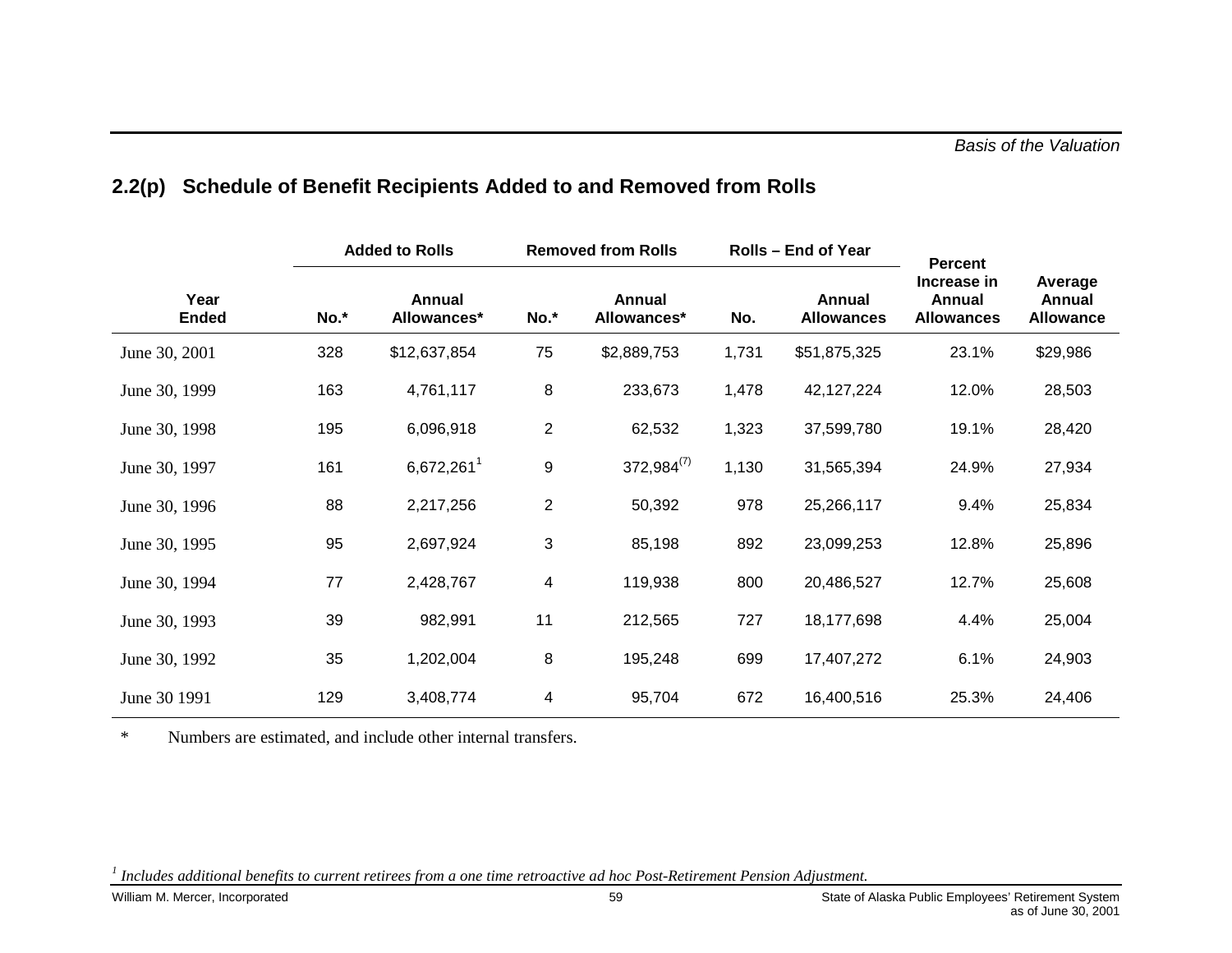## 2.2(p) Schedule of Benefit Recipients Added to and Removed from Rolls

| Year Ended | Added to Rolls | | Removed from Rolls | | Rolls – End of Year | | Percent Increase in Annual Allowances | Average Annual Allowance |
|---|---|---|---|---|---|---|---|---|
| | No.* | Annual Allowances* | No.* | Annual Allowances* | No. | Annual Allowances | | |
| June 30, 2001 | 328 | $12,637,854 | 75 | $2,889,753 | 1,731 | $51,875,325 | 23.1% | $29,986 |
| June 30, 1999 | 163 | 4,761,117 | 8 | 233,673 | 1,478 | 42,127,224 | 12.0% | 28,503 |
| June 30, 1998 | 195 | 6,096,918 | 2 | 62,532 | 1,323 | 37,599,780 | 19.1% | 28,420 |
| June 30, 1997 | 161 | 6,672,261[1] | 9 | 372,984[(7)] | 1,130 | 31,565,394 | 24.9% | 27,934 |
| June 30, 1996 | 88 | 2,217,256 | 2 | 50,392 | 978 | 25,266,117 | 9.4% | 25,834 |
| June 30, 1995 | 95 | 2,697,924 | 3 | 85,198 | 892 | 23,099,253 | 12.8% | 25,896 |
| June 30, 1994 | 77 | 2,428,767 | 4 | 119,938 | 800 | 20,486,527 | 12.7% | 25,608 |
| June 30, 1993 | 39 | 982,991 | 11 | 212,565 | 727 | 18,177,698 | 4.4% | 25,004 |
| June 30, 1992 | 35 | 1,202,004 | 8 | 195,248 | 699 | 17,407,272 | 6.1% | 24,903 |
| June 30 1991 | 129 | 3,408,774 | 4 | 95,704 | 672 | 16,400,516 | 25.3% | 24,406 |

\* Numbers are estimated, and include other internal transfers.

[1] *Includes additional benefits to current retirees from a one time retroactive ad hoc Post-Retirement Pension Adjustment.*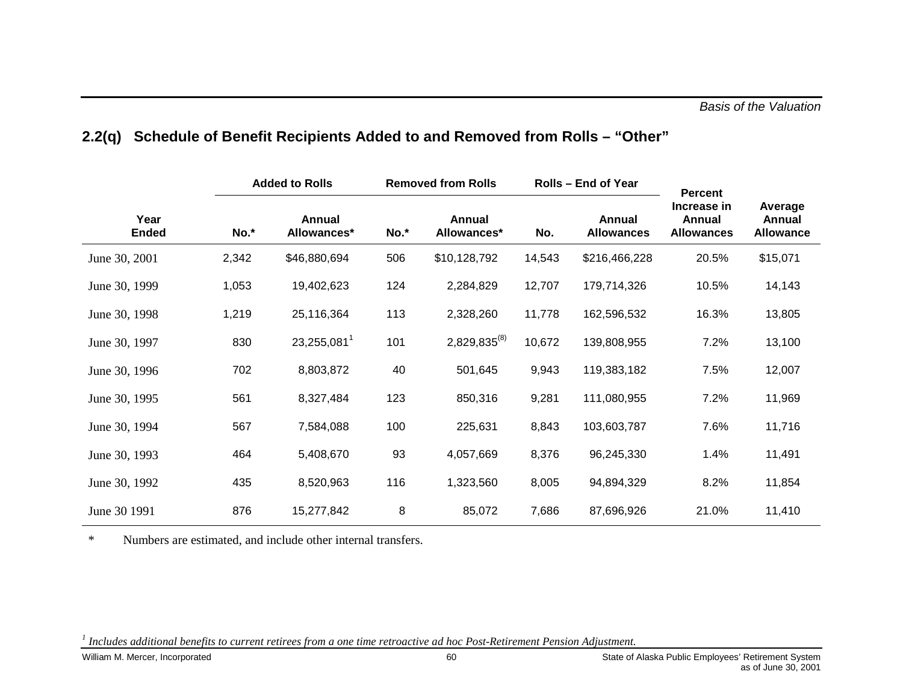## 2.2(q) Schedule of Benefit Recipients Added to and Removed from Rolls – "Other"

| Year Ended | Added to Rolls | | Removed from Rolls | | Rolls – End of Year | | Percent Increase in Annual Allowances | Average Annual Allowance |
|---|---|---|---|---|---|---|---|---|
| | No.* | Annual Allowances* | No.* | Annual Allowances* | No. | Annual Allowances | | |
| June 30, 2001 | 2,342 | $46,880,694 | 506 | $10,128,792 | 14,543 | $216,466,228 | 20.5% | $15,071 |
| June 30, 1999 | 1,053 | 19,402,623 | 124 | 2,284,829 | 12,707 | 179,714,326 | 10.5% | 14,143 |
| June 30, 1998 | 1,219 | 25,116,364 | 113 | 2,328,260 | 11,778 | 162,596,532 | 16.3% | 13,805 |
| June 30, 1997 | 830 | 23,255,081[1] | 101 | 2,829,835[(8)] | 10,672 | 139,808,955 | 7.2% | 13,100 |
| June 30, 1996 | 702 | 8,803,872 | 40 | 501,645 | 9,943 | 119,383,182 | 7.5% | 12,007 |
| June 30, 1995 | 561 | 8,327,484 | 123 | 850,316 | 9,281 | 111,080,955 | 7.2% | 11,969 |
| June 30, 1994 | 567 | 7,584,088 | 100 | 225,631 | 8,843 | 103,603,787 | 7.6% | 11,716 |
| June 30, 1993 | 464 | 5,408,670 | 93 | 4,057,669 | 8,376 | 96,245,330 | 1.4% | 11,491 |
| June 30, 1992 | 435 | 8,520,963 | 116 | 1,323,560 | 8,005 | 94,894,329 | 8.2% | 11,854 |
| June 30 1991 | 876 | 15,277,842 | 8 | 85,072 | 7,686 | 87,696,926 | 21.0% | 11,410 |

\* Numbers are estimated, and include other internal transfers.

[1] *Includes additional benefits to current retirees from a one time retroactive ad hoc Post-Retirement Pension Adjustment.*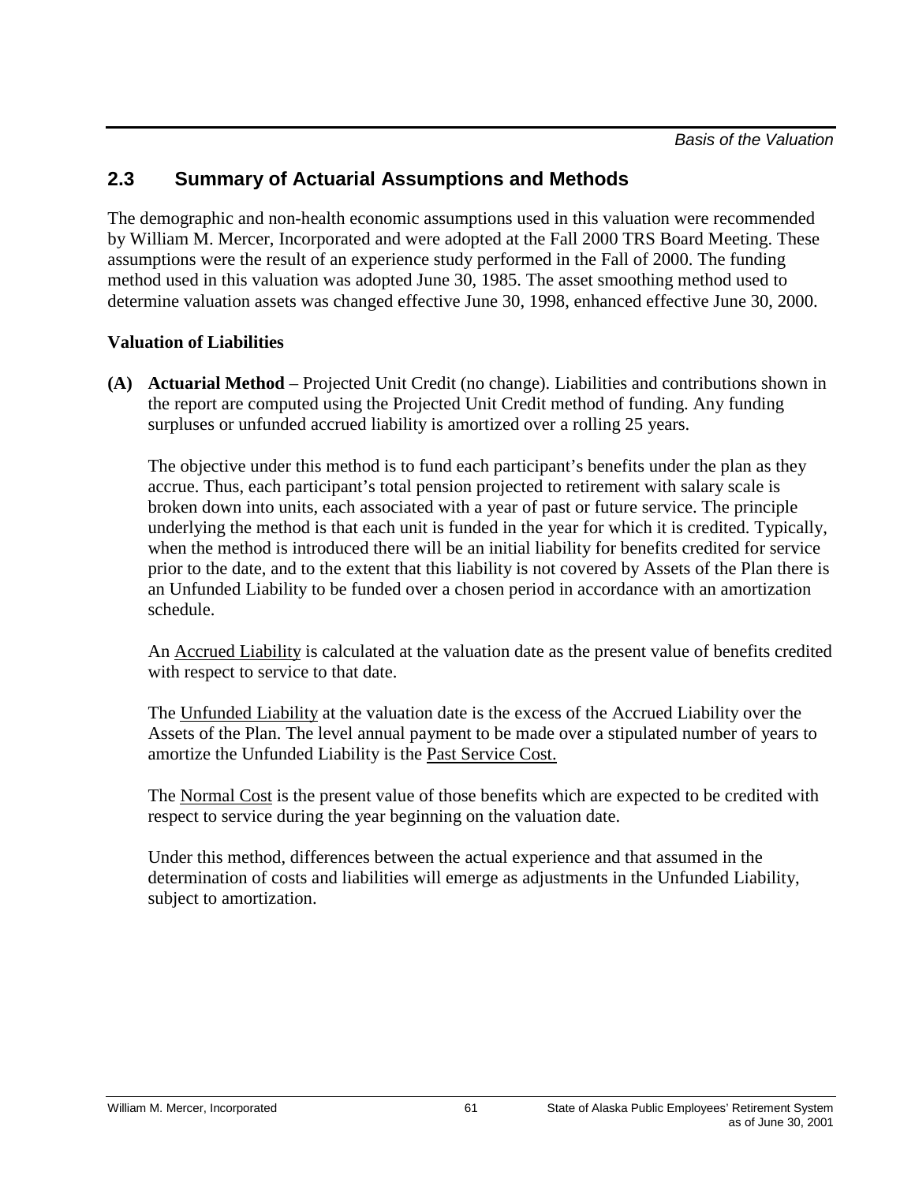## 2.3 Summary of Actuarial Assumptions and Methods

The demographic and non-health economic assumptions used in this valuation were recommended by William M. Mercer, Incorporated and were adopted at the Fall 2000 TRS Board Meeting. These assumptions were the result of an experience study performed in the Fall of 2000. The funding method used in this valuation was adopted June 30, 1985. The asset smoothing method used to determine valuation assets was changed effective June 30, 1998, enhanced effective June 30, 2000.

**Valuation of Liabilities**

**(A) Actuarial Method** – Projected Unit Credit (no change). Liabilities and contributions shown in the report are computed using the Projected Unit Credit method of funding. Any funding surpluses or unfunded accrued liability is amortized over a rolling 25 years.

The objective under this method is to fund each participant's benefits under the plan as they accrue. Thus, each participant's total pension projected to retirement with salary scale is broken down into units, each associated with a year of past or future service. The principle underlying the method is that each unit is funded in the year for which it is credited. Typically, when the method is introduced there will be an initial liability for benefits credited for service prior to the date, and to the extent that this liability is not covered by Assets of the Plan there is an Unfunded Liability to be funded over a chosen period in accordance with an amortization schedule.

An Accrued Liability is calculated at the valuation date as the present value of benefits credited with respect to service to that date.

The Unfunded Liability at the valuation date is the excess of the Accrued Liability over the Assets of the Plan. The level annual payment to be made over a stipulated number of years to amortize the Unfunded Liability is the Past Service Cost.

The Normal Cost is the present value of those benefits which are expected to be credited with respect to service during the year beginning on the valuation date.

Under this method, differences between the actual experience and that assumed in the determination of costs and liabilities will emerge as adjustments in the Unfunded Liability, subject to amortization.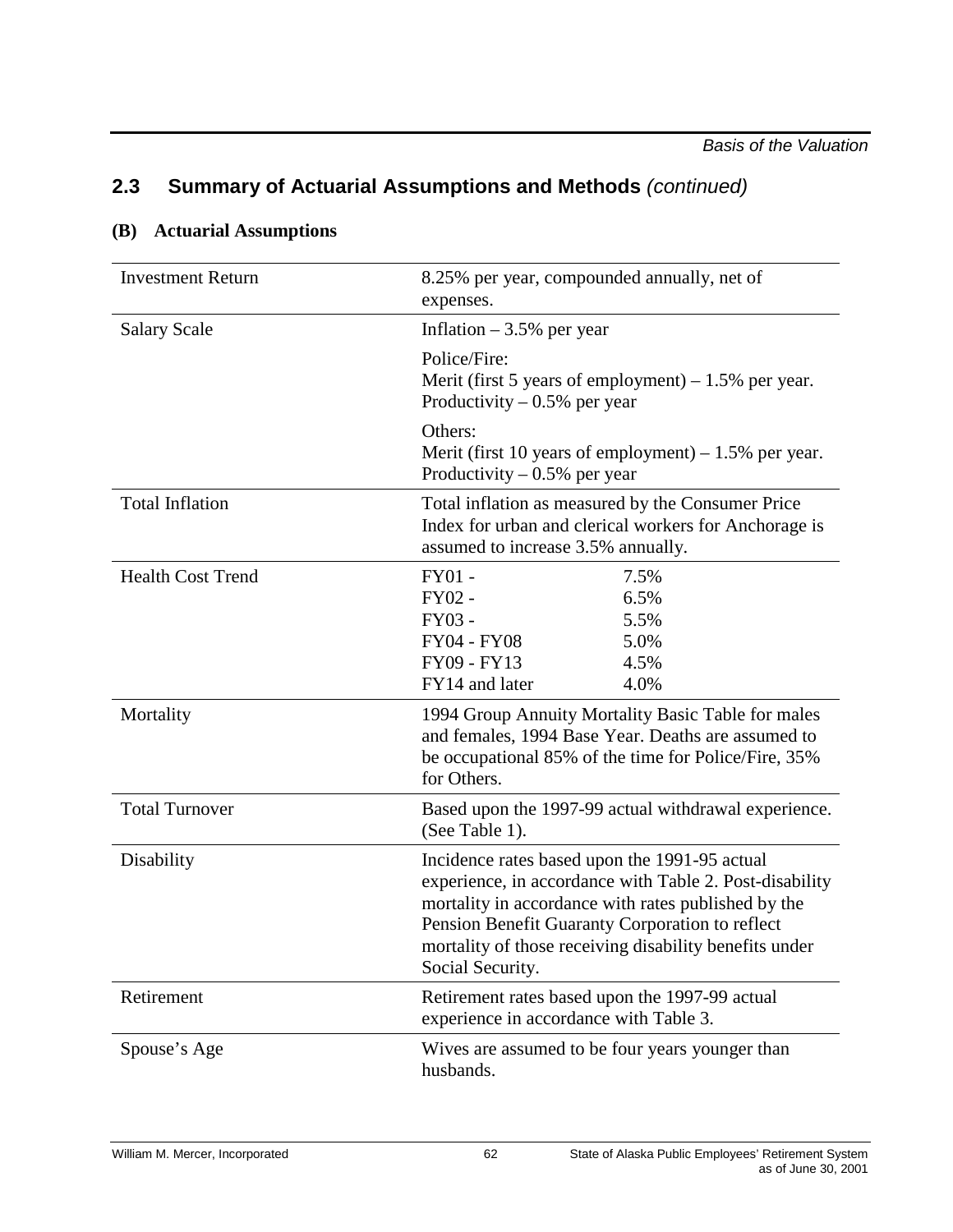## 2.3 Summary of Actuarial Assumptions and Methods *(continued)*

### (B) Actuarial Assumptions

| | |
|---|---|
| Investment Return | 8.25% per year, compounded annually, net of expenses. |
| Salary Scale | Inflation – 3.5% per year<br><br>Police/Fire:<br>Merit (first 5 years of employment) – 1.5% per year.<br>Productivity – 0.5% per year<br><br>Others:<br>Merit (first 10 years of employment) – 1.5% per year.<br>Productivity – 0.5% per year |
| Total Inflation | Total inflation as measured by the Consumer Price Index for urban and clerical workers for Anchorage is assumed to increase 3.5% annually. |
| Health Cost Trend | FY01 - 7.5%<br>FY02 - 6.5%<br>FY03 - 5.5%<br>FY04 - FY08 5.0%<br>FY09 - FY13 4.5%<br>FY14 and later 4.0% |
| Mortality | 1994 Group Annuity Mortality Basic Table for males and females, 1994 Base Year. Deaths are assumed to be occupational 85% of the time for Police/Fire, 35% for Others. |
| Total Turnover | Based upon the 1997-99 actual withdrawal experience. (See Table 1). |
| Disability | Incidence rates based upon the 1991-95 actual experience, in accordance with Table 2. Post-disability mortality in accordance with rates published by the Pension Benefit Guaranty Corporation to reflect mortality of those receiving disability benefits under Social Security. |
| Retirement | Retirement rates based upon the 1997-99 actual experience in accordance with Table 3. |
| Spouse's Age | Wives are assumed to be four years younger than husbands. |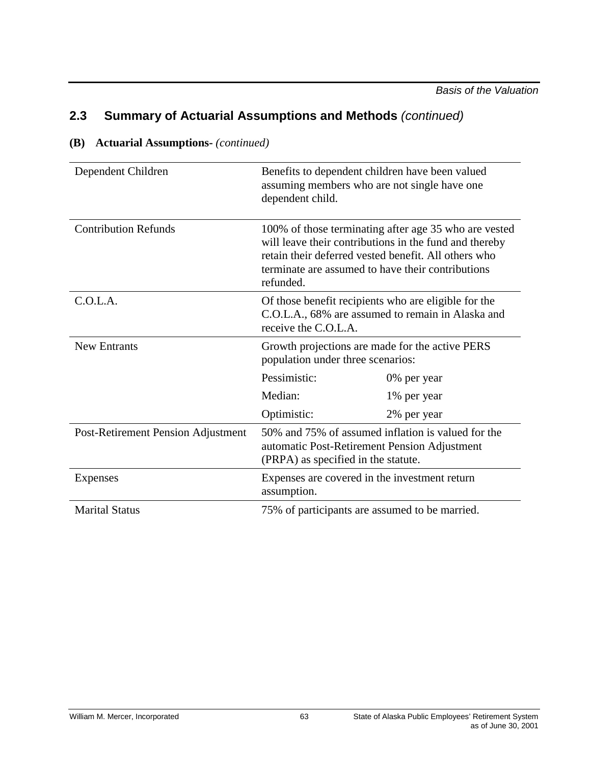## 2.3 Summary of Actuarial Assumptions and Methods *(continued)*

**(B) Actuarial Assumptions-** *(continued)*

| | | |
|---|---|---|
| Dependent Children | Benefits to dependent children have been valued assuming members who are not single have one dependent child. | |
| Contribution Refunds | 100% of those terminating after age 35 who are vested will leave their contributions in the fund and thereby retain their deferred vested benefit. All others who terminate are assumed to have their contributions refunded. | |
| C.O.L.A. | Of those benefit recipients who are eligible for the C.O.L.A., 68% are assumed to remain in Alaska and receive the C.O.L.A. | |
| New Entrants | Growth projections are made for the active PERS population under three scenarios: | |
| | Pessimistic: | 0% per year |
| | Median: | 1% per year |
| | Optimistic: | 2% per year |
| Post-Retirement Pension Adjustment | 50% and 75% of assumed inflation is valued for the automatic Post-Retirement Pension Adjustment (PRPA) as specified in the statute. | |
| Expenses | Expenses are covered in the investment return assumption. | |
| Marital Status | 75% of participants are assumed to be married. | |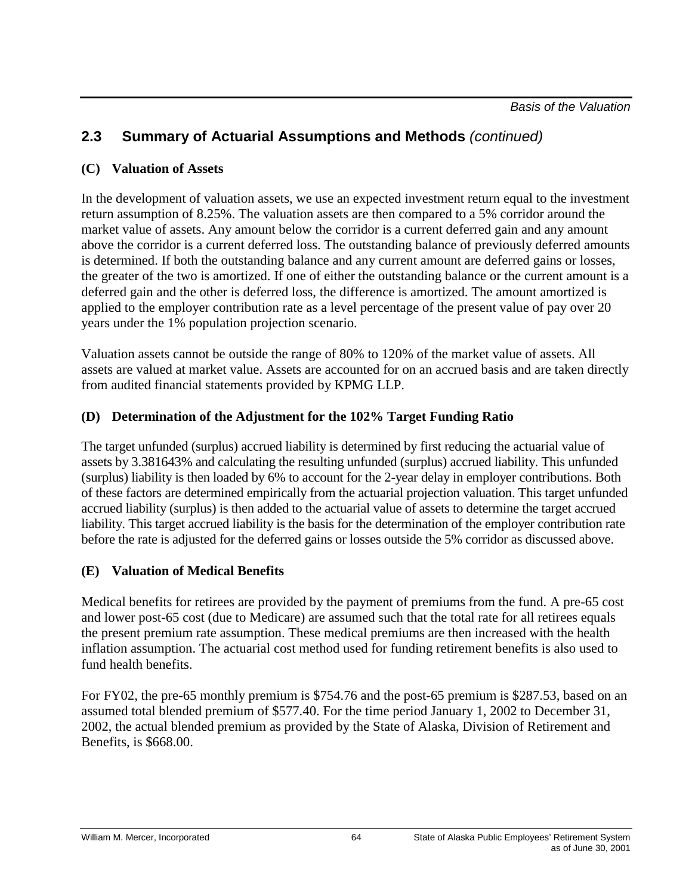## 2.3 Summary of Actuarial Assumptions and Methods *(continued)*

### (C) Valuation of Assets

In the development of valuation assets, we use an expected investment return equal to the investment return assumption of 8.25%. The valuation assets are then compared to a 5% corridor around the market value of assets. Any amount below the corridor is a current deferred gain and any amount above the corridor is a current deferred loss. The outstanding balance of previously deferred amounts is determined. If both the outstanding balance and any current amount are deferred gains or losses, the greater of the two is amortized. If one of either the outstanding balance or the current amount is a deferred gain and the other is deferred loss, the difference is amortized. The amount amortized is applied to the employer contribution rate as a level percentage of the present value of pay over 20 years under the 1% population projection scenario.

Valuation assets cannot be outside the range of 80% to 120% of the market value of assets. All assets are valued at market value. Assets are accounted for on an accrued basis and are taken directly from audited financial statements provided by KPMG LLP.

### (D) Determination of the Adjustment for the 102% Target Funding Ratio

The target unfunded (surplus) accrued liability is determined by first reducing the actuarial value of assets by 3.381643% and calculating the resulting unfunded (surplus) accrued liability. This unfunded (surplus) liability is then loaded by 6% to account for the 2-year delay in employer contributions. Both of these factors are determined empirically from the actuarial projection valuation. This target unfunded accrued liability (surplus) is then added to the actuarial value of assets to determine the target accrued liability. This target accrued liability is the basis for the determination of the employer contribution rate before the rate is adjusted for the deferred gains or losses outside the 5% corridor as discussed above.

### (E) Valuation of Medical Benefits

Medical benefits for retirees are provided by the payment of premiums from the fund. A pre-65 cost and lower post-65 cost (due to Medicare) are assumed such that the total rate for all retirees equals the present premium rate assumption. These medical premiums are then increased with the health inflation assumption. The actuarial cost method used for funding retirement benefits is also used to fund health benefits.

For FY02, the pre-65 monthly premium is $754.76 and the post-65 premium is $287.53, based on an assumed total blended premium of $577.40. For the time period January 1, 2002 to December 31, 2002, the actual blended premium as provided by the State of Alaska, Division of Retirement and Benefits, is $668.00.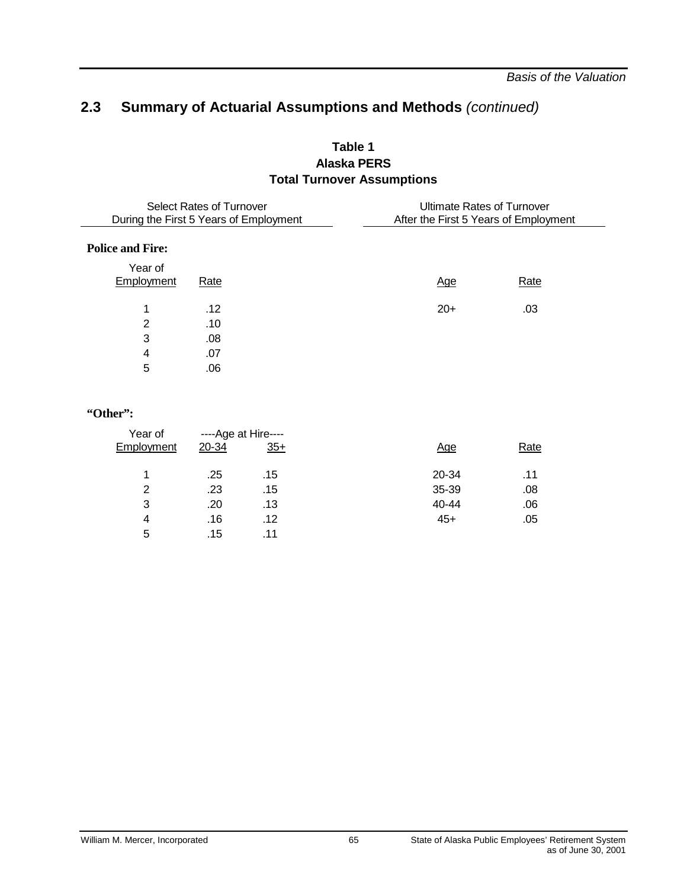## 2.3 Summary of Actuarial Assumptions and Methods *(continued)*

**Table 1**
**Alaska PERS**
**Total Turnover Assumptions**

**Police and Fire:**

| Select Rates of Turnover During the First 5 Years of Employment | | Ultimate Rates of Turnover After the First 5 Years of Employment | |
|---|---|---|---|
| Year of Employment | Rate | Age | Rate |
| 1 | .12 | 20+ | .03 |
| 2 | .10 | | |
| 3 | .08 | | |
| 4 | .07 | | |
| 5 | .06 | | |

**"Other":**

| Select Rates of Turnover During the First 5 Years of Employment | | | Ultimate Rates of Turnover After the First 5 Years of Employment | |
|---|---|---|---|---|
| Year of | ----Age at Hire---- | | | |
| Employment | 20-34 | 35+ | Age | Rate |
| 1 | .25 | .15 | 20-34 | .11 |
| 2 | .23 | .15 | 35-39 | .08 |
| 3 | .20 | .13 | 40-44 | .06 |
| 4 | .16 | .12 | 45+ | .05 |
| 5 | .15 | .11 | | |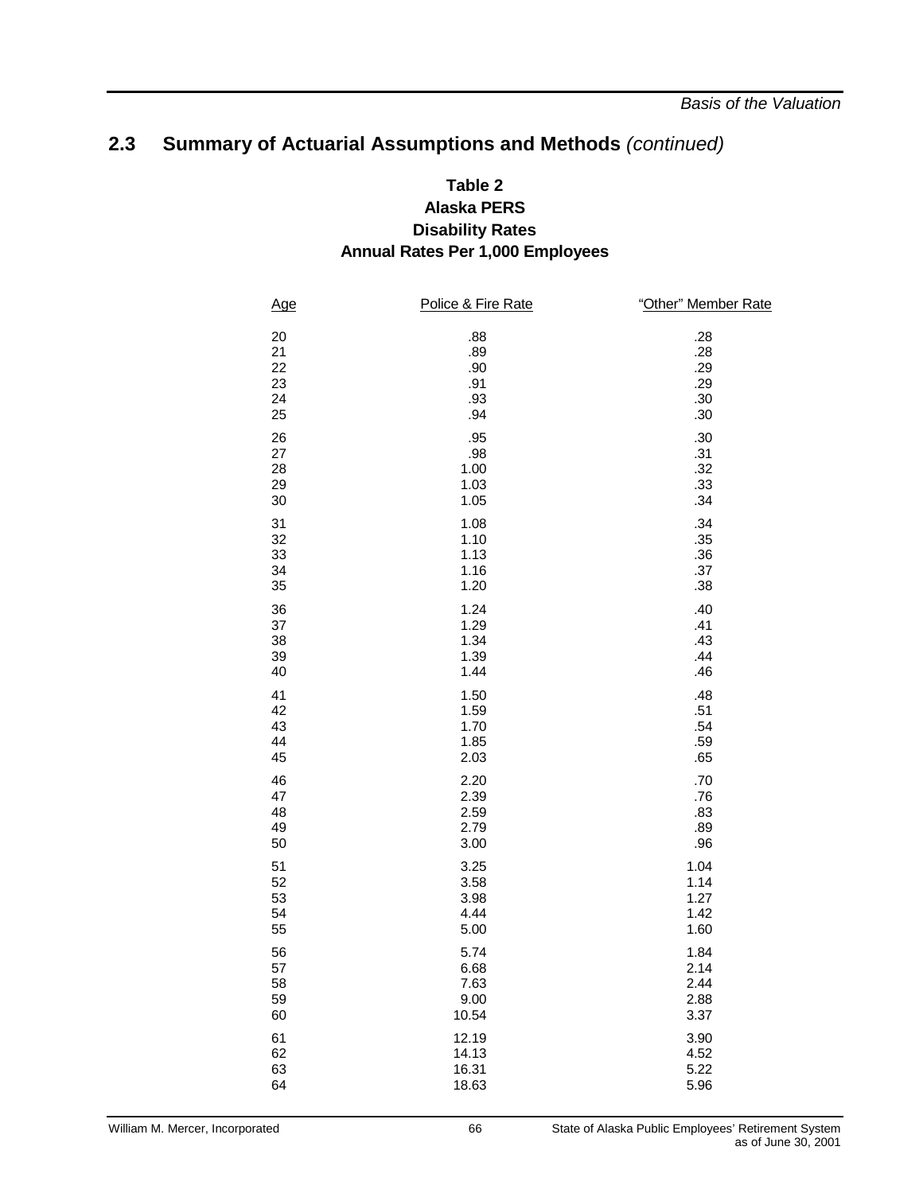## 2.3 Summary of Actuarial Assumptions and Methods *(continued)*

**Table 2**
**Alaska PERS**
**Disability Rates**
**Annual Rates Per 1,000 Employees**

| Age | Police & Fire Rate | "Other" Member Rate |
|---|---|---|
| 20 | .88 | .28 |
| 21 | .89 | .28 |
| 22 | .90 | .29 |
| 23 | .91 | .29 |
| 24 | .93 | .30 |
| 25 | .94 | .30 |
| 26 | .95 | .30 |
| 27 | .98 | .31 |
| 28 | 1.00 | .32 |
| 29 | 1.03 | .33 |
| 30 | 1.05 | .34 |
| 31 | 1.08 | .34 |
| 32 | 1.10 | .35 |
| 33 | 1.13 | .36 |
| 34 | 1.16 | .37 |
| 35 | 1.20 | .38 |
| 36 | 1.24 | .40 |
| 37 | 1.29 | .41 |
| 38 | 1.34 | .43 |
| 39 | 1.39 | .44 |
| 40 | 1.44 | .46 |
| 41 | 1.50 | .48 |
| 42 | 1.59 | .51 |
| 43 | 1.70 | .54 |
| 44 | 1.85 | .59 |
| 45 | 2.03 | .65 |
| 46 | 2.20 | .70 |
| 47 | 2.39 | .76 |
| 48 | 2.59 | .83 |
| 49 | 2.79 | .89 |
| 50 | 3.00 | .96 |
| 51 | 3.25 | 1.04 |
| 52 | 3.58 | 1.14 |
| 53 | 3.98 | 1.27 |
| 54 | 4.44 | 1.42 |
| 55 | 5.00 | 1.60 |
| 56 | 5.74 | 1.84 |
| 57 | 6.68 | 2.14 |
| 58 | 7.63 | 2.44 |
| 59 | 9.00 | 2.88 |
| 60 | 10.54 | 3.37 |
| 61 | 12.19 | 3.90 |
| 62 | 14.13 | 4.52 |
| 63 | 16.31 | 5.22 |
| 64 | 18.63 | 5.96 |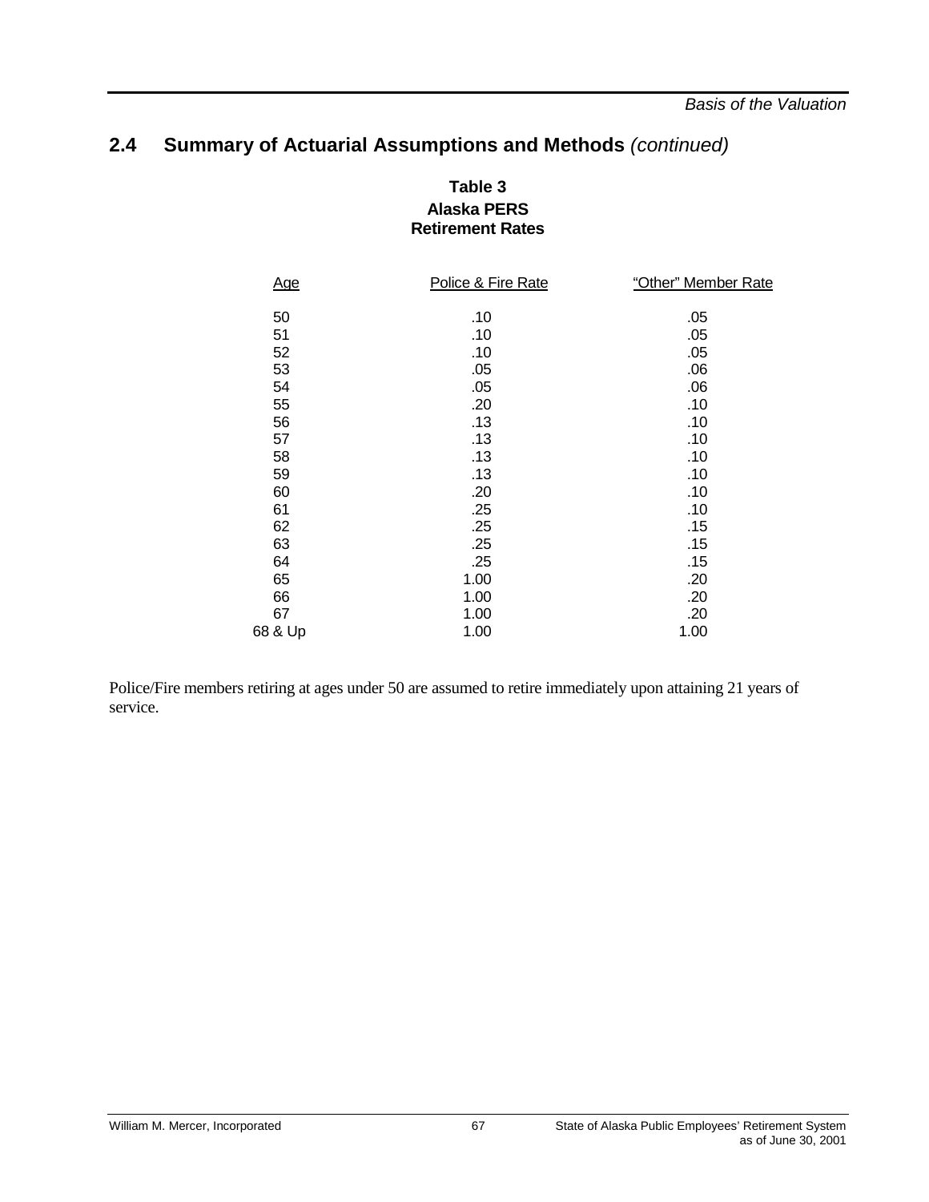## 2.4 Summary of Actuarial Assumptions and Methods *(continued)*

**Table 3**
**Alaska PERS**
**Retirement Rates**

| Age | Police & Fire Rate | "Other" Member Rate |
|---|---|---|
| 50 | .10 | .05 |
| 51 | .10 | .05 |
| 52 | .10 | .05 |
| 53 | .05 | .06 |
| 54 | .05 | .06 |
| 55 | .20 | .10 |
| 56 | .13 | .10 |
| 57 | .13 | .10 |
| 58 | .13 | .10 |
| 59 | .13 | .10 |
| 60 | .20 | .10 |
| 61 | .25 | .10 |
| 62 | .25 | .15 |
| 63 | .25 | .15 |
| 64 | .25 | .15 |
| 65 | 1.00 | .20 |
| 66 | 1.00 | .20 |
| 67 | 1.00 | .20 |
| 68 & Up | 1.00 | 1.00 |

Police/Fire members retiring at ages under 50 are assumed to retire immediately upon attaining 21 years of service.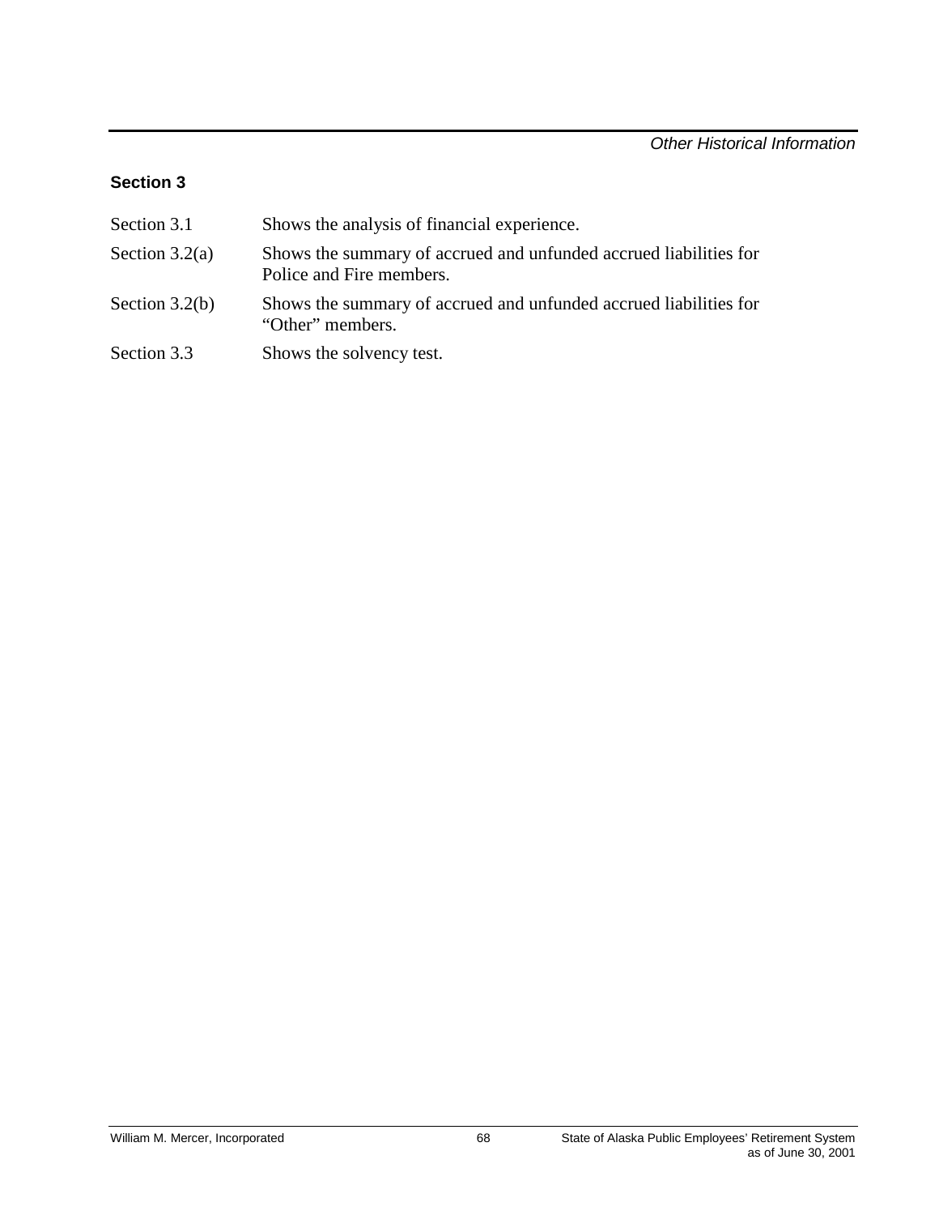## Section 3

| | |
|---|---|
| Section 3.1 | Shows the analysis of financial experience. |
| Section 3.2(a) | Shows the summary of accrued and unfunded accrued liabilities for Police and Fire members. |
| Section 3.2(b) | Shows the summary of accrued and unfunded accrued liabilities for “Other” members. |
| Section 3.3 | Shows the solvency test. |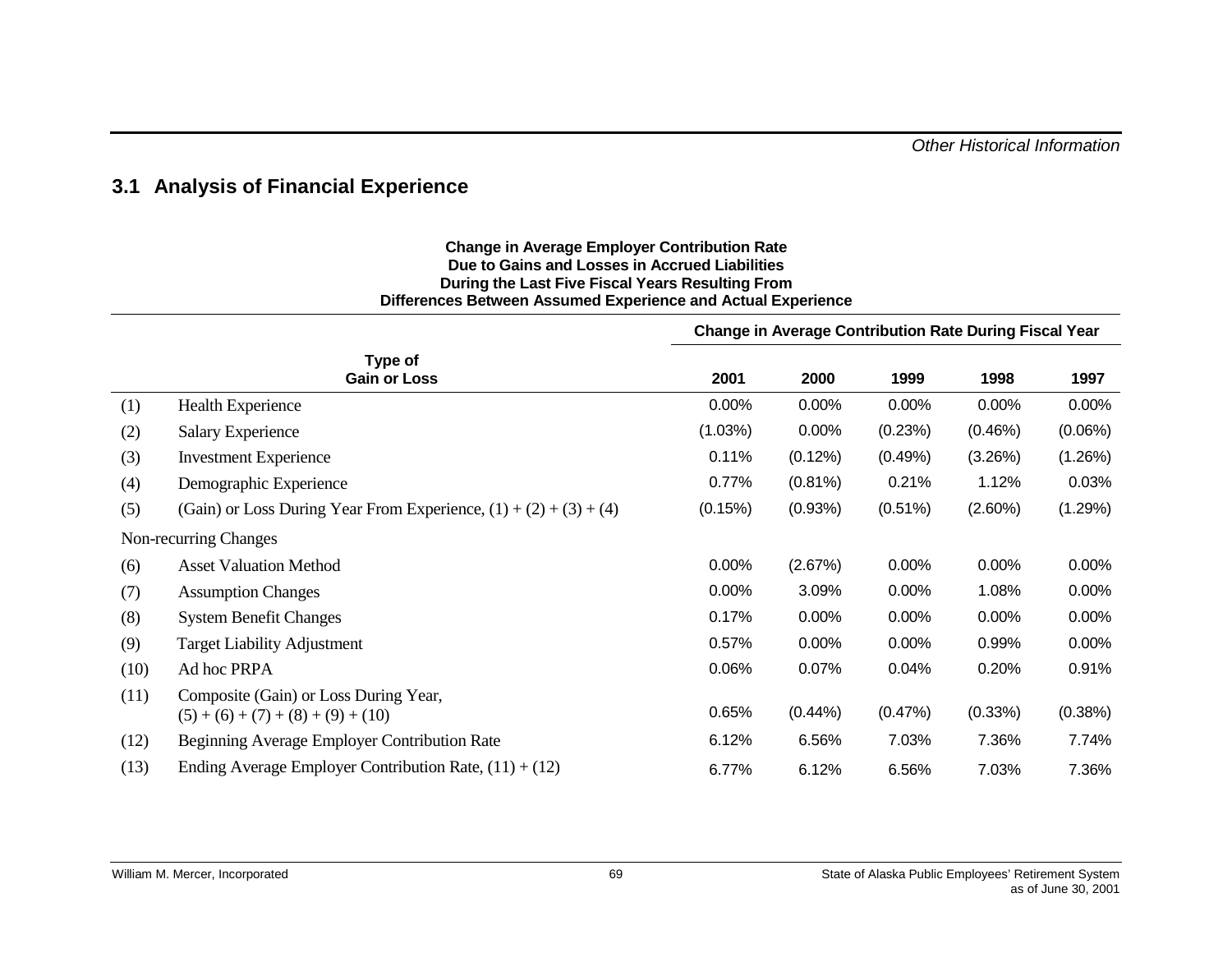## 3.1 Analysis of Financial Experience

**Change in Average Employer Contribution Rate
Due to Gains and Losses in Accrued Liabilities
During the Last Five Fiscal Years Resulting From
Differences Between Assumed Experience and Actual Experience**

| | Type of Gain or Loss | Change in Average Contribution Rate During Fiscal Year | | | | |
|---|---|---|---|---|---|---|
| | | 2001 | 2000 | 1999 | 1998 | 1997 |
| (1) | Health Experience | 0.00% | 0.00% | 0.00% | 0.00% | 0.00% |
| (2) | Salary Experience | (1.03%) | 0.00% | (0.23%) | (0.46%) | (0.06%) |
| (3) | Investment Experience | 0.11% | (0.12%) | (0.49%) | (3.26%) | (1.26%) |
| (4) | Demographic Experience | 0.77% | (0.81%) | 0.21% | 1.12% | 0.03% |
| (5) | (Gain) or Loss During Year From Experience, (1) + (2) + (3) + (4) | (0.15%) | (0.93%) | (0.51%) | (2.60%) | (1.29%) |
| | Non-recurring Changes | | | | | |
| (6) | Asset Valuation Method | 0.00% | (2.67%) | 0.00% | 0.00% | 0.00% |
| (7) | Assumption Changes | 0.00% | 3.09% | 0.00% | 1.08% | 0.00% |
| (8) | System Benefit Changes | 0.17% | 0.00% | 0.00% | 0.00% | 0.00% |
| (9) | Target Liability Adjustment | 0.57% | 0.00% | 0.00% | 0.99% | 0.00% |
| (10) | Ad hoc PRPA | 0.06% | 0.07% | 0.04% | 0.20% | 0.91% |
| (11) | Composite (Gain) or Loss During Year, (5) + (6) + (7) + (8) + (9) + (10) | 0.65% | (0.44%) | (0.47%) | (0.33%) | (0.38%) |
| (12) | Beginning Average Employer Contribution Rate | 6.12% | 6.56% | 7.03% | 7.36% | 7.74% |
| (13) | Ending Average Employer Contribution Rate, (11) + (12) | 6.77% | 6.12% | 6.56% | 7.03% | 7.36% |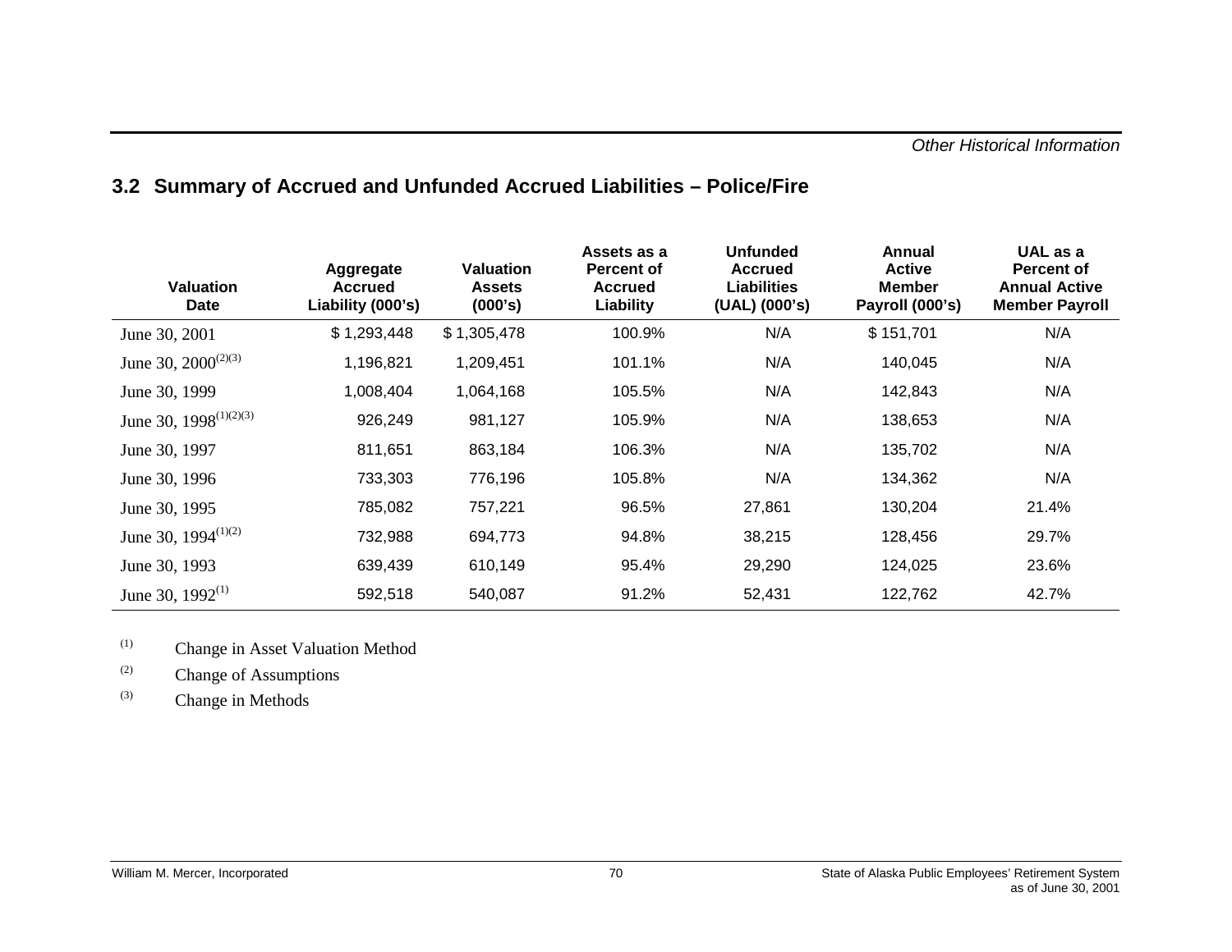## 3.2 Summary of Accrued and Unfunded Accrued Liabilities – Police/Fire

| Valuation Date | Aggregate Accrued Liability (000's) | Valuation Assets (000's) | Assets as a Percent of Accrued Liability | Unfunded Accrued Liabilities (UAL) (000's) | Annual Active Member Payroll (000's) | UAL as a Percent of Annual Active Member Payroll |
|---|---|---|---|---|---|---|
| June 30, 2001 | $ 1,293,448 | $ 1,305,478 | 100.9% | N/A | $ 151,701 | N/A |
| June 30, 2000(2)(3) | 1,196,821 | 1,209,451 | 101.1% | N/A | 140,045 | N/A |
| June 30, 1999 | 1,008,404 | 1,064,168 | 105.5% | N/A | 142,843 | N/A |
| June 30, 1998(1)(2)(3) | 926,249 | 981,127 | 105.9% | N/A | 138,653 | N/A |
| June 30, 1997 | 811,651 | 863,184 | 106.3% | N/A | 135,702 | N/A |
| June 30, 1996 | 733,303 | 776,196 | 105.8% | N/A | 134,362 | N/A |
| June 30, 1995 | 785,082 | 757,221 | 96.5% | 27,861 | 130,204 | 21.4% |
| June 30, 1994(1)(2) | 732,988 | 694,773 | 94.8% | 38,215 | 128,456 | 29.7% |
| June 30, 1993 | 639,439 | 610,149 | 95.4% | 29,290 | 124,025 | 23.6% |
| June 30, 1992(1) | 592,518 | 540,087 | 91.2% | 52,431 | 122,762 | 42.7% |

(1) Change in Asset Valuation Method

(2) Change of Assumptions

(3) Change in Methods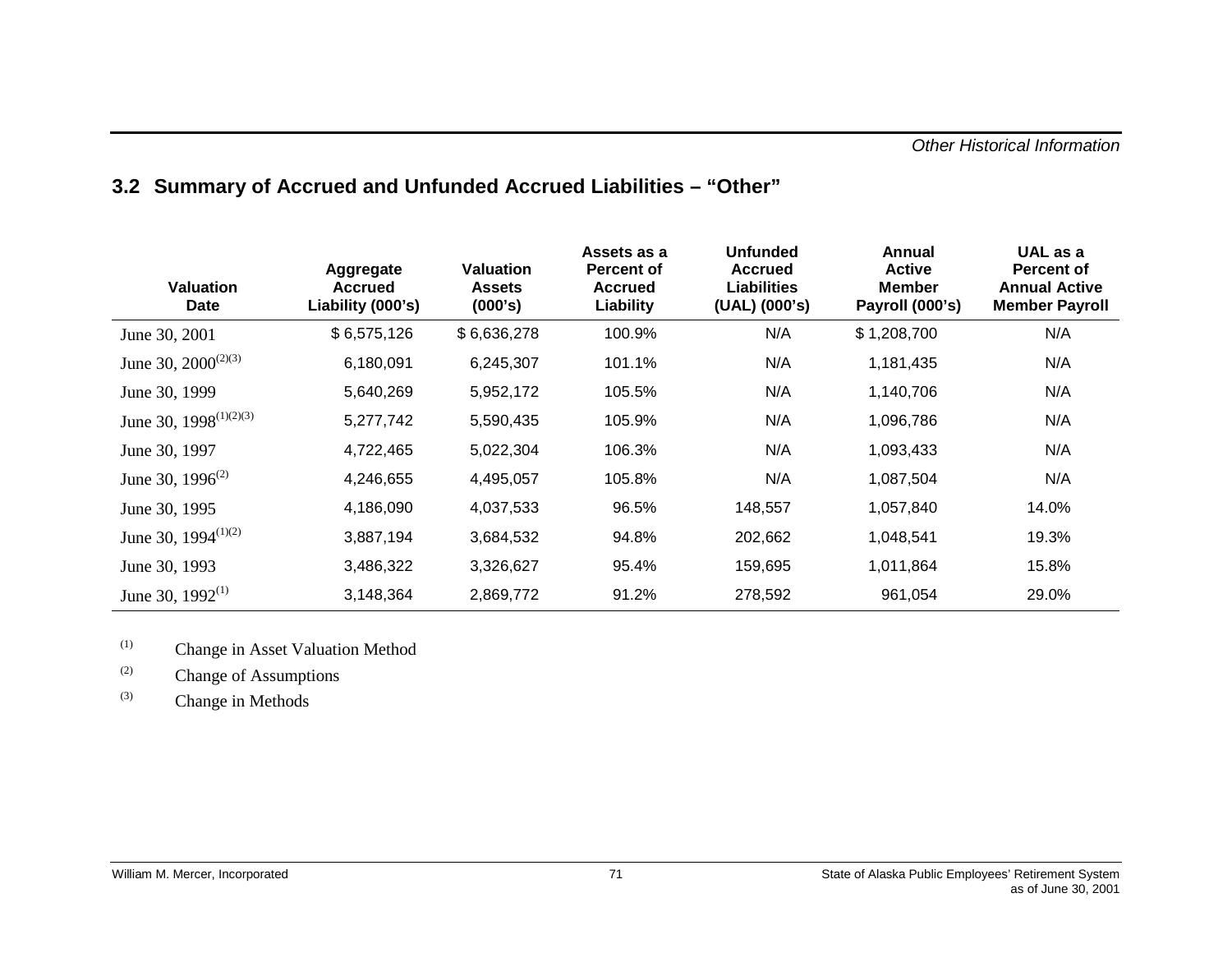## 3.2 Summary of Accrued and Unfunded Accrued Liabilities – "Other"

| Valuation Date | Aggregate Accrued Liability (000's) | Valuation Assets (000's) | Assets as a Percent of Accrued Liability | Unfunded Accrued Liabilities (UAL) (000's) | Annual Active Member Payroll (000's) | UAL as a Percent of Annual Active Member Payroll |
|---|---|---|---|---|---|---|
| June 30, 2001 | $ 6,575,126 | $ 6,636,278 | 100.9% | N/A | $ 1,208,700 | N/A |
| June 30, 2000(2)(3) | 6,180,091 | 6,245,307 | 101.1% | N/A | 1,181,435 | N/A |
| June 30, 1999 | 5,640,269 | 5,952,172 | 105.5% | N/A | 1,140,706 | N/A |
| June 30, 1998(1)(2)(3) | 5,277,742 | 5,590,435 | 105.9% | N/A | 1,096,786 | N/A |
| June 30, 1997 | 4,722,465 | 5,022,304 | 106.3% | N/A | 1,093,433 | N/A |
| June 30, 1996(2) | 4,246,655 | 4,495,057 | 105.8% | N/A | 1,087,504 | N/A |
| June 30, 1995 | 4,186,090 | 4,037,533 | 96.5% | 148,557 | 1,057,840 | 14.0% |
| June 30, 1994(1)(2) | 3,887,194 | 3,684,532 | 94.8% | 202,662 | 1,048,541 | 19.3% |
| June 30, 1993 | 3,486,322 | 3,326,627 | 95.4% | 159,695 | 1,011,864 | 15.8% |
| June 30, 1992(1) | 3,148,364 | 2,869,772 | 91.2% | 278,592 | 961,054 | 29.0% |

(1) Change in Asset Valuation Method

(2) Change of Assumptions

(3) Change in Methods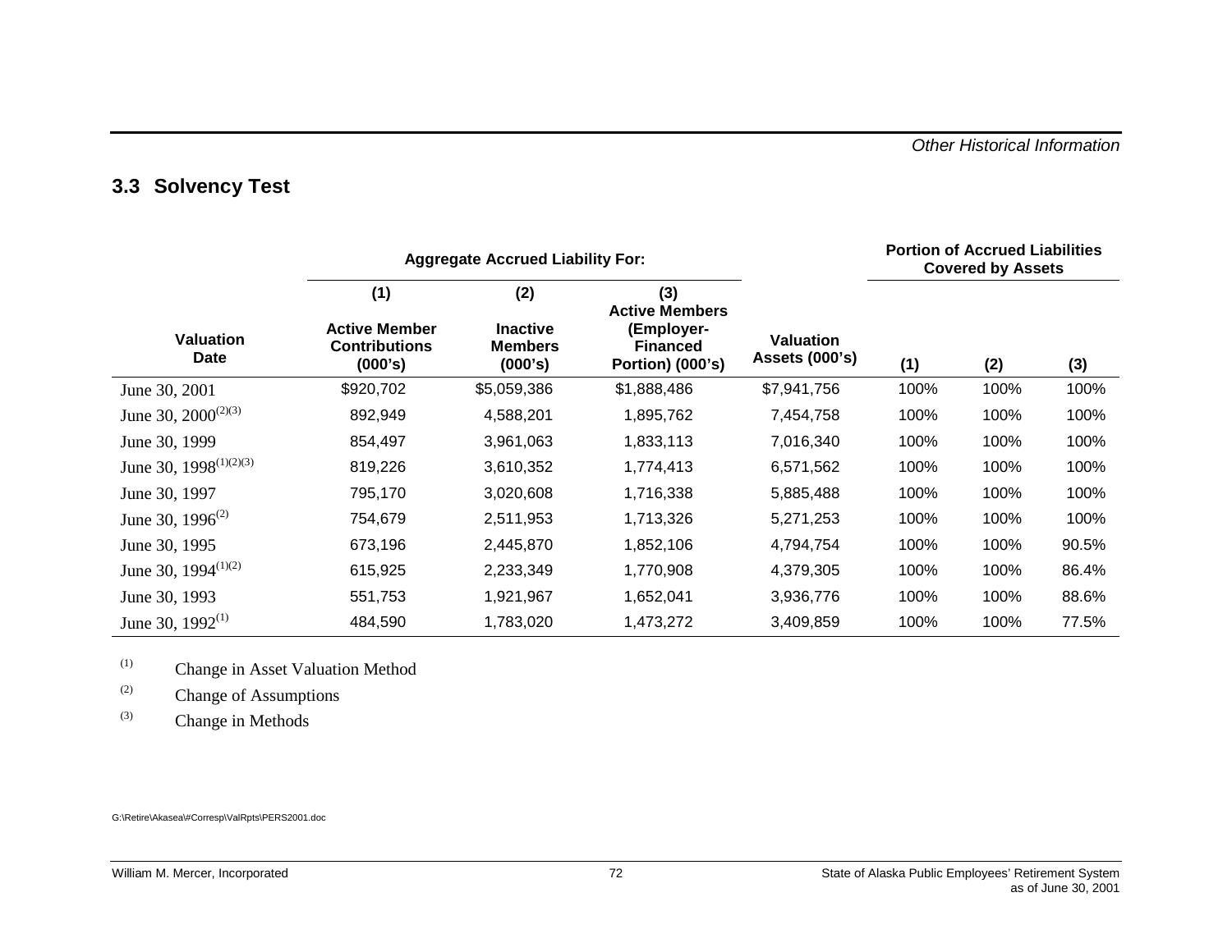## 3.3 Solvency Test

| Valuation Date | Aggregate Accrued Liability For: | | | Valuation Assets (000's) | Portion of Accrued Liabilities Covered by Assets | | |
|---|---|---|---|---|---|---|---|
| | (1) Active Member Contributions (000's) | (2) Inactive Members (000's) | (3) Active Members (Employer-Financed Portion) (000's) | | (1) | (2) | (3) |
| June 30, 2001 | $920,702 | $5,059,386 | $1,888,486 | $7,941,756 | 100% | 100% | 100% |
| June 30, 2000[(2)(3)] | 892,949 | 4,588,201 | 1,895,762 | 7,454,758 | 100% | 100% | 100% |
| June 30, 1999 | 854,497 | 3,961,063 | 1,833,113 | 7,016,340 | 100% | 100% | 100% |
| June 30, 1998[(1)(2)(3)] | 819,226 | 3,610,352 | 1,774,413 | 6,571,562 | 100% | 100% | 100% |
| June 30, 1997 | 795,170 | 3,020,608 | 1,716,338 | 5,885,488 | 100% | 100% | 100% |
| June 30, 1996[(2)] | 754,679 | 2,511,953 | 1,713,326 | 5,271,253 | 100% | 100% | 100% |
| June 30, 1995 | 673,196 | 2,445,870 | 1,852,106 | 4,794,754 | 100% | 100% | 90.5% |
| June 30, 1994[(1)(2)] | 615,925 | 2,233,349 | 1,770,908 | 4,379,305 | 100% | 100% | 86.4% |
| June 30, 1993 | 551,753 | 1,921,967 | 1,652,041 | 3,936,776 | 100% | 100% | 88.6% |
| June 30, 1992[(1)] | 484,590 | 1,783,020 | 1,473,272 | 3,409,859 | 100% | 100% | 77.5% |

(1) Change in Asset Valuation Method

(2) Change of Assumptions

(3) Change in Methods

G:\Retire\Akasea\#Corresp\ValRpts\PERS2001.doc